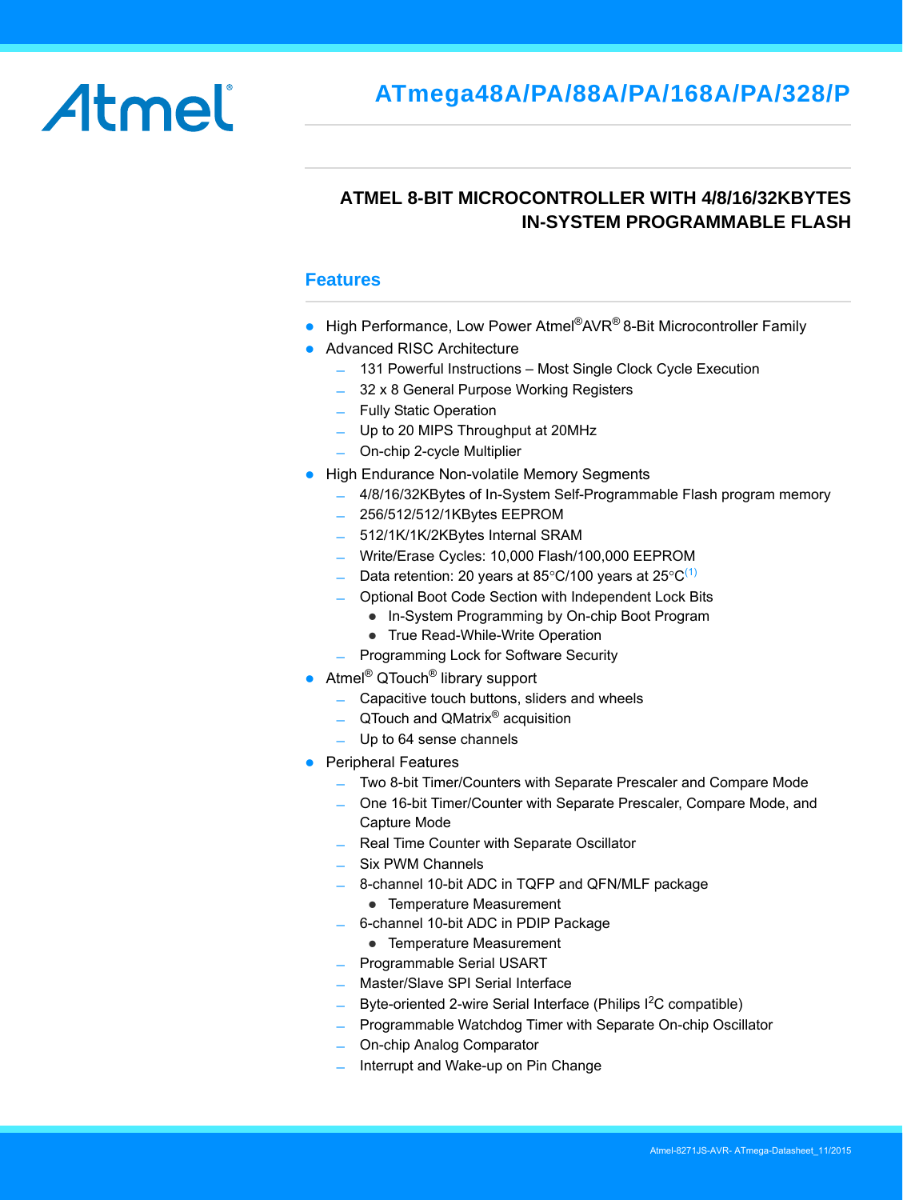Atmel

# ATmega48A/PA/88A/PA/168A/PA/328/P

## ATMEL 8-BIT MICROCONTROLLER WITH 4/8/16/32KBYTES IN-SYSTEM PROGRAMMABLE FLASH

### Features

- High Performance, Low Power Atmel®AVR® 8-Bit Microcontroller Family
- Advanced RISC Architecture
  - 131 Powerful Instructions – Most Single Clock Cycle Execution
  - 32 x 8 General Purpose Working Registers
  - Fully Static Operation
  - Up to 20 MIPS Throughput at 20MHz
  - On-chip 2-cycle Multiplier
- High Endurance Non-volatile Memory Segments
  - 4/8/16/32KBytes of In-System Self-Programmable Flash program memory
  - 256/512/512/1KBytes EEPROM
  - 512/1K/1K/2KBytes Internal SRAM
  - Write/Erase Cycles: 10,000 Flash/100,000 EEPROM
  - Data retention: 20 years at 85°C/100 years at 25°C[1]
  - Optional Boot Code Section with Independent Lock Bits
    - In-System Programming by On-chip Boot Program
    - True Read-While-Write Operation
  - Programming Lock for Software Security
- Atmel® QTouch® library support
  - Capacitive touch buttons, sliders and wheels
  - QTouch and QMatrix® acquisition
  - Up to 64 sense channels
- Peripheral Features
  - Two 8-bit Timer/Counters with Separate Prescaler and Compare Mode
  - One 16-bit Timer/Counter with Separate Prescaler, Compare Mode, and Capture Mode
  - Real Time Counter with Separate Oscillator
  - Six PWM Channels
  - 8-channel 10-bit ADC in TQFP and QFN/MLF package
    - Temperature Measurement
  - 6-channel 10-bit ADC in PDIP Package
    - Temperature Measurement
  - Programmable Serial USART
  - Master/Slave SPI Serial Interface
  - Byte-oriented 2-wire Serial Interface (Philips I$^2$C compatible)
  - Programmable Watchdog Timer with Separate On-chip Oscillator
  - On-chip Analog Comparator
  - Interrupt and Wake-up on Pin Change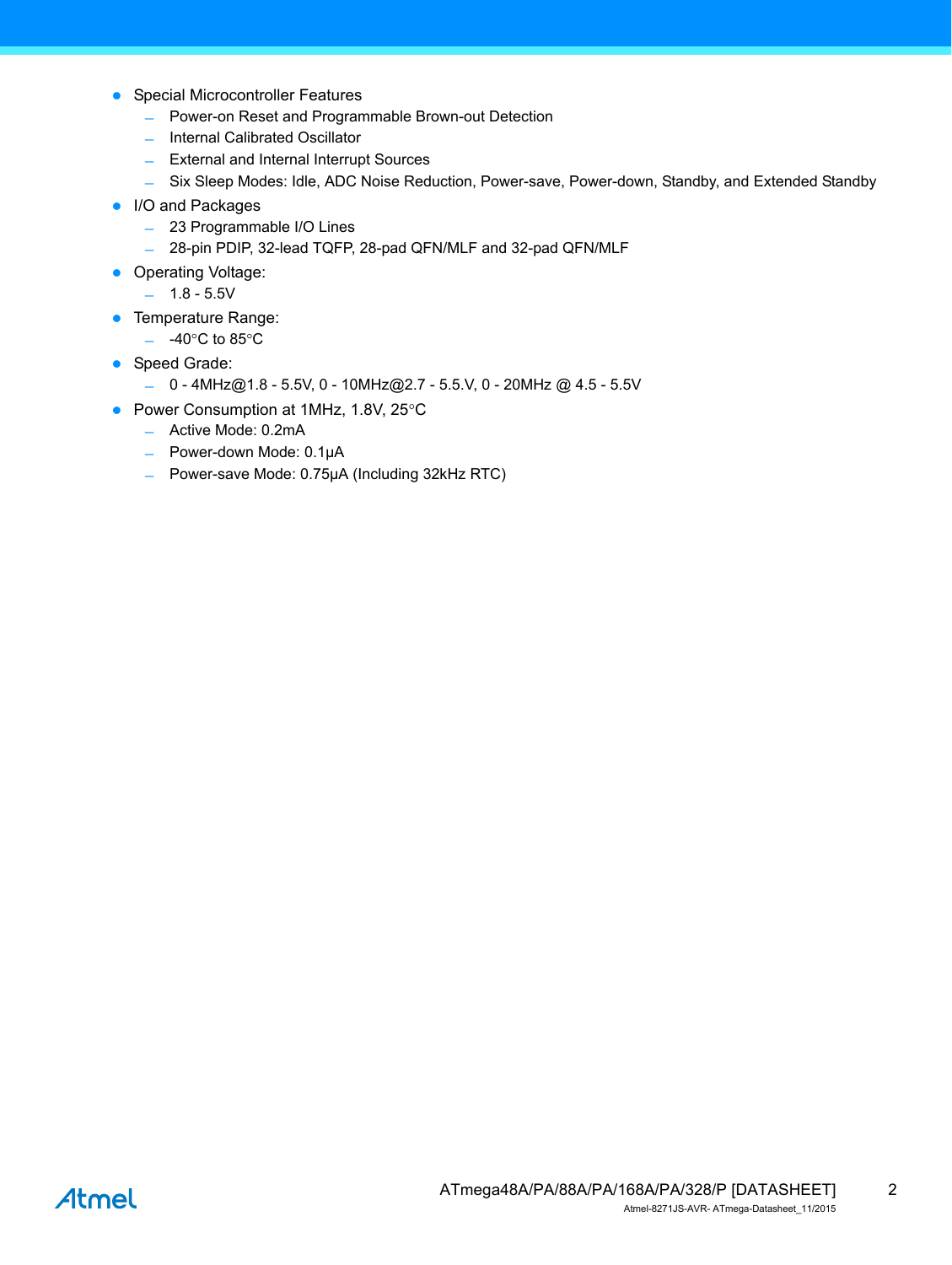- Special Microcontroller Features
  - Power-on Reset and Programmable Brown-out Detection
  - Internal Calibrated Oscillator
  - External and Internal Interrupt Sources
  - Six Sleep Modes: Idle, ADC Noise Reduction, Power-save, Power-down, Standby, and Extended Standby
- I/O and Packages
  - 23 Programmable I/O Lines
  - 28-pin PDIP, 32-lead TQFP, 28-pad QFN/MLF and 32-pad QFN/MLF
- Operating Voltage:
  - 1.8 - 5.5V
- Temperature Range:
  - -40°C to 85°C
- Speed Grade:
  - 0 - 4MHz@1.8 - 5.5V, 0 - 10MHz@2.7 - 5.5.V, 0 - 20MHz @ 4.5 - 5.5V
- Power Consumption at 1MHz, 1.8V, 25°C
  - Active Mode: 0.2mA
  - Power-down Mode: 0.1µA
  - Power-save Mode: 0.75µA (Including 32kHz RTC)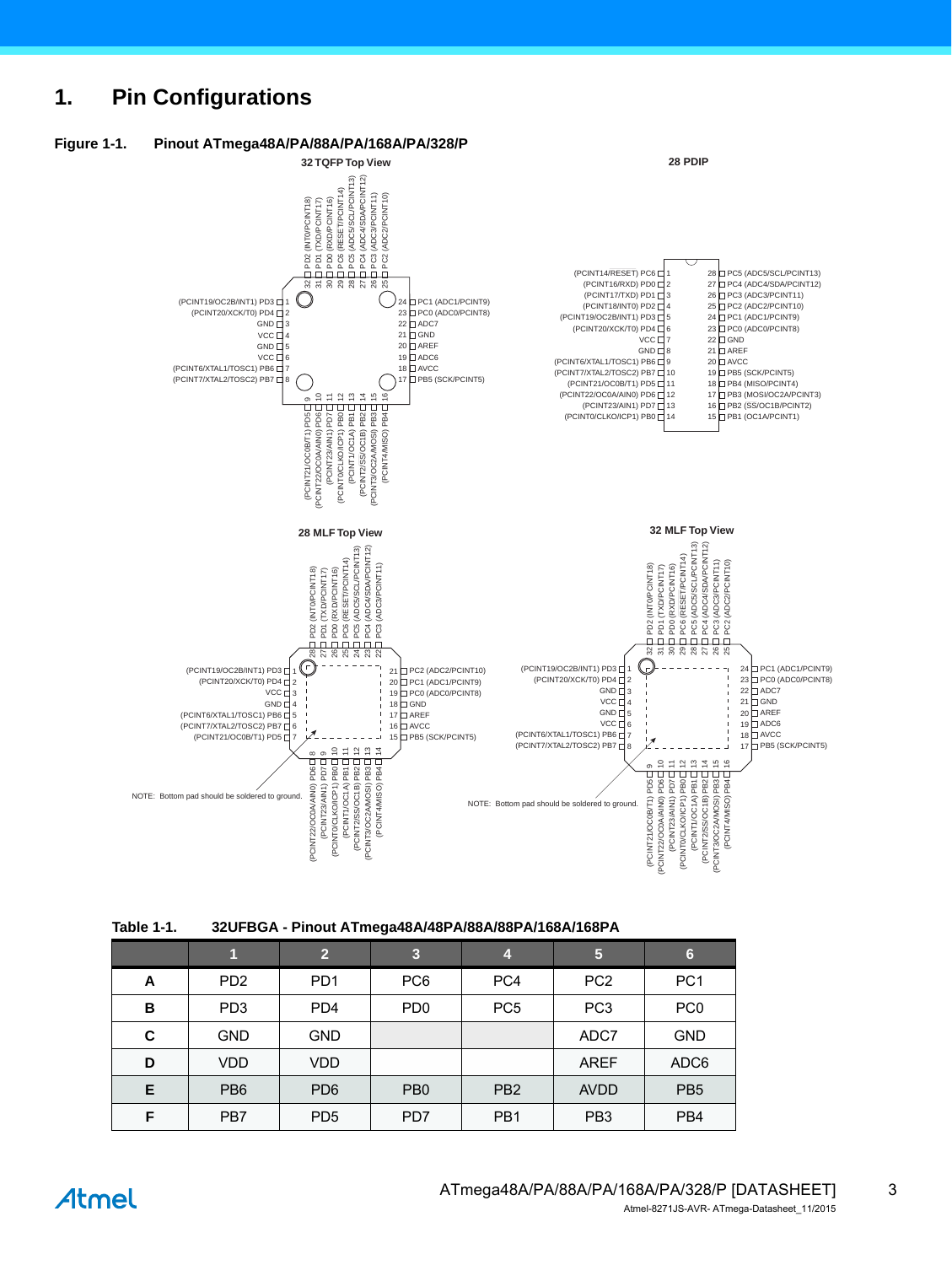# 1. Pin Configurations

**Figure 1-1. Pinout ATmega48A/PA/88A/PA/168A/PA/328/P**

32 TQFP Top View

28 PDIP

28 MLF Top View

32 MLF Top View

NOTE: Bottom pad should be soldered to ground.

NOTE: Bottom pad should be soldered to ground.

**Table 1-1. 32UFBGA - Pinout ATmega48A/48PA/88A/88PA/168A/168PA**

| | 1 | 2 | 3 | 4 | 5 | 6 |
|---|---|---|---|---|---|---|
| A | PD2 | PD1 | PC6 | PC4 | PC2 | PC1 |
| B | PD3 | PD4 | PD0 | PC5 | PC3 | PC0 |
| C | GND | GND | | | ADC7 | GND |
| D | VDD | VDD | | | AREF | ADC6 |
| E | PB6 | PD6 | PB0 | PB2 | AVDD | PB5 |
| F | PB7 | PD5 | PD7 | PB1 | PB3 | PB4 |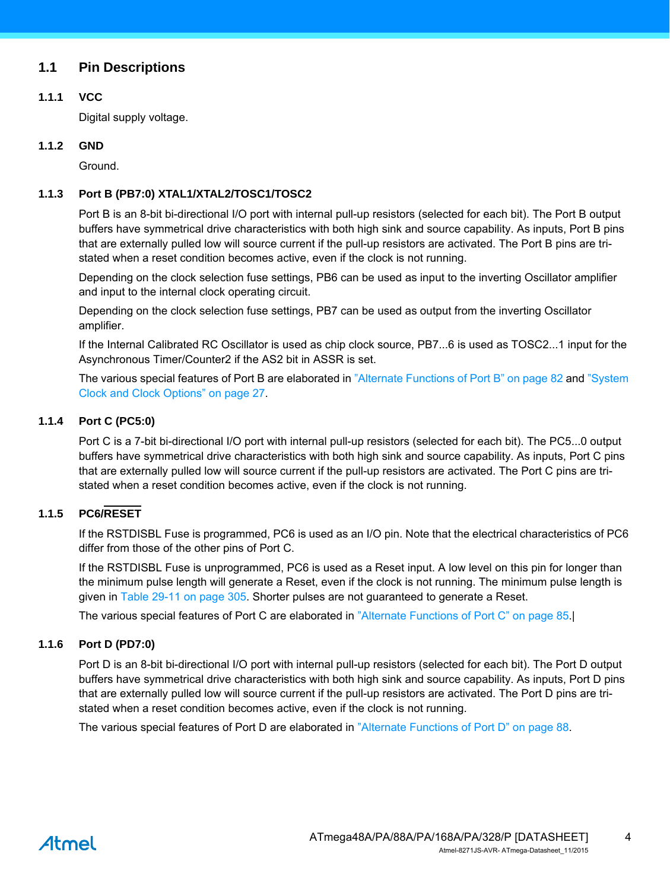## 1.1 Pin Descriptions

### 1.1.1 VCC

Digital supply voltage.

### 1.1.2 GND

Ground.

### 1.1.3 Port B (PB7:0) XTAL1/XTAL2/TOSC1/TOSC2

Port B is an 8-bit bi-directional I/O port with internal pull-up resistors (selected for each bit). The Port B output buffers have symmetrical drive characteristics with both high sink and source capability. As inputs, Port B pins that are externally pulled low will source current if the pull-up resistors are activated. The Port B pins are tri-stated when a reset condition becomes active, even if the clock is not running.

Depending on the clock selection fuse settings, PB6 can be used as input to the inverting Oscillator amplifier and input to the internal clock operating circuit.

Depending on the clock selection fuse settings, PB7 can be used as output from the inverting Oscillator amplifier.

If the Internal Calibrated RC Oscillator is used as chip clock source, PB7...6 is used as TOSC2...1 input for the Asynchronous Timer/Counter2 if the AS2 bit in ASSR is set.

The various special features of Port B are elaborated in "Alternate Functions of Port B" on page 82 and "System Clock and Clock Options" on page 27.

### 1.1.4 Port C (PC5:0)

Port C is a 7-bit bi-directional I/O port with internal pull-up resistors (selected for each bit). The PC5...0 output buffers have symmetrical drive characteristics with both high sink and source capability. As inputs, Port C pins that are externally pulled low will source current if the pull-up resistors are activated. The Port C pins are tri-stated when a reset condition becomes active, even if the clock is not running.

### 1.1.5 PC6/RESET

If the RSTDISBL Fuse is programmed, PC6 is used as an I/O pin. Note that the electrical characteristics of PC6 differ from those of the other pins of Port C.

If the RSTDISBL Fuse is unprogrammed, PC6 is used as a Reset input. A low level on this pin for longer than the minimum pulse length will generate a Reset, even if the clock is not running. The minimum pulse length is given in Table 29-11 on page 305. Shorter pulses are not guaranteed to generate a Reset.

The various special features of Port C are elaborated in "Alternate Functions of Port C" on page 85.

### 1.1.6 Port D (PD7:0)

Port D is an 8-bit bi-directional I/O port with internal pull-up resistors (selected for each bit). The Port D output buffers have symmetrical drive characteristics with both high sink and source capability. As inputs, Port D pins that are externally pulled low will source current if the pull-up resistors are activated. The Port D pins are tri-stated when a reset condition becomes active, even if the clock is not running.

The various special features of Port D are elaborated in "Alternate Functions of Port D" on page 88.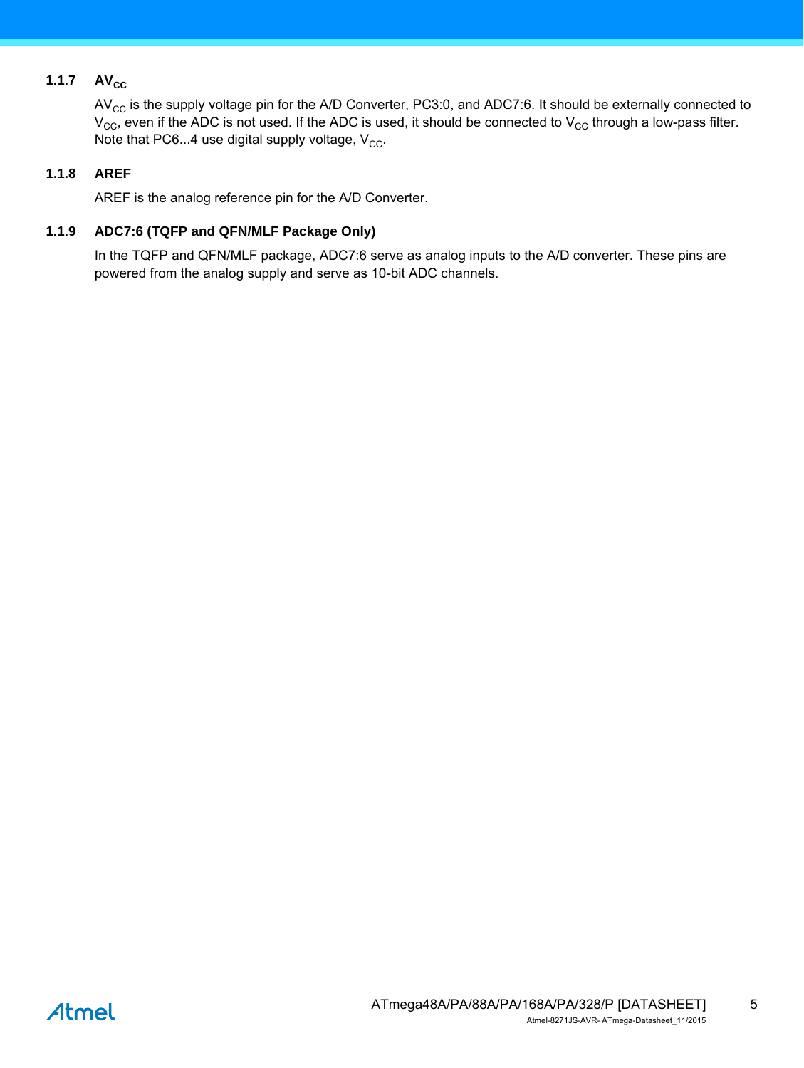### 1.1.7 $AV_{CC}$

$AV_{CC}$ is the supply voltage pin for the A/D Converter, PC3:0, and ADC7:6. It should be externally connected to $V_{CC}$, even if the ADC is not used. If the ADC is used, it should be connected to $V_{CC}$ through a low-pass filter. Note that PC6...4 use digital supply voltage, $V_{CC}$.

### 1.1.8 AREF

AREF is the analog reference pin for the A/D Converter.

### 1.1.9 ADC7:6 (TQFP and QFN/MLF Package Only)

In the TQFP and QFN/MLF package, ADC7:6 serve as analog inputs to the A/D converter. These pins are powered from the analog supply and serve as 10-bit ADC channels.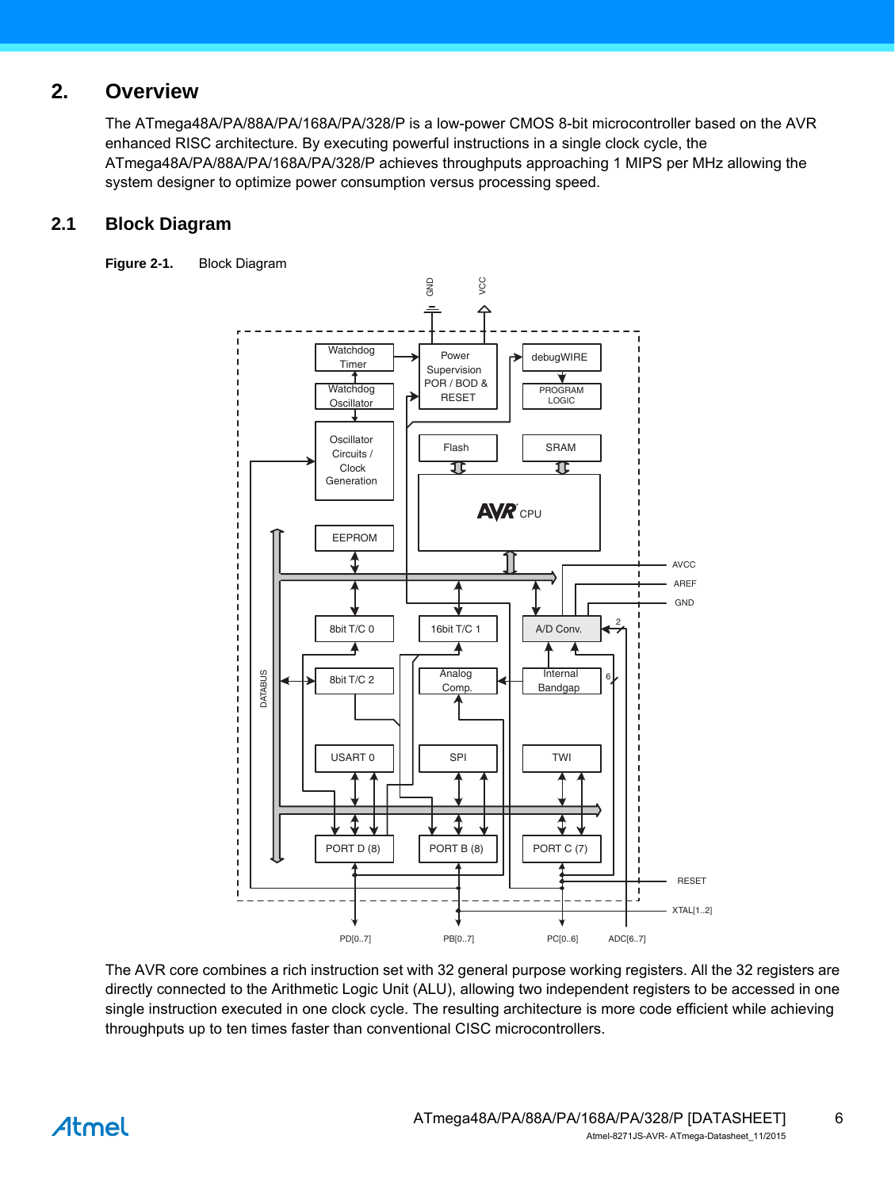# 2. Overview

The ATmega48A/PA/88A/PA/168A/PA/328/P is a low-power CMOS 8-bit microcontroller based on the AVR enhanced RISC architecture. By executing powerful instructions in a single clock cycle, the ATmega48A/PA/88A/PA/168A/PA/328/P achieves throughputs approaching 1 MIPS per MHz allowing the system designer to optimize power consumption versus processing speed.

## 2.1 Block Diagram

**Figure 2-1.** Block Diagram

The AVR core combines a rich instruction set with 32 general purpose working registers. All the 32 registers are directly connected to the Arithmetic Logic Unit (ALU), allowing two independent registers to be accessed in one single instruction executed in one clock cycle. The resulting architecture is more code efficient while achieving throughputs up to ten times faster than conventional CISC microcontrollers.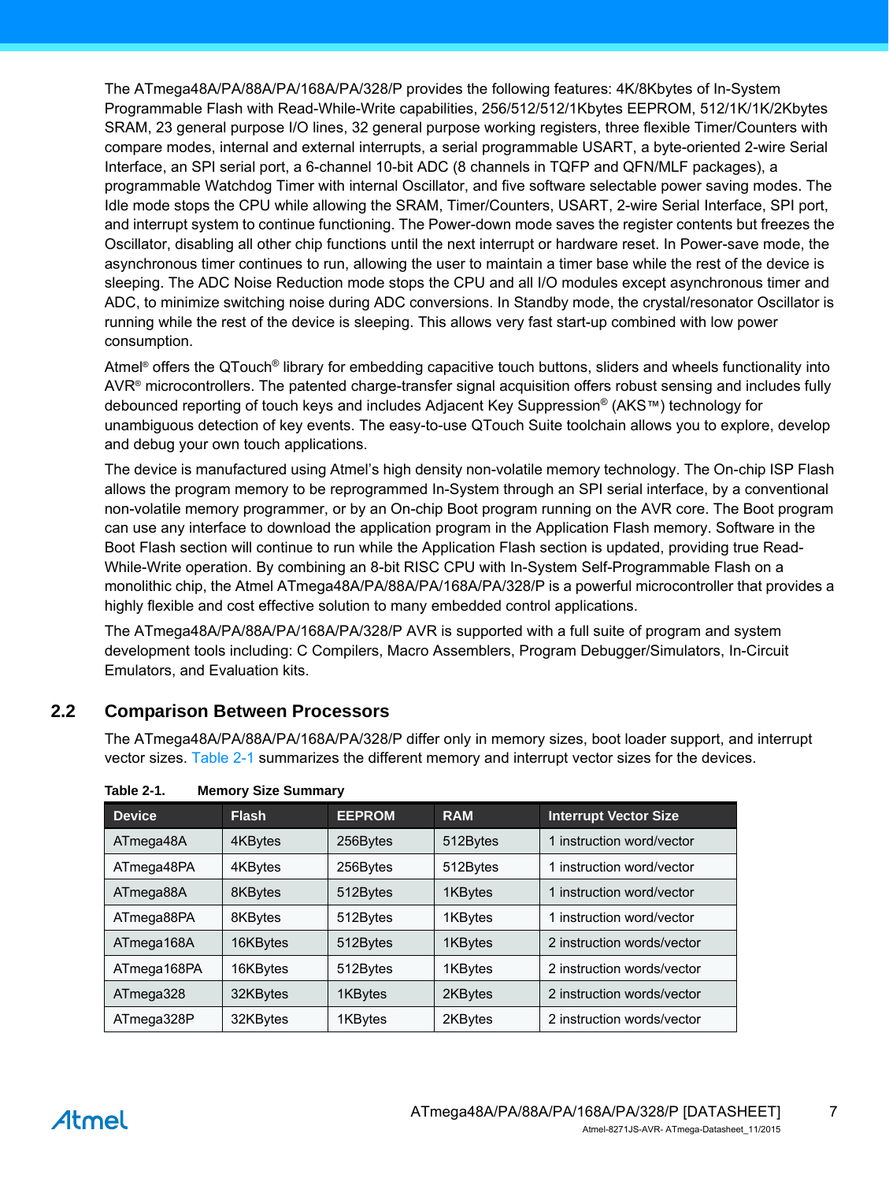The ATmega48A/PA/88A/PA/168A/PA/328/P provides the following features: 4K/8Kbytes of In-System Programmable Flash with Read-While-Write capabilities, 256/512/512/1Kbytes EEPROM, 512/1K/1K/2Kbytes SRAM, 23 general purpose I/O lines, 32 general purpose working registers, three flexible Timer/Counters with compare modes, internal and external interrupts, a serial programmable USART, a byte-oriented 2-wire Serial Interface, an SPI serial port, a 6-channel 10-bit ADC (8 channels in TQFP and QFN/MLF packages), a programmable Watchdog Timer with internal Oscillator, and five software selectable power saving modes. The Idle mode stops the CPU while allowing the SRAM, Timer/Counters, USART, 2-wire Serial Interface, SPI port, and interrupt system to continue functioning. The Power-down mode saves the register contents but freezes the Oscillator, disabling all other chip functions until the next interrupt or hardware reset. In Power-save mode, the asynchronous timer continues to run, allowing the user to maintain a timer base while the rest of the device is sleeping. The ADC Noise Reduction mode stops the CPU and all I/O modules except asynchronous timer and ADC, to minimize switching noise during ADC conversions. In Standby mode, the crystal/resonator Oscillator is running while the rest of the device is sleeping. This allows very fast start-up combined with low power consumption.

Atmel® offers the QTouch® library for embedding capacitive touch buttons, sliders and wheels functionality into AVR® microcontrollers. The patented charge-transfer signal acquisition offers robust sensing and includes fully debounced reporting of touch keys and includes Adjacent Key Suppression® (AKS™) technology for unambiguous detection of key events. The easy-to-use QTouch Suite toolchain allows you to explore, develop and debug your own touch applications.

The device is manufactured using Atmel's high density non-volatile memory technology. The On-chip ISP Flash allows the program memory to be reprogrammed In-System through an SPI serial interface, by a conventional non-volatile memory programmer, or by an On-chip Boot program running on the AVR core. The Boot program can use any interface to download the application program in the Application Flash memory. Software in the Boot Flash section will continue to run while the Application Flash section is updated, providing true Read-While-Write operation. By combining an 8-bit RISC CPU with In-System Self-Programmable Flash on a monolithic chip, the Atmel ATmega48A/PA/88A/PA/168A/PA/328/P is a powerful microcontroller that provides a highly flexible and cost effective solution to many embedded control applications.

The ATmega48A/PA/88A/PA/168A/PA/328/P AVR is supported with a full suite of program and system development tools including: C Compilers, Macro Assemblers, Program Debugger/Simulators, In-Circuit Emulators, and Evaluation kits.

## 2.2 Comparison Between Processors

The ATmega48A/PA/88A/PA/168A/PA/328/P differ only in memory sizes, boot loader support, and interrupt vector sizes. Table 2-1 summarizes the different memory and interrupt vector sizes for the devices.

**Table 2-1. Memory Size Summary**

| Device | Flash | EEPROM | RAM | Interrupt Vector Size |
|---|---|---|---|---|
| ATmega48A | 4KBytes | 256Bytes | 512Bytes | 1 instruction word/vector |
| ATmega48PA | 4KBytes | 256Bytes | 512Bytes | 1 instruction word/vector |
| ATmega88A | 8KBytes | 512Bytes | 1KBytes | 1 instruction word/vector |
| ATmega88PA | 8KBytes | 512Bytes | 1KBytes | 1 instruction word/vector |
| ATmega168A | 16KBytes | 512Bytes | 1KBytes | 2 instruction words/vector |
| ATmega168PA | 16KBytes | 512Bytes | 1KBytes | 2 instruction words/vector |
| ATmega328 | 32KBytes | 1KBytes | 2KBytes | 2 instruction words/vector |
| ATmega328P | 32KBytes | 1KBytes | 2KBytes | 2 instruction words/vector |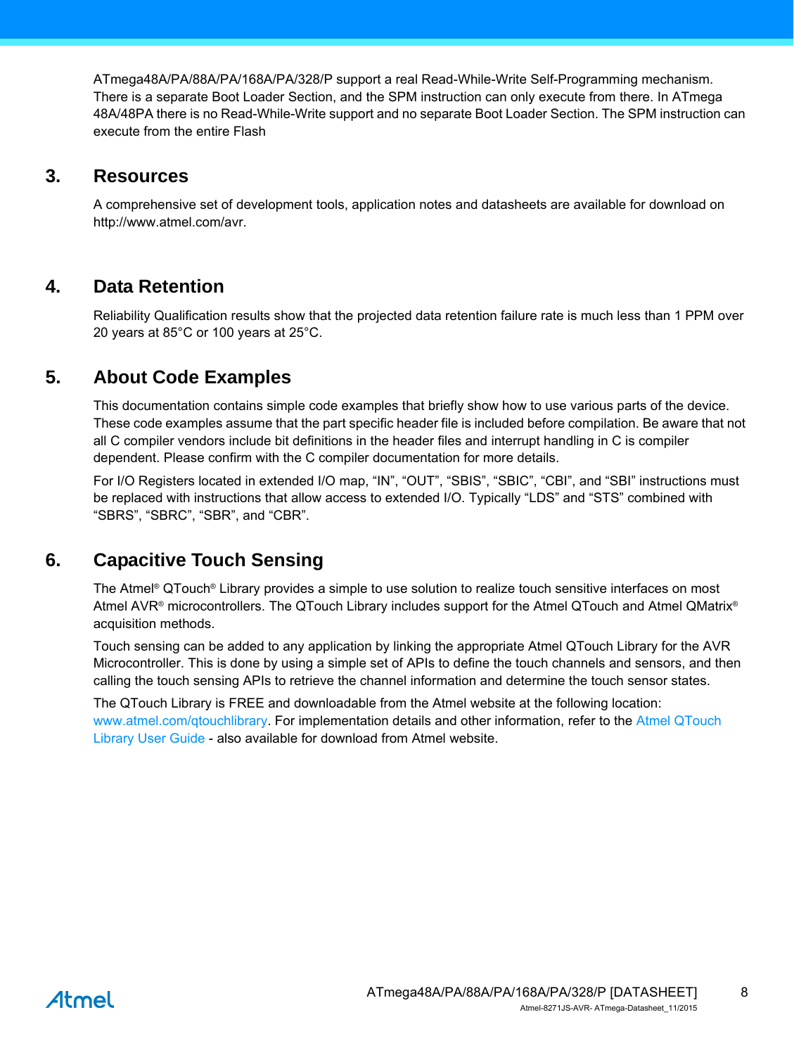ATmega48A/PA/88A/PA/168A/PA/328/P support a real Read-While-Write Self-Programming mechanism. There is a separate Boot Loader Section, and the SPM instruction can only execute from there. In ATmega 48A/48PA there is no Read-While-Write support and no separate Boot Loader Section. The SPM instruction can execute from the entire Flash

## 3. Resources

A comprehensive set of development tools, application notes and datasheets are available for download on http://www.atmel.com/avr.

## 4. Data Retention

Reliability Qualification results show that the projected data retention failure rate is much less than 1 PPM over 20 years at 85°C or 100 years at 25°C.

## 5. About Code Examples

This documentation contains simple code examples that briefly show how to use various parts of the device. These code examples assume that the part specific header file is included before compilation. Be aware that not all C compiler vendors include bit definitions in the header files and interrupt handling in C is compiler dependent. Please confirm with the C compiler documentation for more details.

For I/O Registers located in extended I/O map, "IN", "OUT", "SBIS", "SBIC", "CBI", and "SBI" instructions must be replaced with instructions that allow access to extended I/O. Typically "LDS" and "STS" combined with "SBRS", "SBRC", "SBR", and "CBR".

## 6. Capacitive Touch Sensing

The Atmel® QTouch® Library provides a simple to use solution to realize touch sensitive interfaces on most Atmel AVR® microcontrollers. The QTouch Library includes support for the Atmel QTouch and Atmel QMatrix® acquisition methods.

Touch sensing can be added to any application by linking the appropriate Atmel QTouch Library for the AVR Microcontroller. This is done by using a simple set of APIs to define the touch channels and sensors, and then calling the touch sensing APIs to retrieve the channel information and determine the touch sensor states.

The QTouch Library is FREE and downloadable from the Atmel website at the following location: www.atmel.com/qtouchlibrary. For implementation details and other information, refer to the Atmel QTouch Library User Guide - also available for download from Atmel website.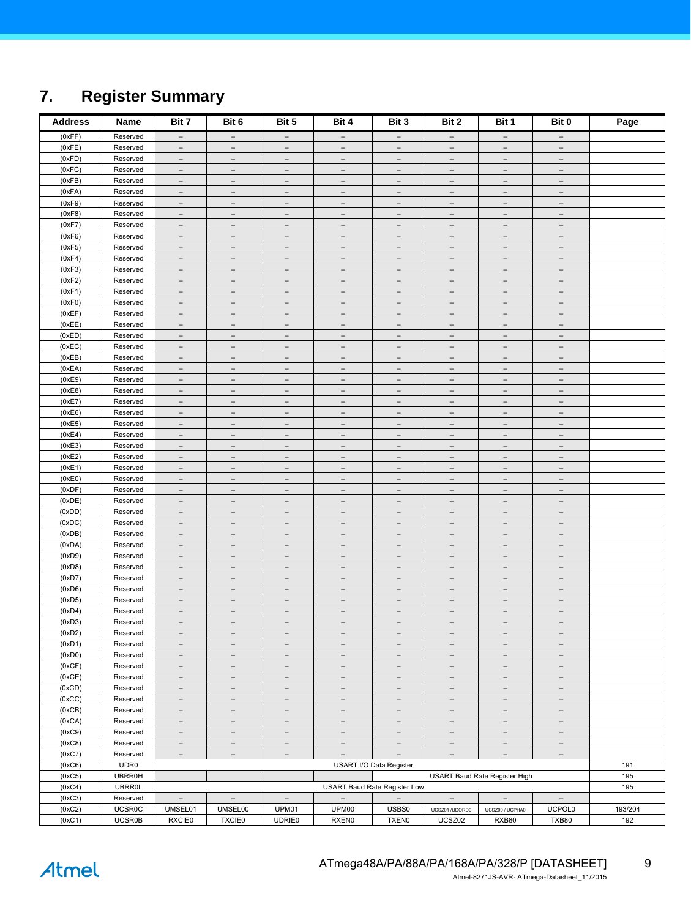## 7. Register Summary

| Address | Name | Bit 7 | Bit 6 | Bit 5 | Bit 4 | Bit 3 | Bit 2 | Bit 1 | Bit 0 | Page |
|---|---|---|---|---|---|---|---|---|---|---|
| (0xFF) | Reserved | – | – | – | – | – | – | – | – | |
| (0xFE) | Reserved | – | – | – | – | – | – | – | – | |
| (0xFD) | Reserved | – | – | – | – | – | – | – | – | |
| (0xFC) | Reserved | – | – | – | – | – | – | – | – | |
| (0xFB) | Reserved | – | – | – | – | – | – | – | – | |
| (0xFA) | Reserved | – | – | – | – | – | – | – | – | |
| (0xF9) | Reserved | – | – | – | – | – | – | – | – | |
| (0xF8) | Reserved | – | – | – | – | – | – | – | – | |
| (0xF7) | Reserved | – | – | – | – | – | – | – | – | |
| (0xF6) | Reserved | – | – | – | – | – | – | – | – | |
| (0xF5) | Reserved | – | – | – | – | – | – | – | – | |
| (0xF4) | Reserved | – | – | – | – | – | – | – | – | |
| (0xF3) | Reserved | – | – | – | – | – | – | – | – | |
| (0xF2) | Reserved | – | – | – | – | – | – | – | – | |
| (0xF1) | Reserved | – | – | – | – | – | – | – | – | |
| (0xF0) | Reserved | – | – | – | – | – | – | – | – | |
| (0xEF) | Reserved | – | – | – | – | – | – | – | – | |
| (0xEE) | Reserved | – | – | – | – | – | – | – | – | |
| (0xED) | Reserved | – | – | – | – | – | – | – | – | |
| (0xEC) | Reserved | – | – | – | – | – | – | – | – | |
| (0xEB) | Reserved | – | – | – | – | – | – | – | – | |
| (0xEA) | Reserved | – | – | – | – | – | – | – | – | |
| (0xE9) | Reserved | – | – | – | – | – | – | – | – | |
| (0xE8) | Reserved | – | – | – | – | – | – | – | – | |
| (0xE7) | Reserved | – | – | – | – | – | – | – | – | |
| (0xE6) | Reserved | – | – | – | – | – | – | – | – | |
| (0xE5) | Reserved | – | – | – | – | – | – | – | – | |
| (0xE4) | Reserved | – | – | – | – | – | – | – | – | |
| (0xE3) | Reserved | – | – | – | – | – | – | – | – | |
| (0xE2) | Reserved | – | – | – | – | – | – | – | – | |
| (0xE1) | Reserved | – | – | – | – | – | – | – | – | |
| (0xE0) | Reserved | – | – | – | – | – | – | – | – | |
| (0xDF) | Reserved | – | – | – | – | – | – | – | – | |
| (0xDE) | Reserved | – | – | – | – | – | – | – | – | |
| (0xDD) | Reserved | – | – | – | – | – | – | – | – | |
| (0xDC) | Reserved | – | – | – | – | – | – | – | – | |
| (0xDB) | Reserved | – | – | – | – | – | – | – | – | |
| (0xDA) | Reserved | – | – | – | – | – | – | – | – | |
| (0xD9) | Reserved | – | – | – | – | – | – | – | – | |
| (0xD8) | Reserved | – | – | – | – | – | – | – | – | |
| (0xD7) | Reserved | – | – | – | – | – | – | – | – | |
| (0xD6) | Reserved | – | – | – | – | – | – | – | – | |
| (0xD5) | Reserved | – | – | – | – | – | – | – | – | |
| (0xD4) | Reserved | – | – | – | – | – | – | – | – | |
| (0xD3) | Reserved | – | – | – | – | – | – | – | – | |
| (0xD2) | Reserved | – | – | – | – | – | – | – | – | |
| (0xD1) | Reserved | – | – | – | – | – | – | – | – | |
| (0xD0) | Reserved | – | – | – | – | – | – | – | – | |
| (0xCF) | Reserved | – | – | – | – | – | – | – | – | |
| (0xCE) | Reserved | – | – | – | – | – | – | – | – | |
| (0xCD) | Reserved | – | – | – | – | – | – | – | – | |
| (0xCC) | Reserved | – | – | – | – | – | – | – | – | |
| (0xCB) | Reserved | – | – | – | – | – | – | – | – | |
| (0xCA) | Reserved | – | – | – | – | – | – | – | – | |
| (0xC9) | Reserved | – | – | – | – | – | – | – | – | |
| (0xC8) | Reserved | – | – | – | – | – | – | – | – | |
| (0xC7) | Reserved | – | – | – | – | – | – | – | – | |
| (0xC6) | UDR0 | USART I/O Data Register | | | | | | | | 191 |
| (0xC5) | UBRR0H | | | | | USART Baud Rate Register High | | | | 195 |
| (0xC4) | UBRR0L | USART Baud Rate Register Low | | | | | | | | 195 |
| (0xC3) | Reserved | – | – | – | – | – | – | – | – | |
| (0xC2) | UCSR0C | UMSEL01 | UMSEL00 | UPM01 | UPM00 | USBS0 | UCSZ01 /UDORD0 | UCSZ00 / UCPHA0 | UCPOL0 | 193/204 |
| (0xC1) | UCSR0B | RXCIE0 | TXCIE0 | UDRIE0 | RXEN0 | TXEN0 | UCSZ02 | RXB80 | TXB80 | 192 |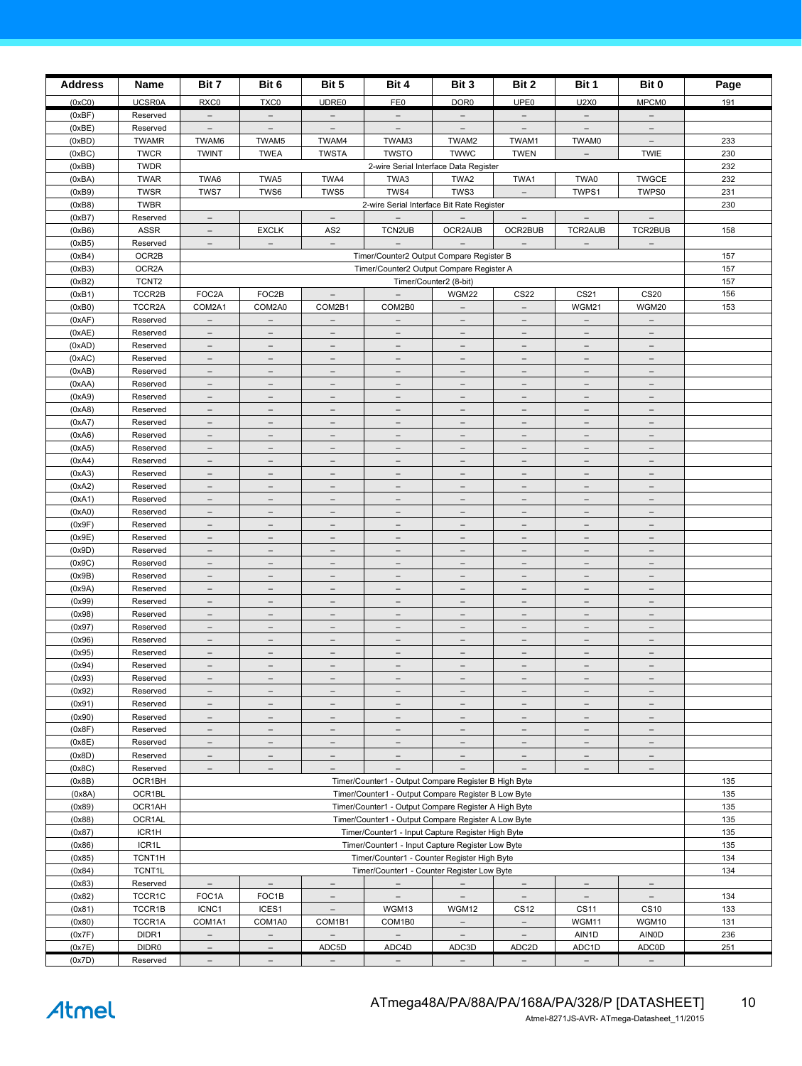| Address | Name | Bit 7 | Bit 6 | Bit 5 | Bit 4 | Bit 3 | Bit 2 | Bit 1 | Bit 0 | Page |
|---|---|---|---|---|---|---|---|---|---|---|
| (0xC0) | UCSR0A | RXC0 | TXC0 | UDRE0 | FE0 | DOR0 | UPE0 | U2X0 | MPCM0 | 191 |
| (0xBF) | Reserved | – | – | – | – | – | – | – | – | |
| (0xBE) | Reserved | – | – | – | – | – | – | – | – | |
| (0xBD) | TWAMR | TWAM6 | TWAM5 | TWAM4 | TWAM3 | TWAM2 | TWAM1 | TWAM0 | – | 233 |
| (0xBC) | TWCR | TWINT | TWEA | TWSTA | TWSTO | TWWC | TWEN | – | TWIE | 230 |
| (0xBB) | TWDR | 2-wire Serial Interface Data Register | | | | | | | | 232 |
| (0xBA) | TWAR | TWA6 | TWA5 | TWA4 | TWA3 | TWA2 | TWA1 | TWA0 | TWGCE | 232 |
| (0xB9) | TWSR | TWS7 | TWS6 | TWS5 | TWS4 | TWS3 | – | TWPS1 | TWPS0 | 231 |
| (0xB8) | TWBR | 2-wire Serial Interface Bit Rate Register | | | | | | | | 230 |
| (0xB7) | Reserved | – | | – | – | – | – | – | – | |
| (0xB6) | ASSR | – | EXCLK | AS2 | TCN2UB | OCR2AUB | OCR2BUB | TCR2AUB | TCR2BUB | 158 |
| (0xB5) | Reserved | – | – | – | – | – | – | – | – | |
| (0xB4) | OCR2B | Timer/Counter2 Output Compare Register B | | | | | | | | 157 |
| (0xB3) | OCR2A | Timer/Counter2 Output Compare Register A | | | | | | | | 157 |
| (0xB2) | TCNT2 | Timer/Counter2 (8-bit) | | | | | | | | 157 |
| (0xB1) | TCCR2B | FOC2A | FOC2B | – | – | WGM22 | CS22 | CS21 | CS20 | 156 |
| (0xB0) | TCCR2A | COM2A1 | COM2A0 | COM2B1 | COM2B0 | – | – | WGM21 | WGM20 | 153 |
| (0xAF) | Reserved | – | – | – | – | – | – | – | – | |
| (0xAE) | Reserved | – | – | – | – | – | – | – | – | |
| (0xAD) | Reserved | – | – | – | – | – | – | – | – | |
| (0xAC) | Reserved | – | – | – | – | – | – | – | – | |
| (0xAB) | Reserved | – | – | – | – | – | – | – | – | |
| (0xAA) | Reserved | – | – | – | – | – | – | – | – | |
| (0xA9) | Reserved | – | – | – | – | – | – | – | – | |
| (0xA8) | Reserved | – | – | – | – | – | – | – | – | |
| (0xA7) | Reserved | – | – | – | – | – | – | – | – | |
| (0xA6) | Reserved | – | – | – | – | – | – | – | – | |
| (0xA5) | Reserved | – | – | – | – | – | – | – | – | |
| (0xA4) | Reserved | – | – | – | – | – | – | – | – | |
| (0xA3) | Reserved | – | – | – | – | – | – | – | – | |
| (0xA2) | Reserved | – | – | – | – | – | – | – | – | |
| (0xA1) | Reserved | – | – | – | – | – | – | – | – | |
| (0xA0) | Reserved | – | – | – | – | – | – | – | – | |
| (0x9F) | Reserved | – | – | – | – | – | – | – | – | |
| (0x9E) | Reserved | – | – | – | – | – | – | – | – | |
| (0x9D) | Reserved | – | – | – | – | – | – | – | – | |
| (0x9C) | Reserved | – | – | – | – | – | – | – | – | |
| (0x9B) | Reserved | – | – | – | – | – | – | – | – | |
| (0x9A) | Reserved | – | – | – | – | – | – | – | – | |
| (0x99) | Reserved | – | – | – | – | – | – | – | – | |
| (0x98) | Reserved | – | – | – | – | – | – | – | – | |
| (0x97) | Reserved | – | – | – | – | – | – | – | – | |
| (0x96) | Reserved | – | – | – | – | – | – | – | – | |
| (0x95) | Reserved | – | – | – | – | – | – | – | – | |
| (0x94) | Reserved | – | – | – | – | – | – | – | – | |
| (0x93) | Reserved | – | – | – | – | – | – | – | – | |
| (0x92) | Reserved | – | – | – | – | – | – | – | – | |
| (0x91) | Reserved | – | – | – | – | – | – | – | – | |
| (0x90) | Reserved | – | – | – | – | – | – | – | – | |
| (0x8F) | Reserved | – | – | – | – | – | – | – | – | |
| (0x8E) | Reserved | – | – | – | – | – | – | – | – | |
| (0x8D) | Reserved | – | – | – | – | – | – | – | – | |
| (0x8C) | Reserved | – | – | – | – | – | – | – | – | |
| (0x8B) | OCR1BH | Timer/Counter1 - Output Compare Register B High Byte | | | | | | | | 135 |
| (0x8A) | OCR1BL | Timer/Counter1 - Output Compare Register B Low Byte | | | | | | | | 135 |
| (0x89) | OCR1AH | Timer/Counter1 - Output Compare Register A High Byte | | | | | | | | 135 |
| (0x88) | OCR1AL | Timer/Counter1 - Output Compare Register A Low Byte | | | | | | | | 135 |
| (0x87) | ICR1H | Timer/Counter1 - Input Capture Register High Byte | | | | | | | | 135 |
| (0x86) | ICR1L | Timer/Counter1 - Input Capture Register Low Byte | | | | | | | | 135 |
| (0x85) | TCNT1H | Timer/Counter1 - Counter Register High Byte | | | | | | | | 134 |
| (0x84) | TCNT1L | Timer/Counter1 - Counter Register Low Byte | | | | | | | | 134 |
| (0x83) | Reserved | – | – | – | – | – | – | – | – | |
| (0x82) | TCCR1C | FOC1A | FOC1B | – | – | – | – | – | – | 134 |
| (0x81) | TCCR1B | ICNC1 | ICES1 | – | WGM13 | WGM12 | CS12 | CS11 | CS10 | 133 |
| (0x80) | TCCR1A | COM1A1 | COM1A0 | COM1B1 | COM1B0 | – | – | WGM11 | WGM10 | 131 |
| (0x7F) | DIDR1 | – | – | – | – | – | – | AIN1D | AIN0D | 236 |
| (0x7E) | DIDR0 | – | – | ADC5D | ADC4D | ADC3D | ADC2D | ADC1D | ADC0D | 251 |
| (0x7D) | Reserved | – | – | – | – | – | – | – | – | |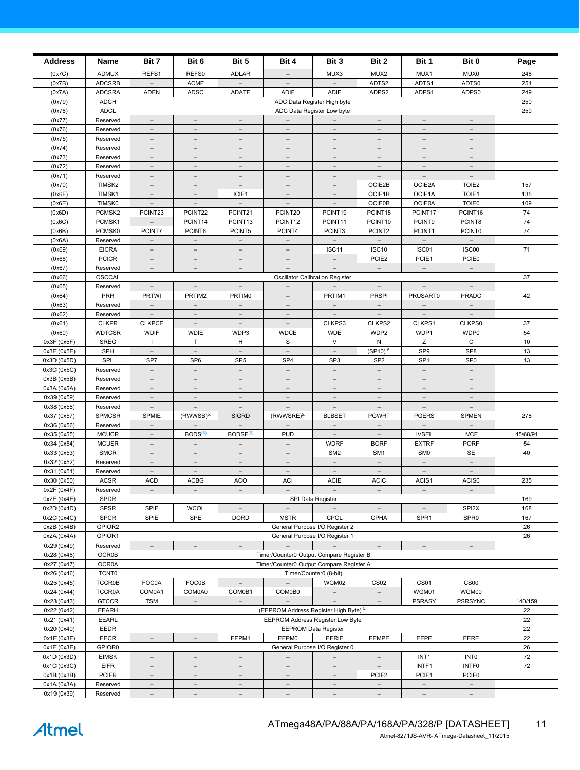| Address | Name | Bit 7 | Bit 6 | Bit 5 | Bit 4 | Bit 3 | Bit 2 | Bit 1 | Bit 0 | Page |
|---|---|---|---|---|---|---|---|---|---|---|
| (0x7C) | ADMUX | REFS1 | REFS0 | ADLAR | – | MUX3 | MUX2 | MUX1 | MUX0 | 248 |
| (0x7B) | ADCSRB | – | ACME | – | – | – | ADTS2 | ADTS1 | ADTS0 | 251 |
| (0x7A) | ADCSRA | ADEN | ADSC | ADATE | ADIF | ADIE | ADPS2 | ADPS1 | ADPS0 | 249 |
| (0x79) | ADCH | ADC Data Register High byte | | | | | | | | 250 |
| (0x78) | ADCL | ADC Data Register Low byte | | | | | | | | 250 |
| (0x77) | Reserved | – | – | – | – | – | – | – | – | |
| (0x76) | Reserved | – | – | – | – | – | – | – | – | |
| (0x75) | Reserved | – | – | – | – | – | – | – | – | |
| (0x74) | Reserved | – | – | – | – | – | – | – | – | |
| (0x73) | Reserved | – | – | – | – | – | – | – | – | |
| (0x72) | Reserved | – | – | – | – | – | – | – | – | |
| (0x71) | Reserved | – | – | – | – | – | – | – | – | |
| (0x70) | TIMSK2 | – | – | – | – | – | OCIE2B | OCIE2A | TOIE2 | 157 |
| (0x6F) | TIMSK1 | – | – | ICIE1 | – | – | OCIE1B | OCIE1A | TOIE1 | 135 |
| (0x6E) | TIMSK0 | – | – | – | – | – | OCIE0B | OCIE0A | TOIE0 | 109 |
| (0x6D) | PCMSK2 | PCINT23 | PCINT22 | PCINT21 | PCINT20 | PCINT19 | PCINT18 | PCINT17 | PCINT16 | 74 |
| (0x6C) | PCMSK1 | – | PCINT14 | PCINT13 | PCINT12 | PCINT11 | PCINT10 | PCINT9 | PCINT8 | 74 |
| (0x6B) | PCMSK0 | PCINT7 | PCINT6 | PCINT5 | PCINT4 | PCINT3 | PCINT2 | PCINT1 | PCINT0 | 74 |
| (0x6A) | Reserved | – | – | – | – | – | – | – | – | |
| (0x69) | EICRA | – | – | – | – | ISC11 | ISC10 | ISC01 | ISC00 | 71 |
| (0x68) | PCICR | – | – | – | – | – | PCIE2 | PCIE1 | PCIE0 | |
| (0x67) | Reserved | – | – | – | – | – | – | – | – | |
| (0x66) | OSCCAL | Oscillator Calibration Register | | | | | | | | 37 |
| (0x65) | Reserved | – | – | – | – | – | – | – | – | |
| (0x64) | PRR | PRTWI | PRTIM2 | PRTIM0 | – | PRTIM1 | PRSPI | PRUSART0 | PRADC | 42 |
| (0x63) | Reserved | – | – | – | – | – | – | – | – | |
| (0x62) | Reserved | – | – | – | – | – | – | – | – | |
| (0x61) | CLKPR | CLKPCE | – | – | – | CLKPS3 | CLKPS2 | CLKPS1 | CLKPS0 | 37 |
| (0x60) | WDTCSR | WDIF | WDIE | WDP3 | WDCE | WDE | WDP2 | WDP1 | WDP0 | 54 |
| 0x3F (0x5F) | SREG | I | T | H | S | V | N | Z | C | 10 |
| 0x3E (0x5E) | SPH | – | – | – | – | – | (SP10) [5.] | SP9 | SP8 | 13 |
| 0x3D (0x5D) | SPL | SP7 | SP6 | SP5 | SP4 | SP3 | SP2 | SP1 | SP0 | 13 |
| 0x3C (0x5C) | Reserved | – | – | – | – | – | – | – | – | |
| 0x3B (0x5B) | Reserved | – | – | – | – | – | – | – | – | |
| 0x3A (0x5A) | Reserved | – | – | – | – | – | – | – | – | |
| 0x39 (0x59) | Reserved | – | – | – | – | – | – | – | – | |
| 0x38 (0x58) | Reserved | – | – | – | – | – | – | – | – | |
| 0x37 (0x57) | SPMCSR | SPMIE | (RWWSB)[5.] | SIGRD | (RWWSRE)[5.] | BLBSET | PGWRT | PGERS | SPMEN | 278 |
| 0x36 (0x56) | Reserved | – | – | – | – | – | – | – | – | |
| 0x35 (0x55) | MCUCR | – | BODS[(6)] | BODSE[(6)] | PUD | – | – | IVSEL | IVCE | 45/68/91 |
| 0x34 (0x54) | MCUSR | – | – | – | – | WDRF | BORF | EXTRF | PORF | 54 |
| 0x33 (0x53) | SMCR | – | – | – | – | SM2 | SM1 | SM0 | SE | 40 |
| 0x32 (0x52) | Reserved | – | – | – | – | – | – | – | – | |
| 0x31 (0x51) | Reserved | – | – | – | – | – | – | – | – | |
| 0x30 (0x50) | ACSR | ACD | ACBG | ACO | ACI | ACIE | ACIC | ACIS1 | ACIS0 | 235 |
| 0x2F (0x4F) | Reserved | – | – | – | – | – | – | – | – | |
| 0x2E (0x4E) | SPDR | SPI Data Register | | | | | | | | 169 |
| 0x2D (0x4D) | SPSR | SPIF | WCOL | – | – | – | – | – | SPI2X | 168 |
| 0x2C (0x4C) | SPCR | SPIE | SPE | DORD | MSTR | CPOL | CPHA | SPR1 | SPR0 | 167 |
| 0x2B (0x4B) | GPIOR2 | General Purpose I/O Register 2 | | | | | | | | 26 |
| 0x2A (0x4A) | GPIOR1 | General Purpose I/O Register 1 | | | | | | | | 26 |
| 0x29 (0x49) | Reserved | – | – | – | – | – | – | – | – | |
| 0x28 (0x48) | OCR0B | Timer/Counter0 Output Compare Register B | | | | | | | | |
| 0x27 (0x47) | OCR0A | Timer/Counter0 Output Compare Register A | | | | | | | | |
| 0x26 (0x46) | TCNT0 | Timer/Counter0 (8-bit) | | | | | | | | |
| 0x25 (0x45) | TCCR0B | FOC0A | FOC0B | – | – | WGM02 | CS02 | CS01 | CS00 | |
| 0x24 (0x44) | TCCR0A | COM0A1 | COM0A0 | COM0B1 | COM0B0 | – | – | WGM01 | WGM00 | |
| 0x23 (0x43) | GTCCR | TSM | – | – | – | – | – | PSRASY | PSRSYNC | 140/159 |
| 0x22 (0x42) | EEARH | (EEPROM Address Register High Byte) [5.] | | | | | | | | 22 |
| 0x21 (0x41) | EEARL | EEPROM Address Register Low Byte | | | | | | | | 22 |
| 0x20 (0x40) | EEDR | EEPROM Data Register | | | | | | | | 22 |
| 0x1F (0x3F) | EECR | – | – | EEPM1 | EEPM0 | EERIE | EEMPE | EEPE | EERE | 22 |
| 0x1E (0x3E) | GPIOR0 | General Purpose I/O Register 0 | | | | | | | | 26 |
| 0x1D (0x3D) | EIMSK | – | – | – | – | – | – | INT1 | INT0 | 72 |
| 0x1C (0x3C) | EIFR | – | – | – | – | – | – | INTF1 | INTF0 | 72 |
| 0x1B (0x3B) | PCIFR | – | – | – | – | – | PCIF2 | PCIF1 | PCIF0 | |
| 0x1A (0x3A) | Reserved | – | – | – | – | – | – | – | – | |
| 0x19 (0x39) | Reserved | – | – | – | – | – | – | – | – | |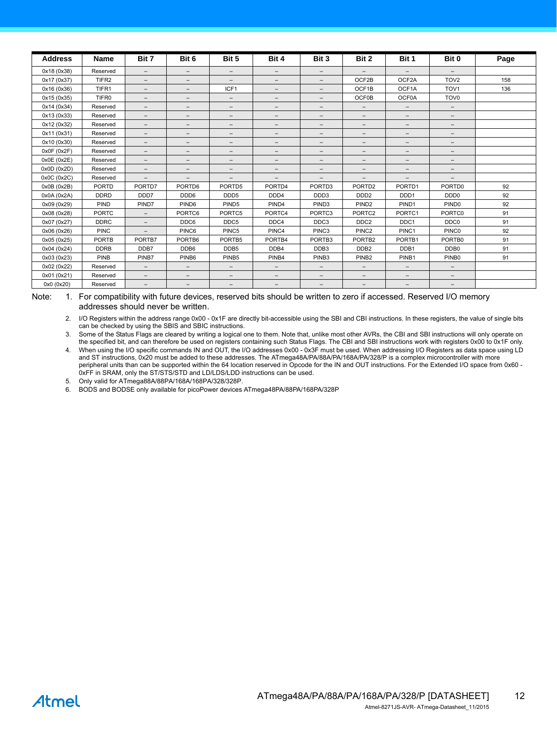| Address | Name | Bit 7 | Bit 6 | Bit 5 | Bit 4 | Bit 3 | Bit 2 | Bit 1 | Bit 0 | Page |
|---|---|---|---|---|---|---|---|---|---|---|
| 0x18 (0x38) | Reserved | – | – | – | – | – | – | – | – | |
| 0x17 (0x37) | TIFR2 | – | – | – | – | – | OCF2B | OCF2A | TOV2 | 158 |
| 0x16 (0x36) | TIFR1 | – | – | ICF1 | – | – | OCF1B | OCF1A | TOV1 | 136 |
| 0x15 (0x35) | TIFR0 | – | – | – | – | – | OCF0B | OCF0A | TOV0 | |
| 0x14 (0x34) | Reserved | – | – | – | – | – | – | – | – | |
| 0x13 (0x33) | Reserved | – | – | – | – | – | – | – | – | |
| 0x12 (0x32) | Reserved | – | – | – | – | – | – | – | – | |
| 0x11 (0x31) | Reserved | – | – | – | – | – | – | – | – | |
| 0x10 (0x30) | Reserved | – | – | – | – | – | – | – | – | |
| 0x0F (0x2F) | Reserved | – | – | – | – | – | – | – | – | |
| 0x0E (0x2E) | Reserved | – | – | – | – | – | – | – | – | |
| 0x0D (0x2D) | Reserved | – | – | – | – | – | – | – | – | |
| 0x0C (0x2C) | Reserved | – | – | – | – | – | – | – | – | |
| 0x0B (0x2B) | PORTD | PORTD7 | PORTD6 | PORTD5 | PORTD4 | PORTD3 | PORTD2 | PORTD1 | PORTD0 | 92 |
| 0x0A (0x2A) | DDRD | DDD7 | DDD6 | DDD5 | DDD4 | DDD3 | DDD2 | DDD1 | DDD0 | 92 |
| 0x09 (0x29) | PIND | PIND7 | PIND6 | PIND5 | PIND4 | PIND3 | PIND2 | PIND1 | PIND0 | 92 |
| 0x08 (0x28) | PORTC | – | PORTC6 | PORTC5 | PORTC4 | PORTC3 | PORTC2 | PORTC1 | PORTC0 | 91 |
| 0x07 (0x27) | DDRC | – | DDC6 | DDC5 | DDC4 | DDC3 | DDC2 | DDC1 | DDC0 | 91 |
| 0x06 (0x26) | PINC | – | PINC6 | PINC5 | PINC4 | PINC3 | PINC2 | PINC1 | PINC0 | 92 |
| 0x05 (0x25) | PORTB | PORTB7 | PORTB6 | PORTB5 | PORTB4 | PORTB3 | PORTB2 | PORTB1 | PORTB0 | 91 |
| 0x04 (0x24) | DDRB | DDB7 | DDB6 | DDB5 | DDB4 | DDB3 | DDB2 | DDB1 | DDB0 | 91 |
| 0x03 (0x23) | PINB | PINB7 | PINB6 | PINB5 | PINB4 | PINB3 | PINB2 | PINB1 | PINB0 | 91 |
| 0x02 (0x22) | Reserved | – | – | – | – | – | – | – | – | |
| 0x01 (0x21) | Reserved | – | – | – | – | – | – | – | – | |
| 0x0 (0x20) | Reserved | – | – | – | – | – | – | – | – | |

Note:
1. For compatibility with future devices, reserved bits should be written to zero if accessed. Reserved I/O memory addresses should never be written.
2. I/O Registers within the address range 0x00 - 0x1F are directly bit-accessible using the SBI and CBI instructions. In these registers, the value of single bits can be checked by using the SBIS and SBIC instructions.
3. Some of the Status Flags are cleared by writing a logical one to them. Note that, unlike most other AVRs, the CBI and SBI instructions will only operate on the specified bit, and can therefore be used on registers containing such Status Flags. The CBI and SBI instructions work with registers 0x00 to 0x1F only.
4. When using the I/O specific commands IN and OUT, the I/O addresses 0x00 - 0x3F must be used. When addressing I/O Registers as data space using LD and ST instructions, 0x20 must be added to these addresses. The ATmega48A/PA/88A/PA/168A/PA/328/P is a complex microcontroller with more peripheral units than can be supported within the 64 location reserved in Opcode for the IN and OUT instructions. For the Extended I/O space from 0x60 - 0xFF in SRAM, only the ST/STS/STD and LD/LDS/LDD instructions can be used.
5. Only valid for ATmega88A/88PA/168A/168PA/328/328P.
6. BODS and BODSE only available for picoPower devices ATmega48PA/88PA/168PA/328P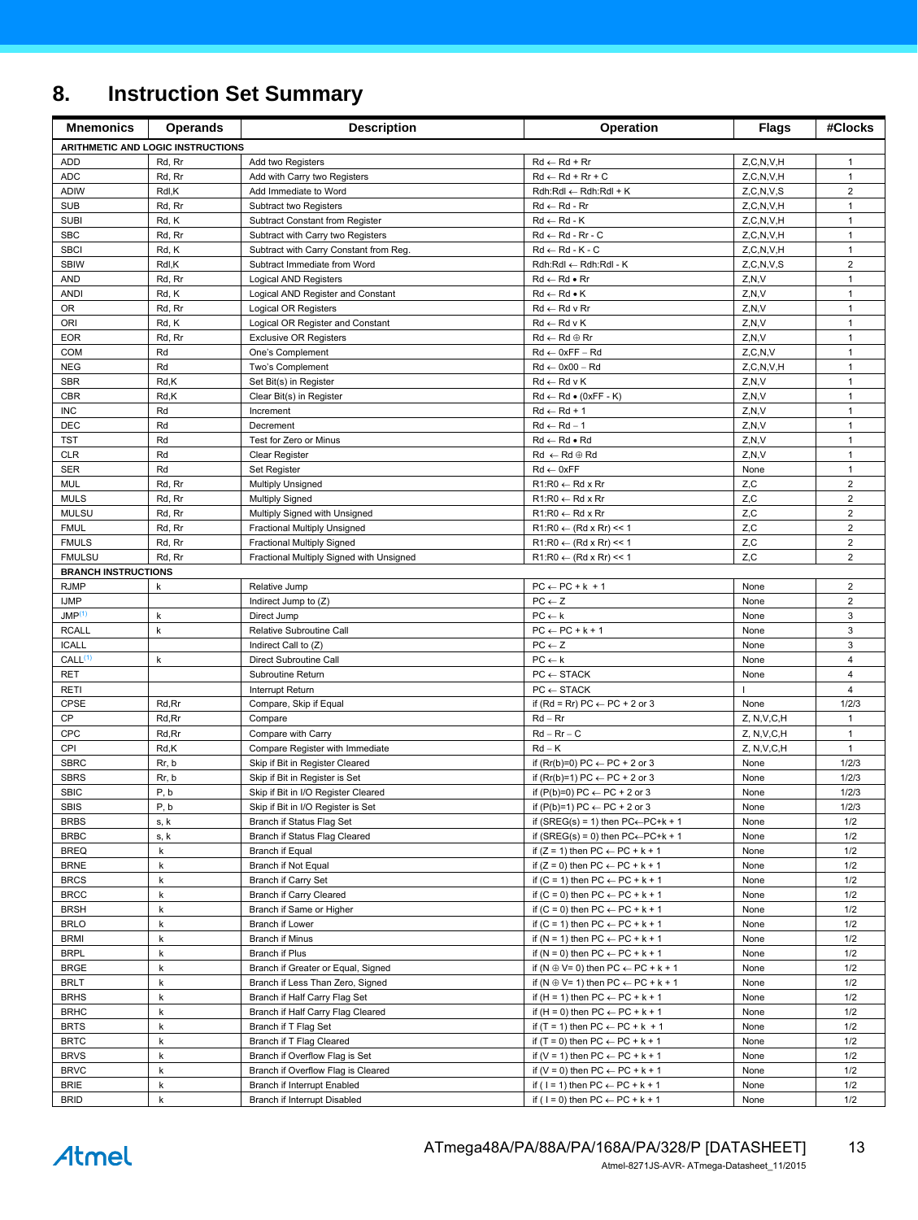# 8. Instruction Set Summary

| Mnemonics | Operands | Description | Operation | Flags | #Clocks |
|---|---|---|---|---|---|
| **ARITHMETIC AND LOGIC INSTRUCTIONS** | | | | | |
| ADD | Rd, Rr | Add two Registers | Rd ← Rd + Rr | Z,C,N,V,H | 1 |
| ADC | Rd, Rr | Add with Carry two Registers | Rd ← Rd + Rr + C | Z,C,N,V,H | 1 |
| ADIW | Rdl,K | Add Immediate to Word | Rdh:Rdl ← Rdh:Rdl + K | Z,C,N,V,S | 2 |
| SUB | Rd, Rr | Subtract two Registers | Rd ← Rd - Rr | Z,C,N,V,H | 1 |
| SUBI | Rd, K | Subtract Constant from Register | Rd ← Rd - K | Z,C,N,V,H | 1 |
| SBC | Rd, Rr | Subtract with Carry two Registers | Rd ← Rd - Rr - C | Z,C,N,V,H | 1 |
| SBCI | Rd, K | Subtract with Carry Constant from Reg. | Rd ← Rd - K - C | Z,C,N,V,H | 1 |
| SBIW | Rdl,K | Subtract Immediate from Word | Rdh:Rdl ← Rdh:Rdl - K | Z,C,N,V,S | 2 |
| AND | Rd, Rr | Logical AND Registers | Rd ← Rd • Rr | Z,N,V | 1 |
| ANDI | Rd, K | Logical AND Register and Constant | Rd ← Rd • K | Z,N,V | 1 |
| OR | Rd, Rr | Logical OR Registers | Rd ← Rd v Rr | Z,N,V | 1 |
| ORI | Rd, K | Logical OR Register and Constant | Rd ← Rd v K | Z,N,V | 1 |
| EOR | Rd, Rr | Exclusive OR Registers | Rd ← Rd ⊕ Rr | Z,N,V | 1 |
| COM | Rd | One's Complement | Rd ← 0xFF − Rd | Z,C,N,V | 1 |
| NEG | Rd | Two's Complement | Rd ← 0x00 − Rd | Z,C,N,V,H | 1 |
| SBR | Rd,K | Set Bit(s) in Register | Rd ← Rd v K | Z,N,V | 1 |
| CBR | Rd,K | Clear Bit(s) in Register | Rd ← Rd • (0xFF - K) | Z,N,V | 1 |
| INC | Rd | Increment | Rd ← Rd + 1 | Z,N,V | 1 |
| DEC | Rd | Decrement | Rd ← Rd − 1 | Z,N,V | 1 |
| TST | Rd | Test for Zero or Minus | Rd ← Rd • Rd | Z,N,V | 1 |
| CLR | Rd | Clear Register | Rd ← Rd ⊕ Rd | Z,N,V | 1 |
| SER | Rd | Set Register | Rd ← 0xFF | None | 1 |
| MUL | Rd, Rr | Multiply Unsigned | R1:R0 ← Rd x Rr | Z,C | 2 |
| MULS | Rd, Rr | Multiply Signed | R1:R0 ← Rd x Rr | Z,C | 2 |
| MULSU | Rd, Rr | Multiply Signed with Unsigned | R1:R0 ← Rd x Rr | Z,C | 2 |
| FMUL | Rd, Rr | Fractional Multiply Unsigned | R1:R0 ← (Rd x Rr) << 1 | Z,C | 2 |
| FMULS | Rd, Rr | Fractional Multiply Signed | R1:R0 ← (Rd x Rr) << 1 | Z,C | 2 |
| FMULSU | Rd, Rr | Fractional Multiply Signed with Unsigned | R1:R0 ← (Rd x Rr) << 1 | Z,C | 2 |
| **BRANCH INSTRUCTIONS** | | | | | |
| RJMP | k | Relative Jump | PC ← PC + k + 1 | None | 2 |
| IJMP | | Indirect Jump to (Z) | PC ← Z | None | 2 |
| JMP[(1)] | k | Direct Jump | PC ← k | None | 3 |
| RCALL | k | Relative Subroutine Call | PC ← PC + k + 1 | None | 3 |
| ICALL | | Indirect Call to (Z) | PC ← Z | None | 3 |
| CALL[(1)] | k | Direct Subroutine Call | PC ← k | None | 4 |
| RET | | Subroutine Return | PC ← STACK | None | 4 |
| RETI | | Interrupt Return | PC ← STACK | I | 4 |
| CPSE | Rd,Rr | Compare, Skip if Equal | if (Rd = Rr) PC ← PC + 2 or 3 | None | 1/2/3 |
| CP | Rd,Rr | Compare | Rd − Rr | Z, N,V,C,H | 1 |
| CPC | Rd,Rr | Compare with Carry | Rd − Rr − C | Z, N,V,C,H | 1 |
| CPI | Rd,K | Compare Register with Immediate | Rd − K | Z, N,V,C,H | 1 |
| SBRC | Rr, b | Skip if Bit in Register Cleared | if (Rr(b)=0) PC ← PC + 2 or 3 | None | 1/2/3 |
| SBRS | Rr, b | Skip if Bit in Register is Set | if (Rr(b)=1) PC ← PC + 2 or 3 | None | 1/2/3 |
| SBIC | P, b | Skip if Bit in I/O Register Cleared | if (P(b)=0) PC ← PC + 2 or 3 | None | 1/2/3 |
| SBIS | P, b | Skip if Bit in I/O Register is Set | if (P(b)=1) PC ← PC + 2 or 3 | None | 1/2/3 |
| BRBS | s, k | Branch if Status Flag Set | if (SREG(s) = 1) then PC←PC+k + 1 | None | 1/2 |
| BRBC | s, k | Branch if Status Flag Cleared | if (SREG(s) = 0) then PC←PC+k + 1 | None | 1/2 |
| BREQ | k | Branch if Equal | if (Z = 1) then PC ← PC + k + 1 | None | 1/2 |
| BRNE | k | Branch if Not Equal | if (Z = 0) then PC ← PC + k + 1 | None | 1/2 |
| BRCS | k | Branch if Carry Set | if (C = 1) then PC ← PC + k + 1 | None | 1/2 |
| BRCC | k | Branch if Carry Cleared | if (C = 0) then PC ← PC + k + 1 | None | 1/2 |
| BRSH | k | Branch if Same or Higher | if (C = 0) then PC ← PC + k + 1 | None | 1/2 |
| BRLO | k | Branch if Lower | if (C = 1) then PC ← PC + k + 1 | None | 1/2 |
| BRMI | k | Branch if Minus | if (N = 1) then PC ← PC + k + 1 | None | 1/2 |
| BRPL | k | Branch if Plus | if (N = 0) then PC ← PC + k + 1 | None | 1/2 |
| BRGE | k | Branch if Greater or Equal, Signed | if (N ⊕ V= 0) then PC ← PC + k + 1 | None | 1/2 |
| BRLT | k | Branch if Less Than Zero, Signed | if (N ⊕ V= 1) then PC ← PC + k + 1 | None | 1/2 |
| BRHS | k | Branch if Half Carry Flag Set | if (H = 1) then PC ← PC + k + 1 | None | 1/2 |
| BRHC | k | Branch if Half Carry Flag Cleared | if (H = 0) then PC ← PC + k + 1 | None | 1/2 |
| BRTS | k | Branch if T Flag Set | if (T = 1) then PC ← PC + k + 1 | None | 1/2 |
| BRTC | k | Branch if T Flag Cleared | if (T = 0) then PC ← PC + k + 1 | None | 1/2 |
| BRVS | k | Branch if Overflow Flag is Set | if (V = 1) then PC ← PC + k + 1 | None | 1/2 |
| BRVC | k | Branch if Overflow Flag is Cleared | if (V = 0) then PC ← PC + k + 1 | None | 1/2 |
| BRIE | k | Branch if Interrupt Enabled | if ( I = 1) then PC ← PC + k + 1 | None | 1/2 |
| BRID | k | Branch if Interrupt Disabled | if ( I = 0) then PC ← PC + k + 1 | None | 1/2 |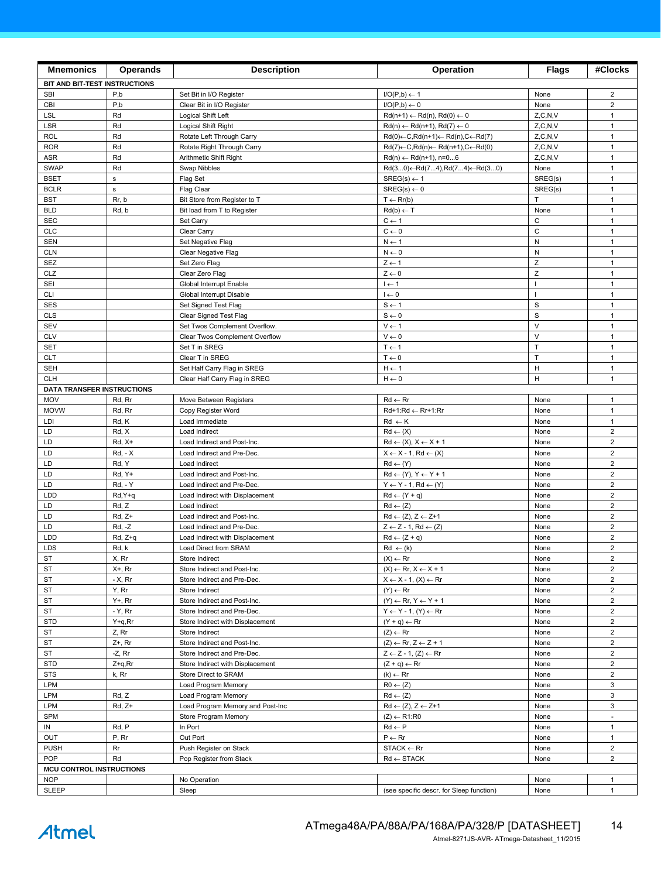| Mnemonics | Operands | Description | Operation | Flags | #Clocks |
|---|---|---|---|---|---|
| **BIT AND BIT-TEST INSTRUCTIONS** | | | | | |
| SBI | P,b | Set Bit in I/O Register | I/O(P,b) ← 1 | None | 2 |
| CBI | P,b | Clear Bit in I/O Register | I/O(P,b) ← 0 | None | 2 |
| LSL | Rd | Logical Shift Left | Rd(n+1) ← Rd(n), Rd(0) ← 0 | Z,C,N,V | 1 |
| LSR | Rd | Logical Shift Right | Rd(n) ← Rd(n+1), Rd(7) ← 0 | Z,C,N,V | 1 |
| ROL | Rd | Rotate Left Through Carry | Rd(0)←C,Rd(n+1)← Rd(n),C←Rd(7) | Z,C,N,V | 1 |
| ROR | Rd | Rotate Right Through Carry | Rd(7)←C,Rd(n)← Rd(n+1),C←Rd(0) | Z,C,N,V | 1 |
| ASR | Rd | Arithmetic Shift Right | Rd(n) ← Rd(n+1), n=0...6 | Z,C,N,V | 1 |
| SWAP | Rd | Swap Nibbles | Rd(3...0)←Rd(7...4),Rd(7...4)←Rd(3...0) | None | 1 |
| BSET | s | Flag Set | SREG(s) ← 1 | SREG(s) | 1 |
| BCLR | s | Flag Clear | SREG(s) ← 0 | SREG(s) | 1 |
| BST | Rr, b | Bit Store from Register to T | T ← Rr(b) | T | 1 |
| BLD | Rd, b | Bit load from T to Register | Rd(b) ← T | None | 1 |
| SEC | | Set Carry | C ← 1 | C | 1 |
| CLC | | Clear Carry | C ← 0 | C | 1 |
| SEN | | Set Negative Flag | N ← 1 | N | 1 |
| CLN | | Clear Negative Flag | N ← 0 | N | 1 |
| SEZ | | Set Zero Flag | Z ← 1 | Z | 1 |
| CLZ | | Clear Zero Flag | Z ← 0 | Z | 1 |
| SEI | | Global Interrupt Enable | I ← 1 | I | 1 |
| CLI | | Global Interrupt Disable | I ← 0 | I | 1 |
| SES | | Set Signed Test Flag | S ← 1 | S | 1 |
| CLS | | Clear Signed Test Flag | S ← 0 | S | 1 |
| SEV | | Set Twos Complement Overflow. | V ← 1 | V | 1 |
| CLV | | Clear Twos Complement Overflow | V ← 0 | V | 1 |
| SET | | Set T in SREG | T ← 1 | T | 1 |
| CLT | | Clear T in SREG | T ← 0 | T | 1 |
| SEH | | Set Half Carry Flag in SREG | H ← 1 | H | 1 |
| CLH | | Clear Half Carry Flag in SREG | H ← 0 | H | 1 |
| **DATA TRANSFER INSTRUCTIONS** | | | | | |
| MOV | Rd, Rr | Move Between Registers | Rd ← Rr | None | 1 |
| MOVW | Rd, Rr | Copy Register Word | Rd+1:Rd ← Rr+1:Rr | None | 1 |
| LDI | Rd, K | Load Immediate | Rd ← K | None | 1 |
| LD | Rd, X | Load Indirect | Rd ← (X) | None | 2 |
| LD | Rd, X+ | Load Indirect and Post-Inc. | Rd ← (X), X ← X + 1 | None | 2 |
| LD | Rd, - X | Load Indirect and Pre-Dec. | X ← X - 1, Rd ← (X) | None | 2 |
| LD | Rd, Y | Load Indirect | Rd ← (Y) | None | 2 |
| LD | Rd, Y+ | Load Indirect and Post-Inc. | Rd ← (Y), Y ← Y + 1 | None | 2 |
| LD | Rd, - Y | Load Indirect and Pre-Dec. | Y ← Y - 1, Rd ← (Y) | None | 2 |
| LDD | Rd,Y+q | Load Indirect with Displacement | Rd ← (Y + q) | None | 2 |
| LD | Rd, Z | Load Indirect | Rd ← (Z) | None | 2 |
| LD | Rd, Z+ | Load Indirect and Post-Inc. | Rd ← (Z), Z ← Z+1 | None | 2 |
| LD | Rd, -Z | Load Indirect and Pre-Dec. | Z ← Z - 1, Rd ← (Z) | None | 2 |
| LDD | Rd, Z+q | Load Indirect with Displacement | Rd ← (Z + q) | None | 2 |
| LDS | Rd, k | Load Direct from SRAM | Rd ← (k) | None | 2 |
| ST | X, Rr | Store Indirect | (X) ← Rr | None | 2 |
| ST | X+, Rr | Store Indirect and Post-Inc. | (X) ← Rr, X ← X + 1 | None | 2 |
| ST | - X, Rr | Store Indirect and Pre-Dec. | X ← X - 1, (X) ← Rr | None | 2 |
| ST | Y, Rr | Store Indirect | (Y) ← Rr | None | 2 |
| ST | Y+, Rr | Store Indirect and Post-Inc. | (Y) ← Rr, Y ← Y + 1 | None | 2 |
| ST | - Y, Rr | Store Indirect and Pre-Dec. | Y ← Y - 1, (Y) ← Rr | None | 2 |
| STD | Y+q,Rr | Store Indirect with Displacement | (Y + q) ← Rr | None | 2 |
| ST | Z, Rr | Store Indirect | (Z) ← Rr | None | 2 |
| ST | Z+, Rr | Store Indirect and Post-Inc. | (Z) ← Rr, Z ← Z + 1 | None | 2 |
| ST | -Z, Rr | Store Indirect and Pre-Dec. | Z ← Z - 1, (Z) ← Rr | None | 2 |
| STD | Z+q,Rr | Store Indirect with Displacement | (Z + q) ← Rr | None | 2 |
| STS | k, Rr | Store Direct to SRAM | (k) ← Rr | None | 2 |
| LPM | | Load Program Memory | R0 ← (Z) | None | 3 |
| LPM | Rd, Z | Load Program Memory | Rd ← (Z) | None | 3 |
| LPM | Rd, Z+ | Load Program Memory and Post-Inc | Rd ← (Z), Z ← Z+1 | None | 3 |
| SPM | | Store Program Memory | (Z) ← R1:R0 | None | - |
| IN | Rd, P | In Port | Rd ← P | None | 1 |
| OUT | P, Rr | Out Port | P ← Rr | None | 1 |
| PUSH | Rr | Push Register on Stack | STACK ← Rr | None | 2 |
| POP | Rd | Pop Register from Stack | Rd ← STACK | None | 2 |
| **MCU CONTROL INSTRUCTIONS** | | | | | |
| NOP | | No Operation | | None | 1 |
| SLEEP | | Sleep | (see specific descr. for Sleep function) | None | 1 |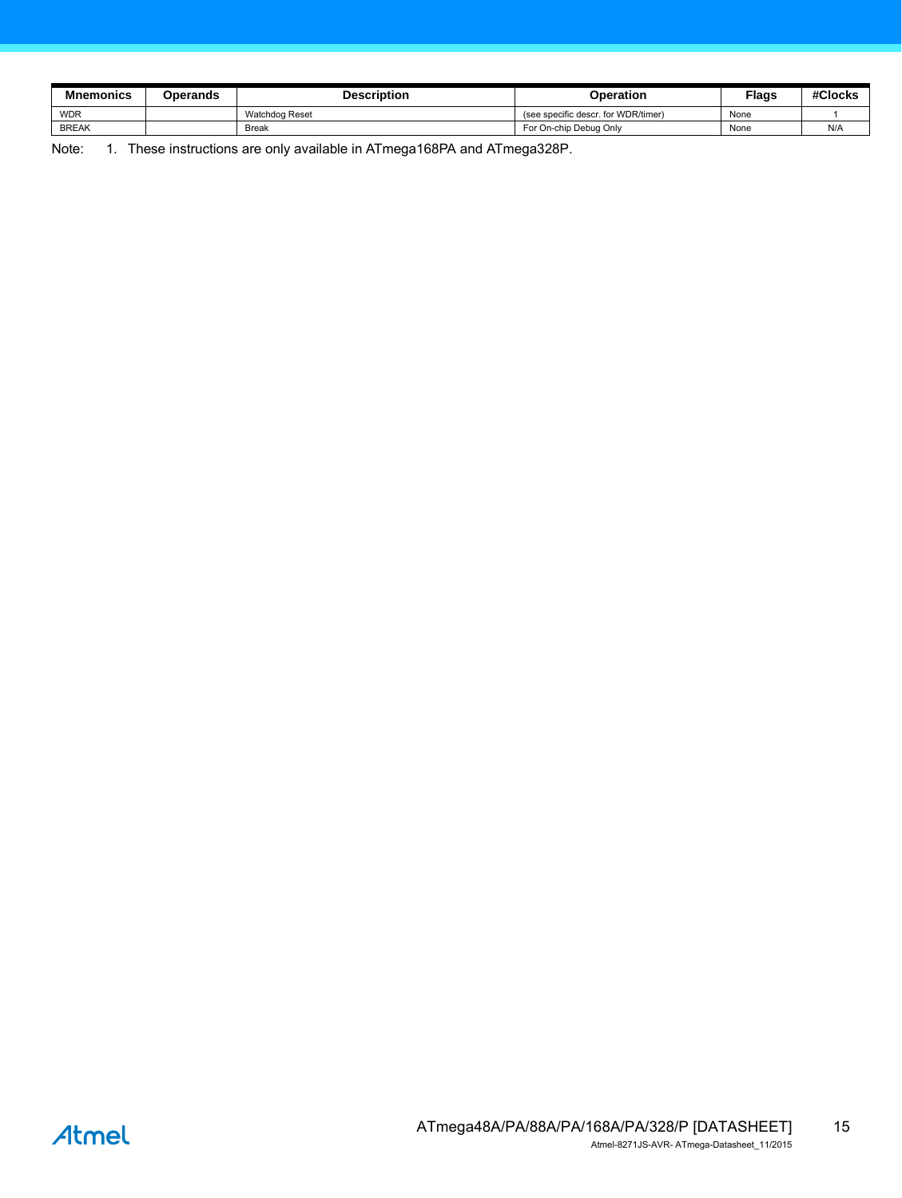| Mnemonics | Operands | Description | Operation | Flags | #Clocks |
| --- | --- | --- | --- | --- | --- |
| WDR | | Watchdog Reset | (see specific descr. for WDR/timer) | None | 1 |
| BREAK | | Break | For On-chip Debug Only | None | N/A |

Note: 1. These instructions are only available in ATmega168PA and ATmega328P.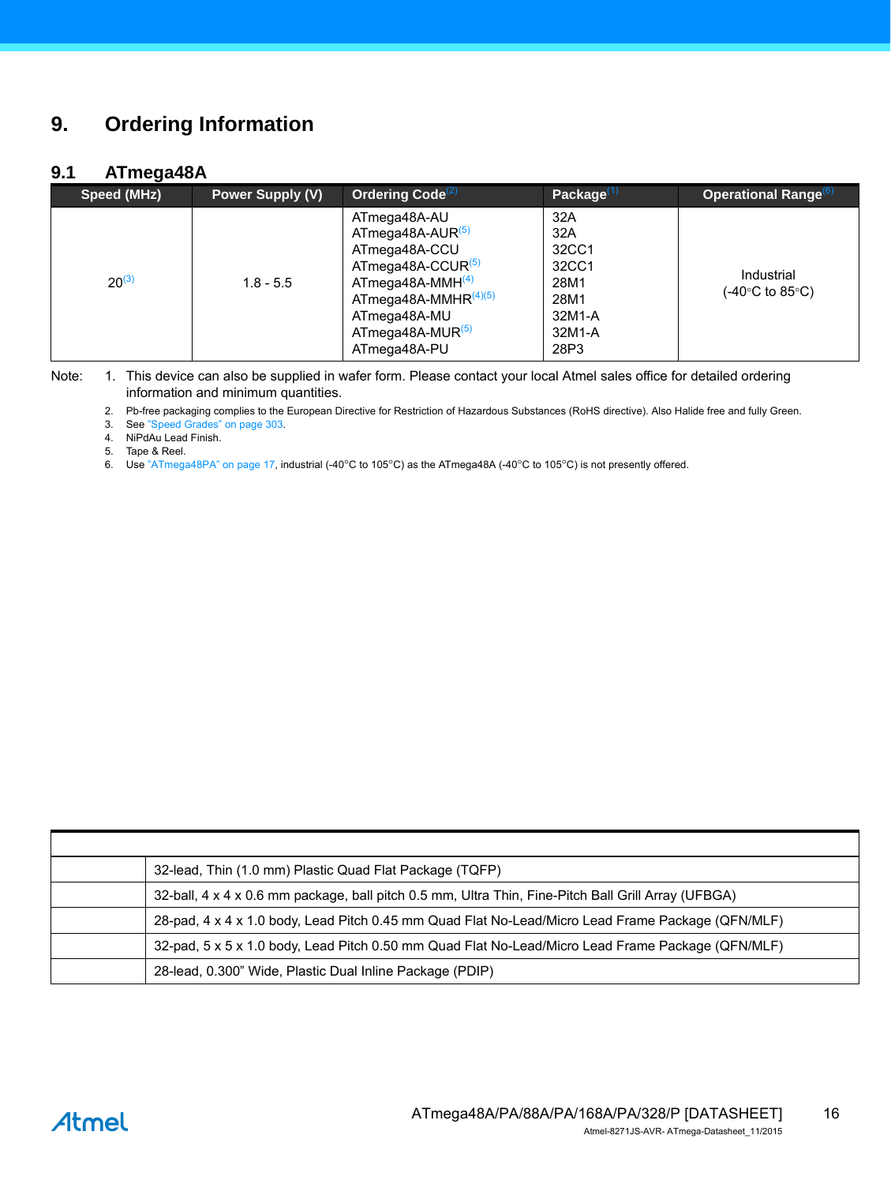# 9. Ordering Information

## 9.1 ATmega48A

| Speed (MHz) | Power Supply (V) | Ordering Code[2] | Package[1] | Operational Range[6] |
|---|---|---|---|---|
| 20[3] | 1.8 - 5.5 | ATmega48A-AU<br>ATmega48A-AUR[5]<br>ATmega48A-CCU<br>ATmega48A-CCUR[5]<br>ATmega48A-MMH[4]<br>ATmega48A-MMHR[4][5]<br>ATmega48A-MU<br>ATmega48A-MUR[5]<br>ATmega48A-PU | 32A<br>32A<br>32CC1<br>32CC1<br>28M1<br>28M1<br>32M1-A<br>32M1-A<br>28P3 | Industrial<br>(-40°C to 85°C) |

Note:
1. This device can also be supplied in wafer form. Please contact your local Atmel sales office for detailed ordering information and minimum quantities.
2. Pb-free packaging complies to the European Directive for Restriction of Hazardous Substances (RoHS directive). Also Halide free and fully Green.
3. See "Speed Grades" on page 303.
4. NiPdAu Lead Finish.
5. Tape & Reel.
6. Use "ATmega48PA" on page 17, industrial (-40°C to 105°C) as the ATmega48A (-40°C to 105°C) is not presently offered.

| | |
|---|---|
| | 32-lead, Thin (1.0 mm) Plastic Quad Flat Package (TQFP) |
| | 32-ball, 4 x 4 x 0.6 mm package, ball pitch 0.5 mm, Ultra Thin, Fine-Pitch Ball Grill Array (UFBGA) |
| | 28-pad, 4 x 4 x 1.0 body, Lead Pitch 0.45 mm Quad Flat No-Lead/Micro Lead Frame Package (QFN/MLF) |
| | 32-pad, 5 x 5 x 1.0 body, Lead Pitch 0.50 mm Quad Flat No-Lead/Micro Lead Frame Package (QFN/MLF) |
| | 28-lead, 0.300" Wide, Plastic Dual Inline Package (PDIP) |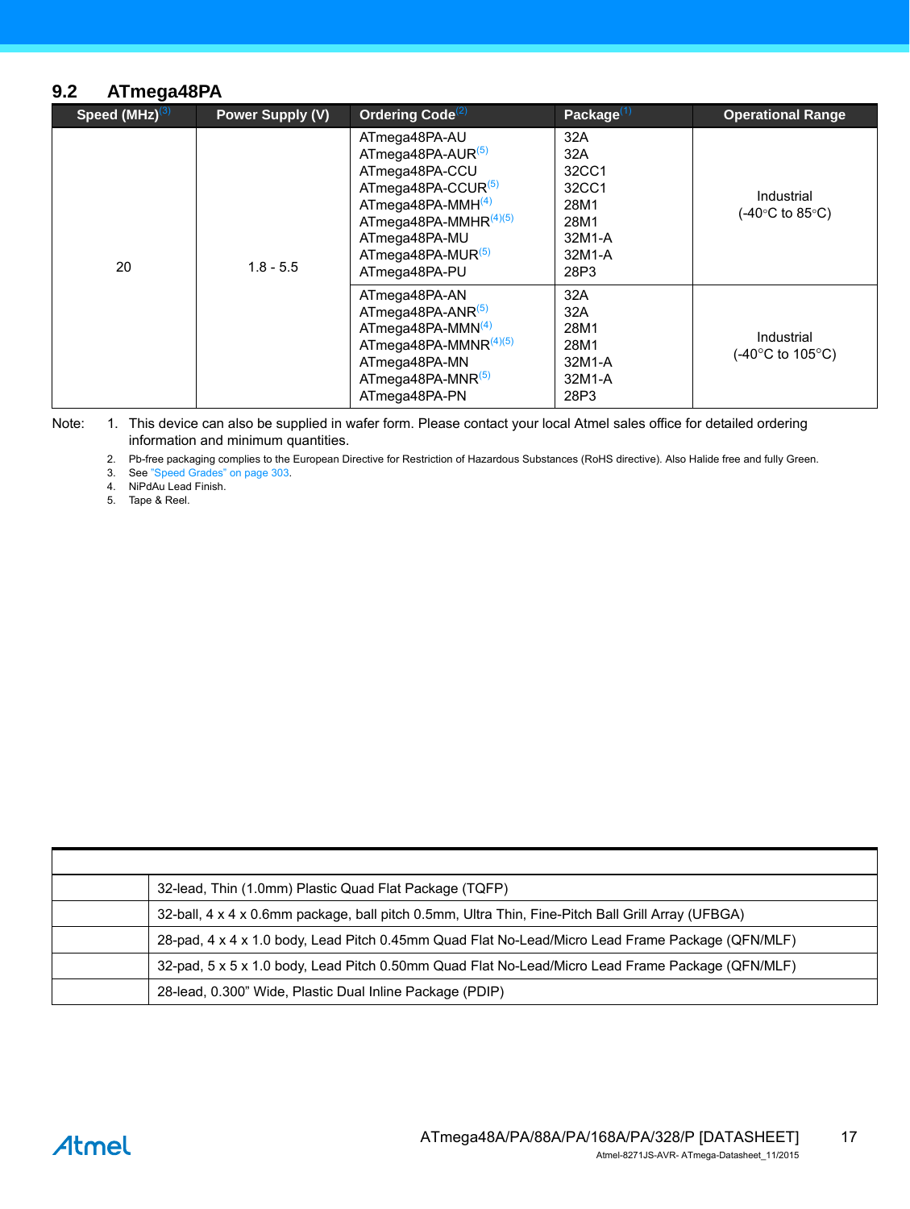## 9.2 ATmega48PA

| Speed (MHz)[3] | Power Supply (V) | Ordering Code[2] | Package[1] | Operational Range |
|---|---|---|---|---|
| 20 | 1.8 - 5.5 | ATmega48PA-AU | 32A | Industrial (-40°C to 85°C) |
| | | ATmega48PA-AUR[5] | 32A | |
| | | ATmega48PA-CCU | 32CC1 | |
| | | ATmega48PA-CCUR[5] | 32CC1 | |
| | | ATmega48PA-MMH[4] | 28M1 | |
| | | ATmega48PA-MMHR[4][5] | 28M1 | |
| | | ATmega48PA-MU | 32M1-A | |
| | | ATmega48PA-MUR[5] | 32M1-A | |
| | | ATmega48PA-PU | 28P3 | |
| | | ATmega48PA-AN | 32A | Industrial (-40°C to 105°C) |
| | | ATmega48PA-ANR[5] | 32A | |
| | | ATmega48PA-MMN[4] | 28M1 | |
| | | ATmega48PA-MMNR[4][5] | 28M1 | |
| | | ATmega48PA-MN | 32M1-A | |
| | | ATmega48PA-MNR[5] | 32M1-A | |
| | | ATmega48PA-PN | 28P3 | |

Note:
1. This device can also be supplied in wafer form. Please contact your local Atmel sales office for detailed ordering information and minimum quantities.
2. Pb-free packaging complies to the European Directive for Restriction of Hazardous Substances (RoHS directive). Also Halide free and fully Green.
3. See "Speed Grades" on page 303.
4. NiPdAu Lead Finish.
5. Tape & Reel.

| | |
|---|---|
| | 32-lead, Thin (1.0mm) Plastic Quad Flat Package (TQFP) |
| | 32-ball, 4 x 4 x 0.6mm package, ball pitch 0.5mm, Ultra Thin, Fine-Pitch Ball Grill Array (UFBGA) |
| | 28-pad, 4 x 4 x 1.0 body, Lead Pitch 0.45mm Quad Flat No-Lead/Micro Lead Frame Package (QFN/MLF) |
| | 32-pad, 5 x 5 x 1.0 body, Lead Pitch 0.50mm Quad Flat No-Lead/Micro Lead Frame Package (QFN/MLF) |
| | 28-lead, 0.300" Wide, Plastic Dual Inline Package (PDIP) |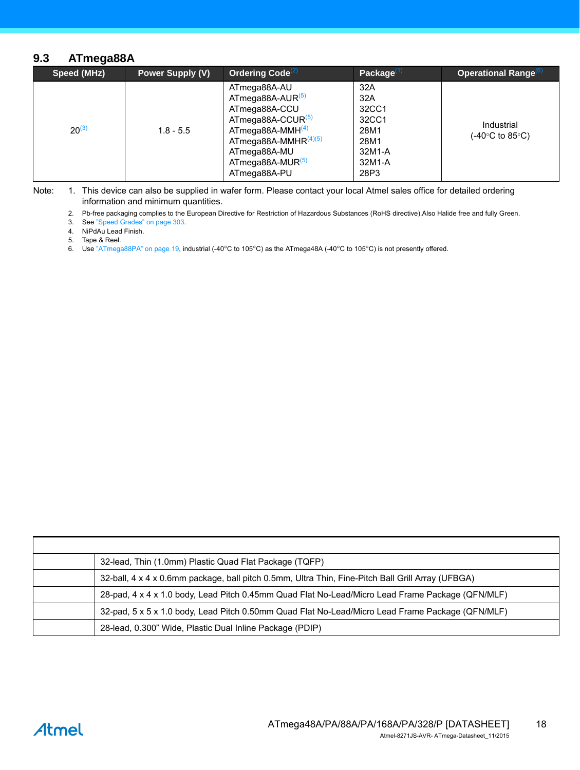## 9.3 ATmega88A

| Speed (MHz) | Power Supply (V) | Ordering Code[2] | Package[1] | Operational Range[6] |
|---|---|---|---|---|
| 20[3] | 1.8 - 5.5 | ATmega88A-AU<br>ATmega88A-AUR[5]<br>ATmega88A-CCU<br>ATmega88A-CCUR[5]<br>ATmega88A-MMH[4]<br>ATmega88A-MMHR[4][5]<br>ATmega88A-MU<br>ATmega88A-MUR[5]<br>ATmega88A-PU | 32A<br>32A<br>32CC1<br>32CC1<br>28M1<br>28M1<br>32M1-A<br>32M1-A<br>28P3 | Industrial<br>(-40°C to 85°C) |

Note: 1. This device can also be supplied in wafer form. Please contact your local Atmel sales office for detailed ordering information and minimum quantities.

2. Pb-free packaging complies to the European Directive for Restriction of Hazardous Substances (RoHS directive).Also Halide free and fully Green.
3. See "Speed Grades" on page 303.
4. NiPdAu Lead Finish.
5. Tape & Reel.
6. Use "ATmega88PA" on page 19, industrial (-40°C to 105°C) as the ATmega48A (-40°C to 105°C) is not presently offered.

| | |
|---|---|
| | 32-lead, Thin (1.0mm) Plastic Quad Flat Package (TQFP) |
| | 32-ball, 4 x 4 x 0.6mm package, ball pitch 0.5mm, Ultra Thin, Fine-Pitch Ball Grill Array (UFBGA) |
| | 28-pad, 4 x 4 x 1.0 body, Lead Pitch 0.45mm Quad Flat No-Lead/Micro Lead Frame Package (QFN/MLF) |
| | 32-pad, 5 x 5 x 1.0 body, Lead Pitch 0.50mm Quad Flat No-Lead/Micro Lead Frame Package (QFN/MLF) |
| | 28-lead, 0.300" Wide, Plastic Dual Inline Package (PDIP) |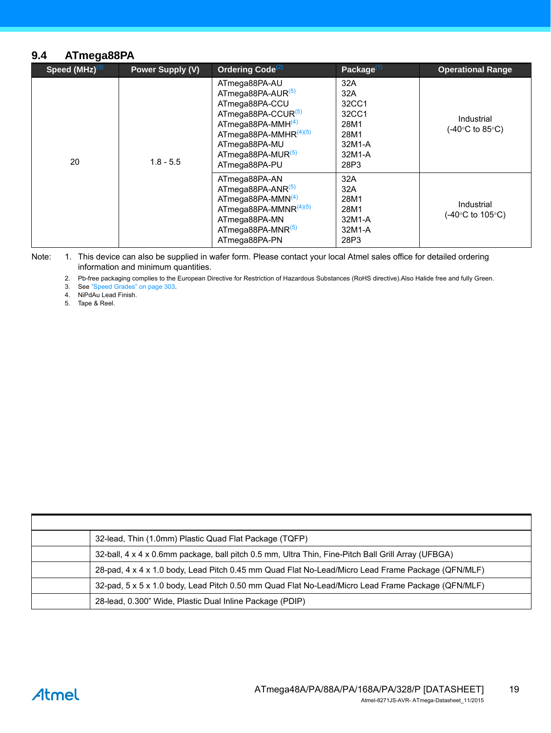## 9.4 ATmega88PA

| Speed (MHz)[3] | Power Supply (V) | Ordering Code[2] | Package[1] | Operational Range |
|---|---|---|---|---|
| 20 | 1.8 - 5.5 | ATmega88PA-AU<br>ATmega88PA-AUR[5]<br>ATmega88PA-CCU<br>ATmega88PA-CCUR[5]<br>ATmega88PA-MMH[4]<br>ATmega88PA-MMHR[4][5]<br>ATmega88PA-MU<br>ATmega88PA-MUR[5]<br>ATmega88PA-PU | 32A<br>32A<br>32CC1<br>32CC1<br>28M1<br>28M1<br>32M1-A<br>32M1-A<br>28P3 | Industrial<br>(-40°C to 85°C) |
| | | ATmega88PA-AN<br>ATmega88PA-ANR[5]<br>ATmega88PA-MMN[4]<br>ATmega88PA-MMNR[4][5]<br>ATmega88PA-MN<br>ATmega88PA-MNR[5]<br>ATmega88PA-PN | 32A<br>32A<br>28M1<br>28M1<br>32M1-A<br>32M1-A<br>28P3 | Industrial<br>(-40°C to 105°C) |

Note:
1. This device can also be supplied in wafer form. Please contact your local Atmel sales office for detailed ordering information and minimum quantities.
2. Pb-free packaging complies to the European Directive for Restriction of Hazardous Substances (RoHS directive).Also Halide free and fully Green.
3. See "Speed Grades" on page 303.
4. NiPdAu Lead Finish.
5. Tape & Reel.

| | |
|---|---|
| | 32-lead, Thin (1.0mm) Plastic Quad Flat Package (TQFP) |
| | 32-ball, 4 x 4 x 0.6mm package, ball pitch 0.5 mm, Ultra Thin, Fine-Pitch Ball Grill Array (UFBGA) |
| | 28-pad, 4 x 4 x 1.0 body, Lead Pitch 0.45 mm Quad Flat No-Lead/Micro Lead Frame Package (QFN/MLF) |
| | 32-pad, 5 x 5 x 1.0 body, Lead Pitch 0.50 mm Quad Flat No-Lead/Micro Lead Frame Package (QFN/MLF) |
| | 28-lead, 0.300" Wide, Plastic Dual Inline Package (PDIP) |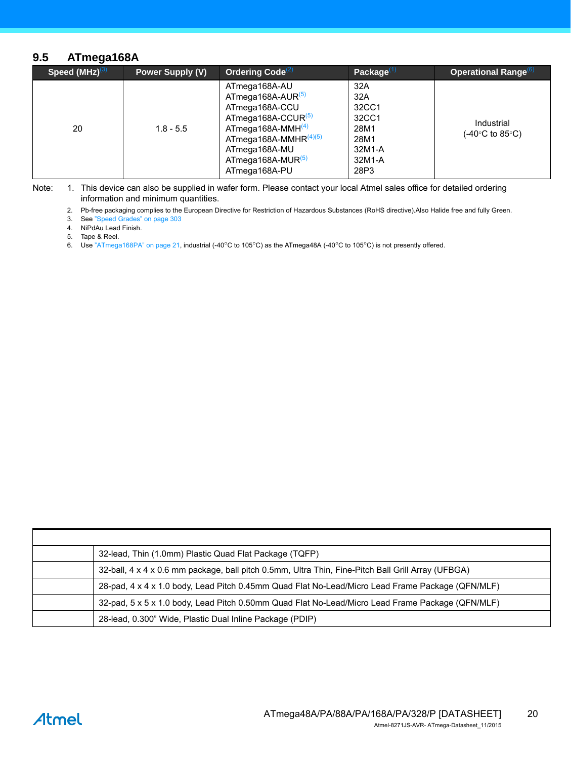## 9.5 ATmega168A

| Speed (MHz)[3] | Power Supply (V) | Ordering Code[2] | Package[1] | Operational Range[6] |
|---|---|---|---|---|
| 20 | 1.8 - 5.5 | ATmega168A-AU<br>ATmega168A-AUR[5]<br>ATmega168A-CCU<br>ATmega168A-CCUR[5]<br>ATmega168A-MMH[4]<br>ATmega168A-MMHR[4][5]<br>ATmega168A-MU<br>ATmega168A-MUR[5]<br>ATmega168A-PU | 32A<br>32A<br>32CC1<br>32CC1<br>28M1<br>28M1<br>32M1-A<br>32M1-A<br>28P3 | Industrial<br>(-40°C to 85°C) |

Note: 1. This device can also be supplied in wafer form. Please contact your local Atmel sales office for detailed ordering information and minimum quantities.

2. Pb-free packaging complies to the European Directive for Restriction of Hazardous Substances (RoHS directive).Also Halide free and fully Green.
3. See "Speed Grades" on page 303
4. NiPdAu Lead Finish.
5. Tape & Reel.
6. Use "ATmega168PA" on page 21, industrial (-40°C to 105°C) as the ATmega48A (-40°C to 105°C) is not presently offered.

| | |
|---|---|
| | 32-lead, Thin (1.0mm) Plastic Quad Flat Package (TQFP) |
| | 32-ball, 4 x 4 x 0.6 mm package, ball pitch 0.5mm, Ultra Thin, Fine-Pitch Ball Grill Array (UFBGA) |
| | 28-pad, 4 x 4 x 1.0 body, Lead Pitch 0.45mm Quad Flat No-Lead/Micro Lead Frame Package (QFN/MLF) |
| | 32-pad, 5 x 5 x 1.0 body, Lead Pitch 0.50mm Quad Flat No-Lead/Micro Lead Frame Package (QFN/MLF) |
| | 28-lead, 0.300" Wide, Plastic Dual Inline Package (PDIP) |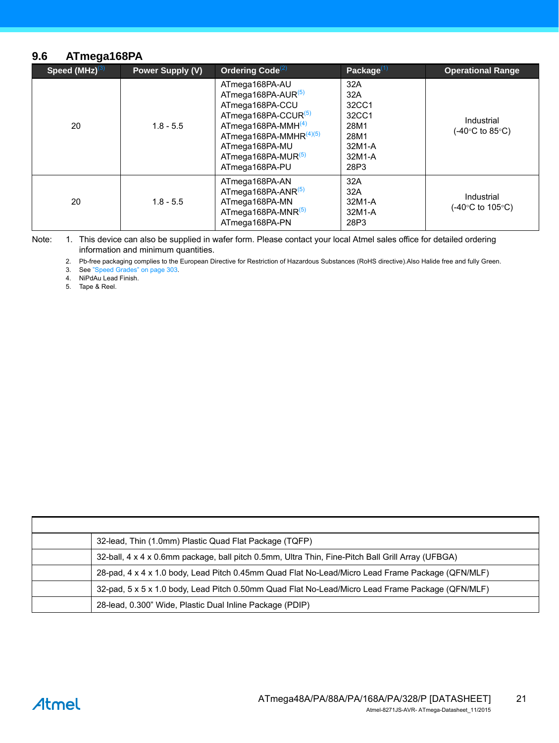## 9.6 ATmega168PA

| Speed (MHz)[3] | Power Supply (V) | Ordering Code[2] | Package[1] | Operational Range |
|---|---|---|---|---|
| 20 | 1.8 - 5.5 | ATmega168PA-AU<br>ATmega168PA-AUR[5]<br>ATmega168PA-CCU<br>ATmega168PA-CCUR[5]<br>ATmega168PA-MMH[4]<br>ATmega168PA-MMHR[4][5]<br>ATmega168PA-MU<br>ATmega168PA-MUR[5]<br>ATmega168PA-PU | 32A<br>32A<br>32CC1<br>32CC1<br>28M1<br>28M1<br>32M1-A<br>32M1-A<br>28P3 | Industrial<br>(-40°C to 85°C) |
| 20 | 1.8 - 5.5 | ATmega168PA-AN<br>ATmega168PA-ANR[5]<br>ATmega168PA-MN<br>ATmega168PA-MNR[5]<br>ATmega168PA-PN | 32A<br>32A<br>32M1-A<br>32M1-A<br>28P3 | Industrial<br>(-40°C to 105°C) |

Note:
1. This device can also be supplied in wafer form. Please contact your local Atmel sales office for detailed ordering information and minimum quantities.
2. Pb-free packaging complies to the European Directive for Restriction of Hazardous Substances (RoHS directive).Also Halide free and fully Green.
3. See "Speed Grades" on page 303.
4. NiPdAu Lead Finish.
5. Tape & Reel.

| | |
|---|---|
| | 32-lead, Thin (1.0mm) Plastic Quad Flat Package (TQFP) |
| | 32-ball, 4 x 4 x 0.6mm package, ball pitch 0.5mm, Ultra Thin, Fine-Pitch Ball Grill Array (UFBGA) |
| | 28-pad, 4 x 4 x 1.0 body, Lead Pitch 0.45mm Quad Flat No-Lead/Micro Lead Frame Package (QFN/MLF) |
| | 32-pad, 5 x 5 x 1.0 body, Lead Pitch 0.50mm Quad Flat No-Lead/Micro Lead Frame Package (QFN/MLF) |
| | 28-lead, 0.300" Wide, Plastic Dual Inline Package (PDIP) |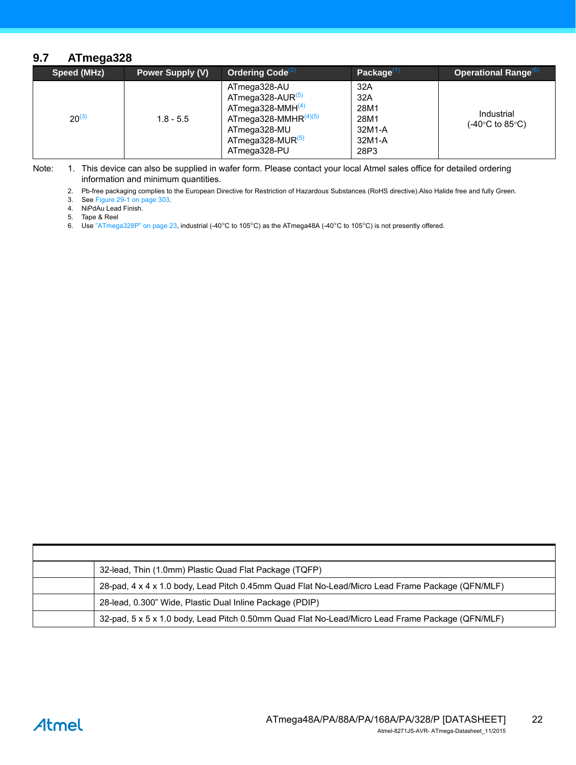## 9.7 ATmega328

| Speed (MHz) | Power Supply (V) | Ordering Code[2] | Package[1] | Operational Range[6] |
|---|---|---|---|---|
| 20[3] | 1.8 - 5.5 | ATmega328-AU<br>ATmega328-AUR[5]<br>ATmega328-MMH[4]<br>ATmega328-MMHR[4][5]<br>ATmega328-MU<br>ATmega328-MUR[5]<br>ATmega328-PU | 32A<br>32A<br>28M1<br>28M1<br>32M1-A<br>32M1-A<br>28P3 | Industrial<br>(-40°C to 85°C) |

Note: 
1. This device can also be supplied in wafer form. Please contact your local Atmel sales office for detailed ordering information and minimum quantities.
2. Pb-free packaging complies to the European Directive for Restriction of Hazardous Substances (RoHS directive).Also Halide free and fully Green.
3. See Figure 29-1 on page 303.
4. NiPdAu Lead Finish.
5. Tape & Reel
6. Use "ATmega328P" on page 23, industrial (-40°C to 105°C) as the ATmega48A (-40°C to 105°C) is not presently offered.

| | |
|---|---|
| | 32-lead, Thin (1.0mm) Plastic Quad Flat Package (TQFP) |
| | 28-pad, 4 x 4 x 1.0 body, Lead Pitch 0.45mm Quad Flat No-Lead/Micro Lead Frame Package (QFN/MLF) |
| | 28-lead, 0.300" Wide, Plastic Dual Inline Package (PDIP) |
| | 32-pad, 5 x 5 x 1.0 body, Lead Pitch 0.50mm Quad Flat No-Lead/Micro Lead Frame Package (QFN/MLF) |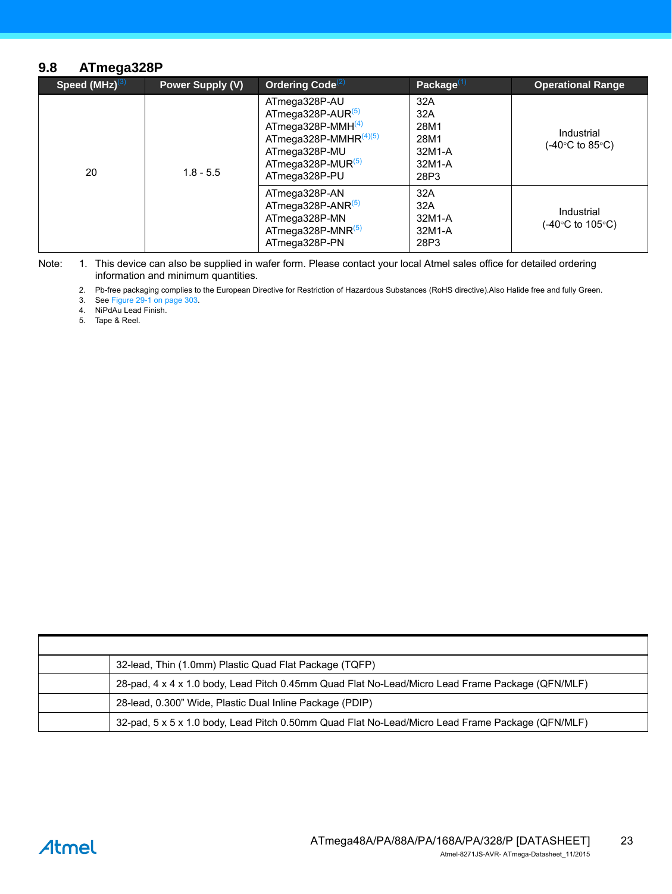## 9.8 ATmega328P

| Speed (MHz)[3] | Power Supply (V) | Ordering Code[2] | Package[1] | Operational Range |
|---|---|---|---|---|
| 20 | 1.8 - 5.5 | ATmega328P-AU<br>ATmega328P-AUR[5]<br>ATmega328P-MMH[4]<br>ATmega328P-MMHR[4][5]<br>ATmega328P-MU<br>ATmega328P-MUR[5]<br>ATmega328P-PU | 32A<br>32A<br>28M1<br>28M1<br>32M1-A<br>32M1-A<br>28P3 | Industrial<br>(-40°C to 85°C) |
| | | ATmega328P-AN<br>ATmega328P-ANR[5]<br>ATmega328P-MN<br>ATmega328P-MNR[5]<br>ATmega328P-PN | 32A<br>32A<br>32M1-A<br>32M1-A<br>28P3 | Industrial<br>(-40°C to 105°C) |

Note:
1. This device can also be supplied in wafer form. Please contact your local Atmel sales office for detailed ordering information and minimum quantities.
2. Pb-free packaging complies to the European Directive for Restriction of Hazardous Substances (RoHS directive).Also Halide free and fully Green.
3. See Figure 29-1 on page 303.
4. NiPdAu Lead Finish.
5. Tape & Reel.

| | |
|---|---|
| | 32-lead, Thin (1.0mm) Plastic Quad Flat Package (TQFP) |
| | 28-pad, 4 x 4 x 1.0 body, Lead Pitch 0.45mm Quad Flat No-Lead/Micro Lead Frame Package (QFN/MLF) |
| | 28-lead, 0.300" Wide, Plastic Dual Inline Package (PDIP) |
| | 32-pad, 5 x 5 x 1.0 body, Lead Pitch 0.50mm Quad Flat No-Lead/Micro Lead Frame Package (QFN/MLF) |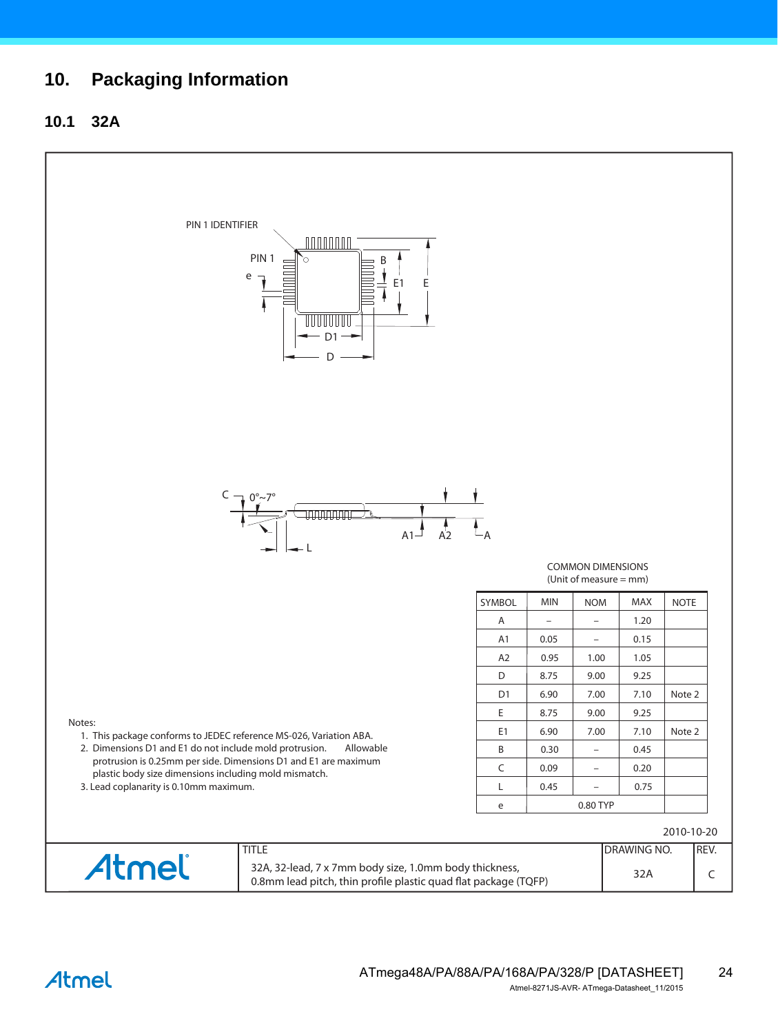# 10. Packaging Information

## 10.1 32A

PIN 1 IDENTIFIER

PIN 1

e

B

E1

E

D1

D

C

0°~7°

A1

A2

A

L

COMMON DIMENSIONS
(Unit of measure = mm)

| SYMBOL | MIN | NOM | MAX | NOTE |
|---|---|---|---|---|
| A | – | – | 1.20 | |
| A1 | 0.05 | – | 0.15 | |
| A2 | 0.95 | 1.00 | 1.05 | |
| D | 8.75 | 9.00 | 9.25 | |
| D1 | 6.90 | 7.00 | 7.10 | Note 2 |
| E | 8.75 | 9.00 | 9.25 | |
| E1 | 6.90 | 7.00 | 7.10 | Note 2 |
| B | 0.30 | – | 0.45 | |
| C | 0.09 | – | 0.20 | |
| L | 0.45 | – | 0.75 | |
| e | | 0.80 TYP | | |

Notes:

1. This package conforms to JEDEC reference MS-026, Variation ABA.
2. Dimensions D1 and E1 do not include mold protrusion. Allowable protrusion is 0.25mm per side. Dimensions D1 and E1 are maximum plastic body size dimensions including mold mismatch.
3. Lead coplanarity is 0.10mm maximum.

2010-10-20

| Atmel | TITLE<br>32A, 32-lead, 7 x 7mm body size, 1.0mm body thickness, 0.8mm lead pitch, thin profile plastic quad flat package (TQFP) | DRAWING NO.<br>32A | REV.<br>C |
|---|---|---|---|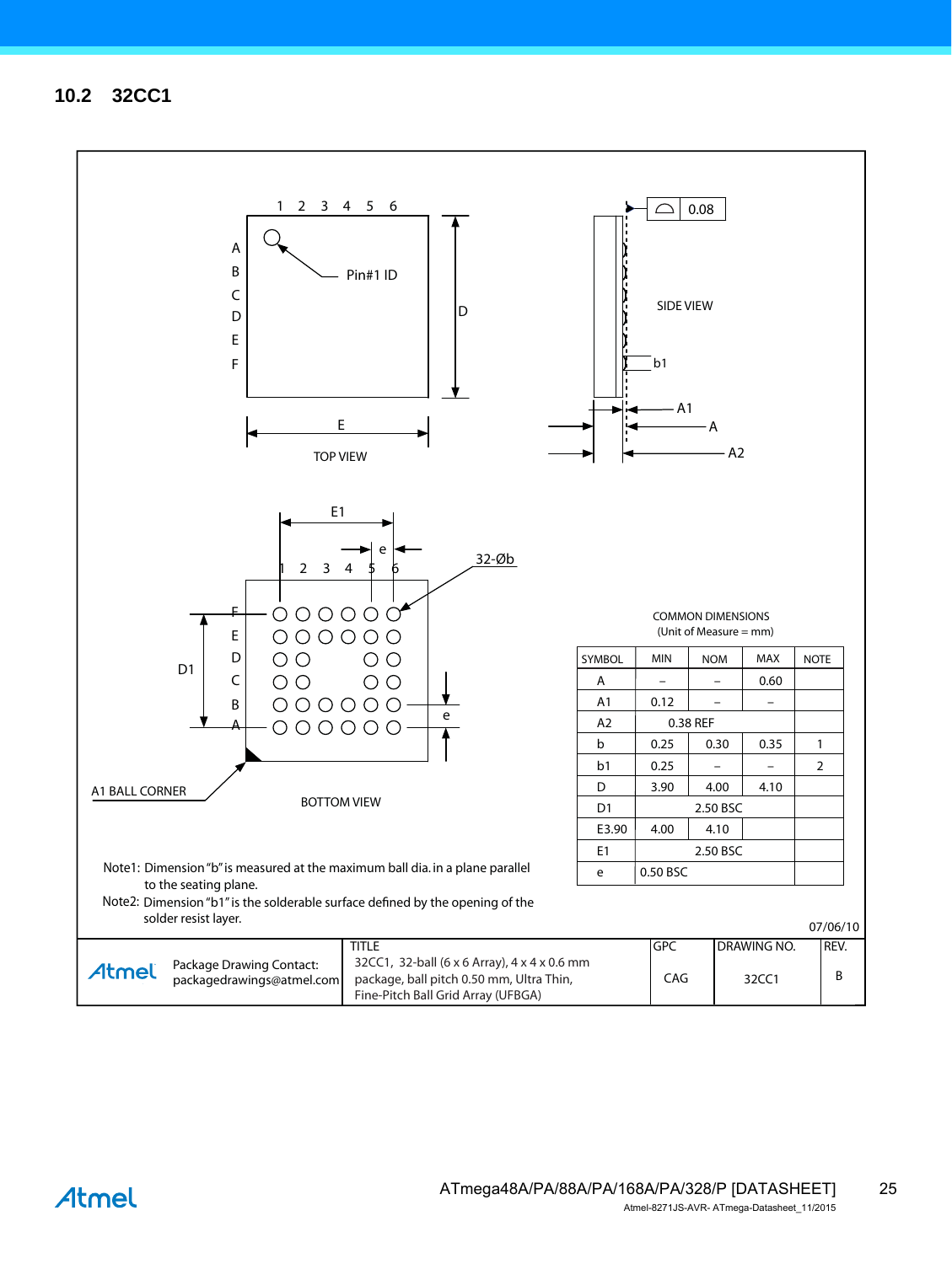## 10.2 32CC1

TOP VIEW

SIDE VIEW

BOTTOM VIEW

A1 BALL CORNER

Pin#1 ID

32-Øb

COMMON DIMENSIONS
(Unit of Measure = mm)

| SYMBOL | MIN | NOM | MAX | NOTE |
|---|---|---|---|---|
| A | – | – | 0.60 | |
| A1 | 0.12 | – | – | |
| A2 | 0.38 REF | | | |
| b | 0.25 | 0.30 | 0.35 | 1 |
| b1 | 0.25 | – | – | 2 |
| D | 3.90 | 4.00 | 4.10 | |
| D1 | 2.50 BSC | | | |
| E | 3.90 | 4.00 | 4.10 | |
| E1 | 2.50 BSC | | | |
| e | 0.50 BSC | | | |

Note1: Dimension "b" is measured at the maximum ball dia. in a plane parallel to the seating plane.

Note2: Dimension "b1" is the solderable surface defined by the opening of the solder resist layer.

07/06/10

| Atmel | TITLE | GPC | DRAWING NO. | REV. |
|---|---|---|---|---|
| Package Drawing Contact: packagedrawings@atmel.com | 32CC1, 32-ball (6 x 6 Array), 4 x 4 x 0.6 mm package, ball pitch 0.50 mm, Ultra Thin, Fine-Pitch Ball Grid Array (UFBGA) | CAG | 32CC1 | B |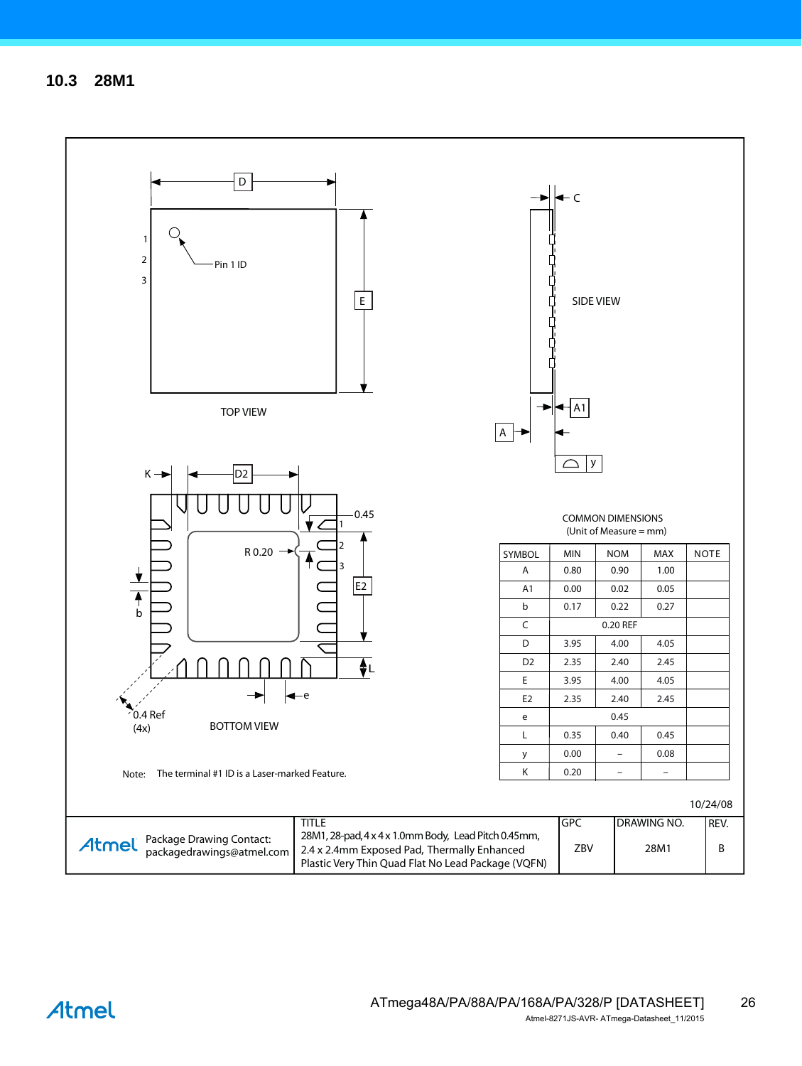## 10.3 28M1

TOP VIEW

SIDE VIEW

BOTTOM VIEW

Note: The terminal #1 ID is a Laser-marked Feature.

COMMON DIMENSIONS
(Unit of Measure = mm)

| SYMBOL | MIN | NOM | MAX | NOTE |
|---|---|---|---|---|
| A | 0.80 | 0.90 | 1.00 | |
| A1 | 0.00 | 0.02 | 0.05 | |
| b | 0.17 | 0.22 | 0.27 | |
| C | | 0.20 REF | | |
| D | 3.95 | 4.00 | 4.05 | |
| D2 | 2.35 | 2.40 | 2.45 | |
| E | 3.95 | 4.00 | 4.05 | |
| E2 | 2.35 | 2.40 | 2.45 | |
| e | | 0.45 | | |
| L | 0.35 | 0.40 | 0.45 | |
| y | 0.00 | – | 0.08 | |
| K | 0.20 | – | – | |

10/24/08

| Atmel Package Drawing Contact: packagedrawings@atmel.com | TITLE 28M1, 28-pad, 4 x 4 x 1.0mm Body, Lead Pitch 0.45mm, 2.4 x 2.4mm Exposed Pad, Thermally Enhanced Plastic Very Thin Quad Flat No Lead Package (VQFN) | GPC ZBV | DRAWING NO. 28M1 | REV. B |
|---|---|---|---|---|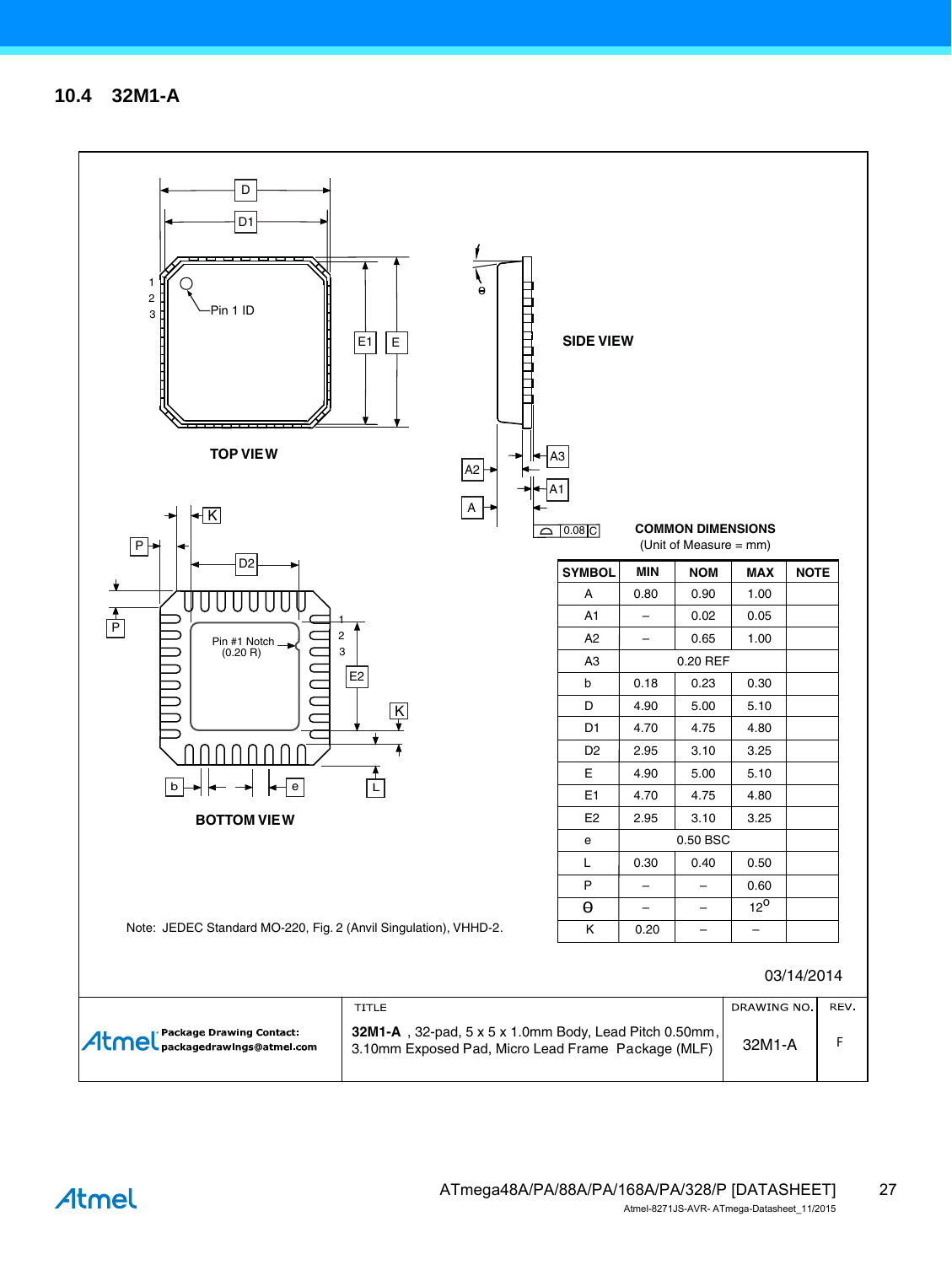## 10.4 32M1-A

TOP VIEW

SIDE VIEW

BOTTOM VIEW

Pin 1 ID

Pin #1 Notch (0.20 R)

**COMMON DIMENSIONS**
(Unit of Measure = mm)

| SYMBOL | MIN | NOM | MAX | NOTE |
|---|---|---|---|---|
| A | 0.80 | 0.90 | 1.00 | |
| A1 | – | 0.02 | 0.05 | |
| A2 | – | 0.65 | 1.00 | |
| A3 | | 0.20 REF | | |
| b | 0.18 | 0.23 | 0.30 | |
| D | 4.90 | 5.00 | 5.10 | |
| D1 | 4.70 | 4.75 | 4.80 | |
| D2 | 2.95 | 3.10 | 3.25 | |
| E | 4.90 | 5.00 | 5.10 | |
| E1 | 4.70 | 4.75 | 4.80 | |
| E2 | 2.95 | 3.10 | 3.25 | |
| e | | 0.50 BSC | | |
| L | 0.30 | 0.40 | 0.50 | |
| P | – | – | 0.60 | |
| Θ | – | – | $12^{o}$ | |
| K | 0.20 | – | – | |

Note: JEDEC Standard MO-220, Fig. 2 (Anvil Singulation), VHHD-2.

03/14/2014

| Atmel Package Drawing Contact: packagedrawings@atmel.com | TITLE | DRAWING NO. | REV. |
|---|---|---|---|
| | **32M1-A**, 32-pad, 5 x 5 x 1.0mm Body, Lead Pitch 0.50mm, 3.10mm Exposed Pad, Micro Lead Frame Package (MLF) | 32M1-A | F |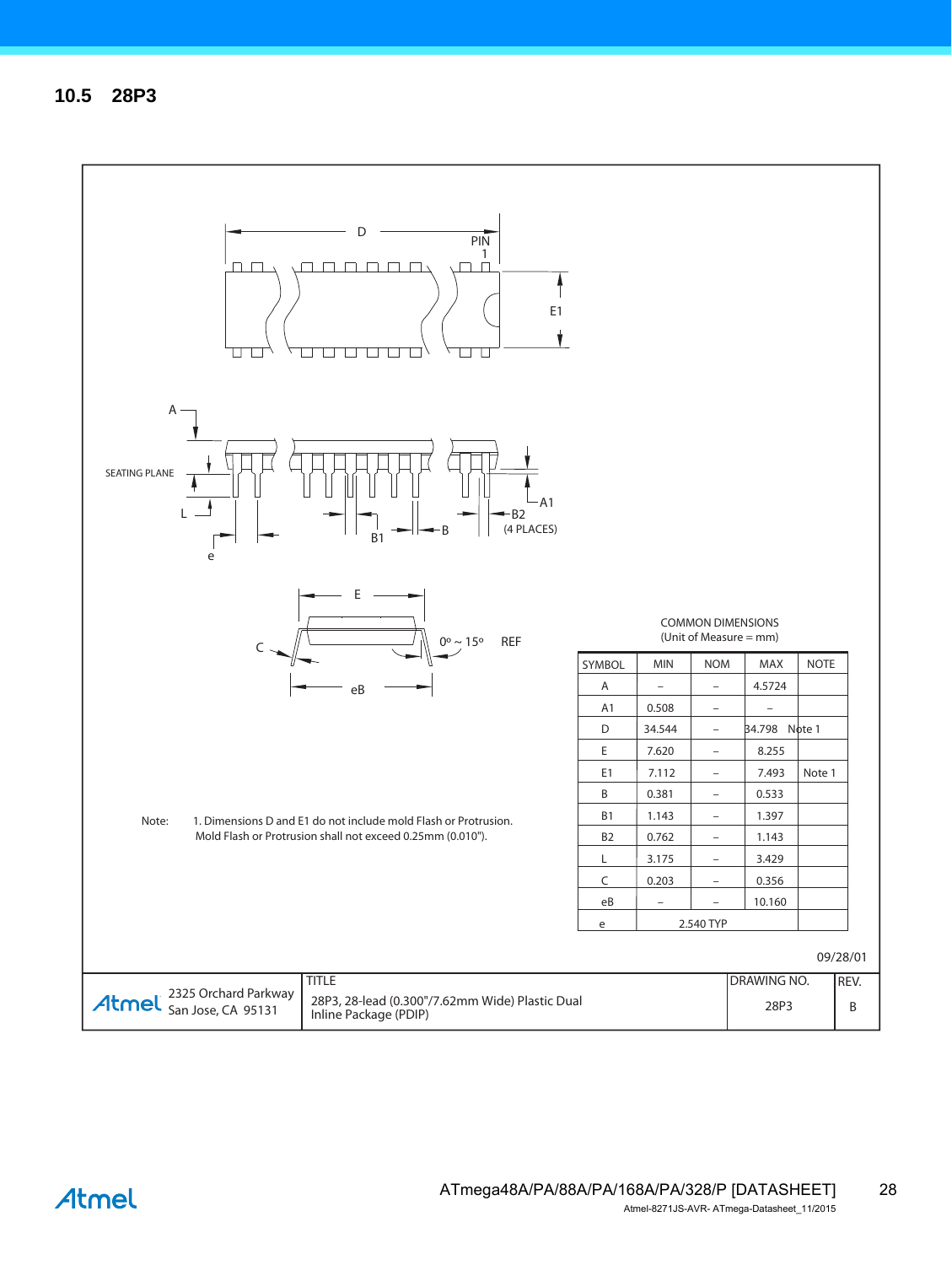## 10.5 28P3

COMMON DIMENSIONS
(Unit of Measure = mm)

| SYMBOL | MIN | NOM | MAX | NOTE |
|---|---|---|---|---|
| A | – | – | 4.5724 | |
| A1 | 0.508 | – | – | |
| D | 34.544 | – | 34.798 | Note 1 |
| E | 7.620 | – | 8.255 | |
| E1 | 7.112 | – | 7.493 | Note 1 |
| B | 0.381 | – | 0.533 | |
| B1 | 1.143 | – | 1.397 | |
| B2 | 0.762 | – | 1.143 | |
| L | 3.175 | – | 3.429 | |
| C | 0.203 | – | 0.356 | |
| eB | – | – | 10.160 | |
| e | 2.540 TYP | | | |

Note: 1. Dimensions D and E1 do not include mold Flash or Protrusion. Mold Flash or Protrusion shall not exceed 0.25mm (0.010").

09/28/01

| Atmel 2325 Orchard Parkway San Jose, CA 95131 | TITLE 28P3, 28-lead (0.300"/7.62mm Wide) Plastic Dual Inline Package (PDIP) | DRAWING NO. 28P3 | REV. B |
|---|---|---|---|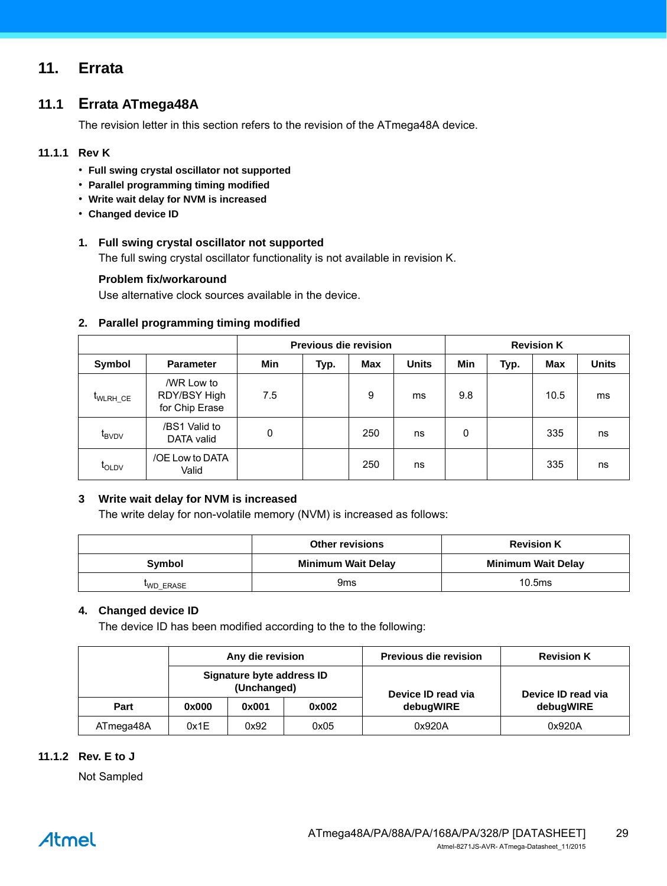# 11. Errata

## 11.1 Errata ATmega48A

The revision letter in this section refers to the revision of the ATmega48A device.

### 11.1.1 Rev K

- **Full swing crystal oscillator not supported**
- **Parallel programming timing modified**
- **Write wait delay for NVM is increased**
- **Changed device ID**

**1. Full swing crystal oscillator not supported**

The full swing crystal oscillator functionality is not available in revision K.

**Problem fix/workaround**

Use alternative clock sources available in the device.

**2. Parallel programming timing modified**

| | | Previous die revision | | | | Revision K | | | |
|---|---|---|---|---|---|---|---|---|---|
| **Symbol** | **Parameter** | **Min** | **Typ.** | **Max** | **Units** | **Min** | **Typ.** | **Max** | **Units** |
| $t_{WLRH\_CE}$ | /WR Low to RDY/BSY High for Chip Erase | 7.5 | | 9 | ms | 9.8 | | 10.5 | ms |
| $t_{BVDV}$ | /BS1 Valid to DATA valid | 0 | | 250 | ns | 0 | | 335 | ns |
| $t_{OLDV}$ | /OE Low to DATA Valid | | | 250 | ns | | | 335 | ns |

**3 Write wait delay for NVM is increased**

The write delay for non-volatile memory (NVM) is increased as follows:

| | Other revisions | Revision K |
|---|---|---|
| **Symbol** | **Minimum Wait Delay** | **Minimum Wait Delay** |
| $t_{WD\_ERASE}$ | 9ms | 10.5ms |

**4. Changed device ID**

The device ID has been modified according to the to the following:

| | Any die revision | | | Previous die revision | Revision K |
|---|---|---|---|---|---|
| | Signature byte address ID (Unchanged) | | | | |
| **Part** | **0x000** | **0x001** | **0x002** | **Device ID read via debugWIRE** | **Device ID read via debugWIRE** |
| ATmega48A | 0x1E | 0x92 | 0x05 | 0x920A | 0x920A |

### 11.1.2 Rev. E to J

Not Sampled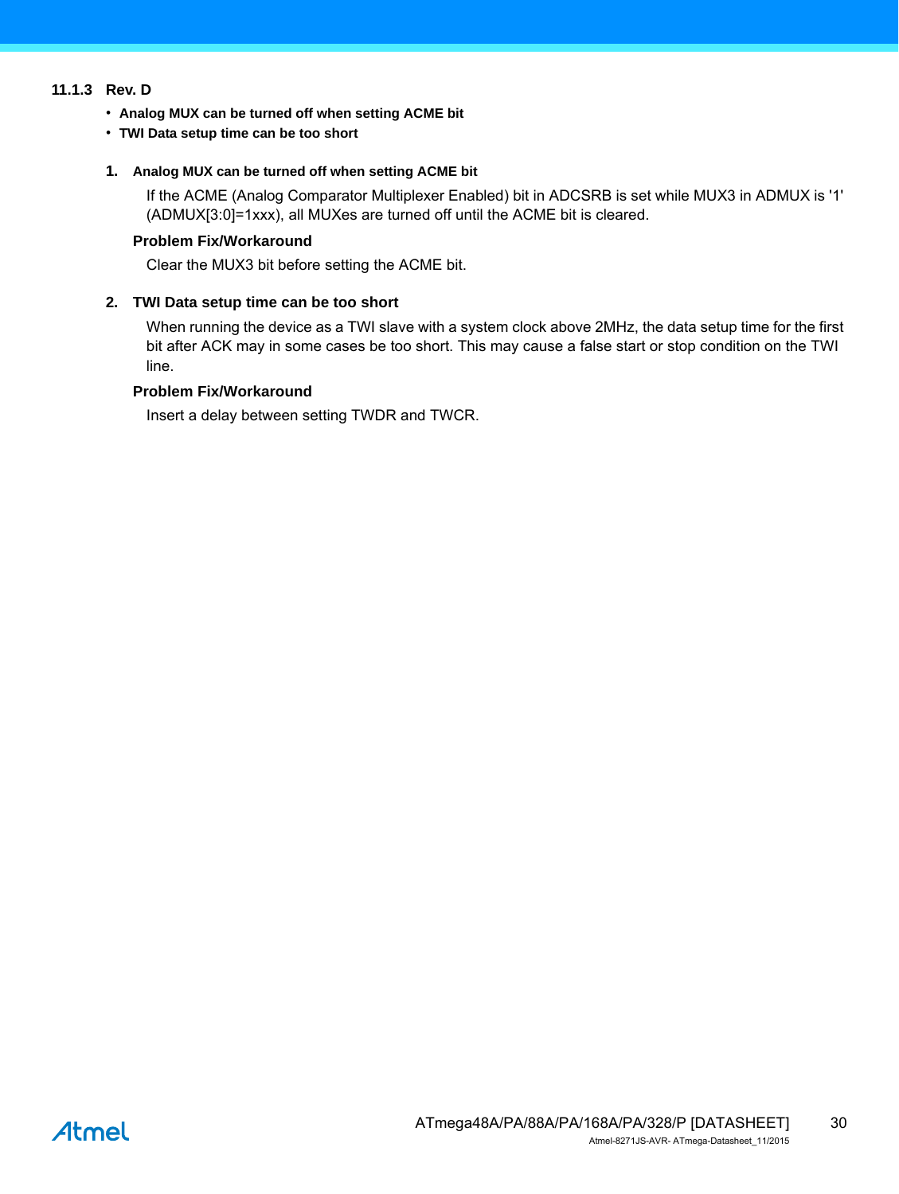### 11.1.3 Rev. D

- **Analog MUX can be turned off when setting ACME bit**
- **TWI Data setup time can be too short**

**1. Analog MUX can be turned off when setting ACME bit**

If the ACME (Analog Comparator Multiplexer Enabled) bit in ADCSRB is set while MUX3 in ADMUX is '1' (ADMUX[3:0]=1xxx), all MUXes are turned off until the ACME bit is cleared.

**Problem Fix/Workaround**

Clear the MUX3 bit before setting the ACME bit.

**2. TWI Data setup time can be too short**

When running the device as a TWI slave with a system clock above 2MHz, the data setup time for the first bit after ACK may in some cases be too short. This may cause a false start or stop condition on the TWI line.

**Problem Fix/Workaround**

Insert a delay between setting TWDR and TWCR.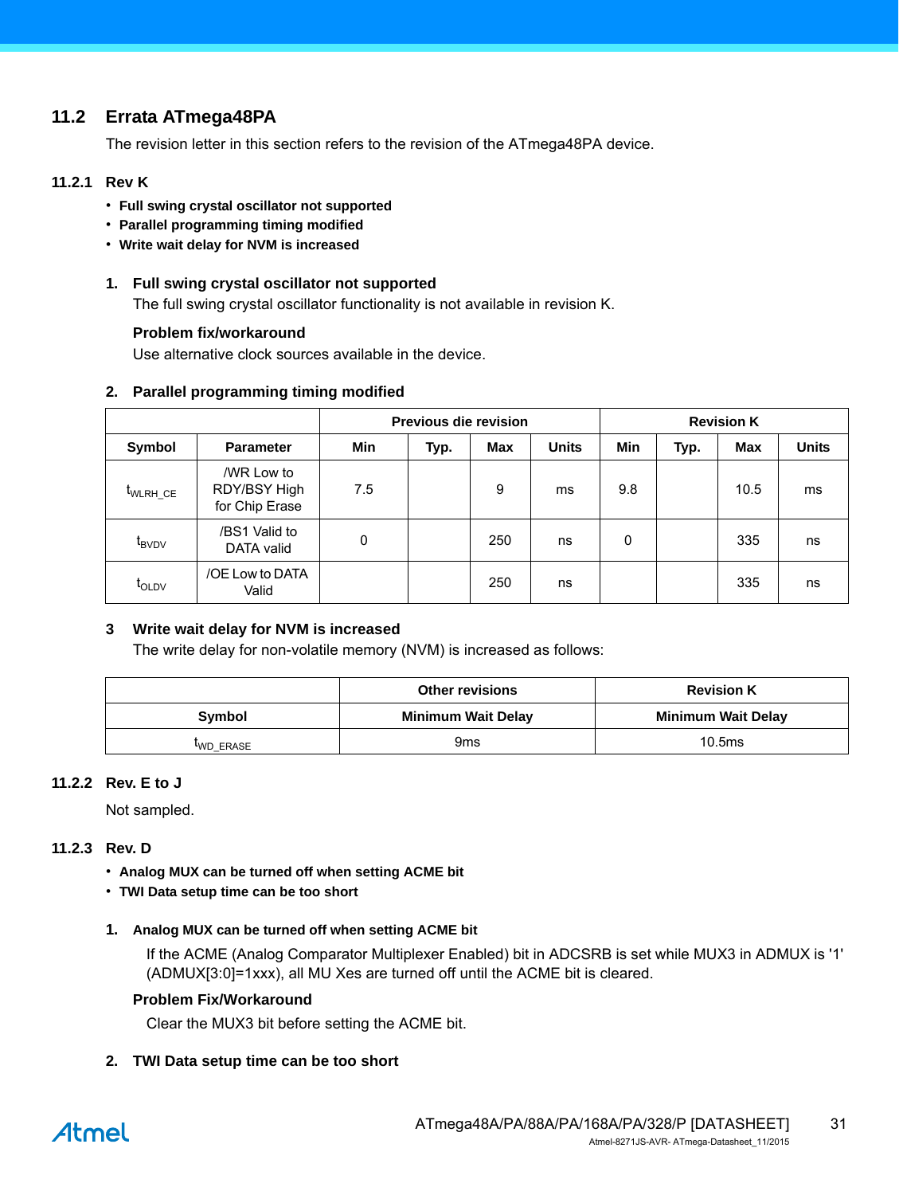## 11.2 Errata ATmega48PA

The revision letter in this section refers to the revision of the ATmega48PA device.

### 11.2.1 Rev K

- **Full swing crystal oscillator not supported**
- **Parallel programming timing modified**
- **Write wait delay for NVM is increased**

**1. Full swing crystal oscillator not supported**

The full swing crystal oscillator functionality is not available in revision K.

**Problem fix/workaround**

Use alternative clock sources available in the device.

**2. Parallel programming timing modified**

| | | Previous die revision | | | | Revision K | | | |
|---|---|---|---|---|---|---|---|---|---|
| **Symbol** | **Parameter** | **Min** | **Typ.** | **Max** | **Units** | **Min** | **Typ.** | **Max** | **Units** |
| $t_{WLRH\_CE}$ | /WR Low to RDY/BSY High for Chip Erase | 7.5 | | 9 | ms | 9.8 | | 10.5 | ms |
| $t_{BVDV}$ | /BS1 Valid to DATA valid | 0 | | 250 | ns | 0 | | 335 | ns |
| $t_{OLDV}$ | /OE Low to DATA Valid | | | 250 | ns | | | 335 | ns |

**3 Write wait delay for NVM is increased**

The write delay for non-volatile memory (NVM) is increased as follows:

| | Other revisions | Revision K |
|---|---|---|
| **Symbol** | **Minimum Wait Delay** | **Minimum Wait Delay** |
| $t_{WD\_ERASE}$ | 9ms | 10.5ms |

### 11.2.2 Rev. E to J

Not sampled.

### 11.2.3 Rev. D

- **Analog MUX can be turned off when setting ACME bit**
- **TWI Data setup time can be too short**

**1. Analog MUX can be turned off when setting ACME bit**

If the ACME (Analog Comparator Multiplexer Enabled) bit in ADCSRB is set while MUX3 in ADMUX is '1' (ADMUX[3:0]=1xxx), all MU Xes are turned off until the ACME bit is cleared.

**Problem Fix/Workaround**

Clear the MUX3 bit before setting the ACME bit.

**2. TWI Data setup time can be too short**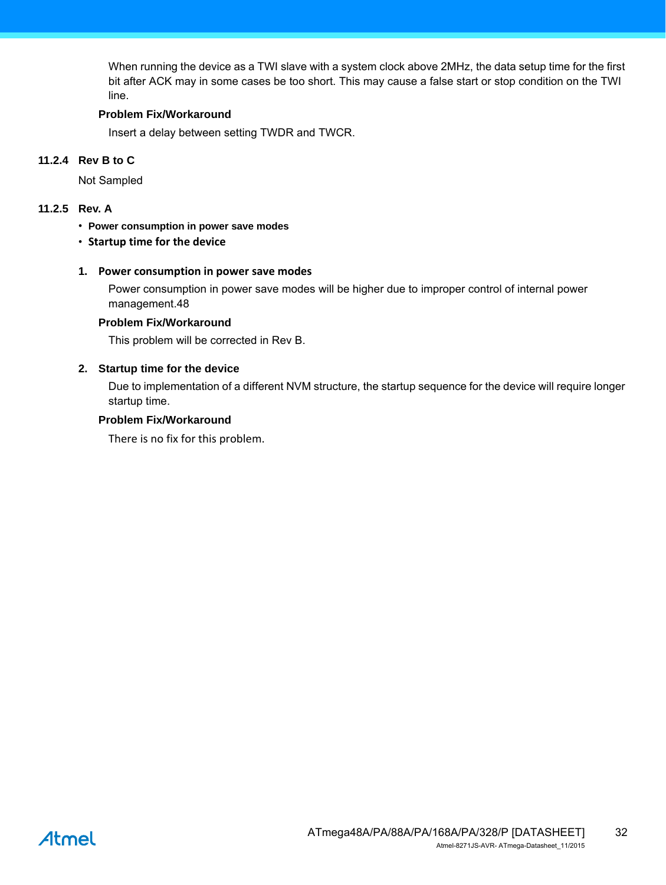When running the device as a TWI slave with a system clock above 2MHz, the data setup time for the first bit after ACK may in some cases be too short. This may cause a false start or stop condition on the TWI line.

**Problem Fix/Workaround**

Insert a delay between setting TWDR and TWCR.

### 11.2.4 Rev B to C

Not Sampled

### 11.2.5 Rev. A

- **Power consumption in power save modes**
- **Startup time for the device**

**1. Power consumption in power save modes**

Power consumption in power save modes will be higher due to improper control of internal power management.48

**Problem Fix/Workaround**

This problem will be corrected in Rev B.

**2. Startup time for the device**

Due to implementation of a different NVM structure, the startup sequence for the device will require longer startup time.

**Problem Fix/Workaround**

There is no fix for this problem.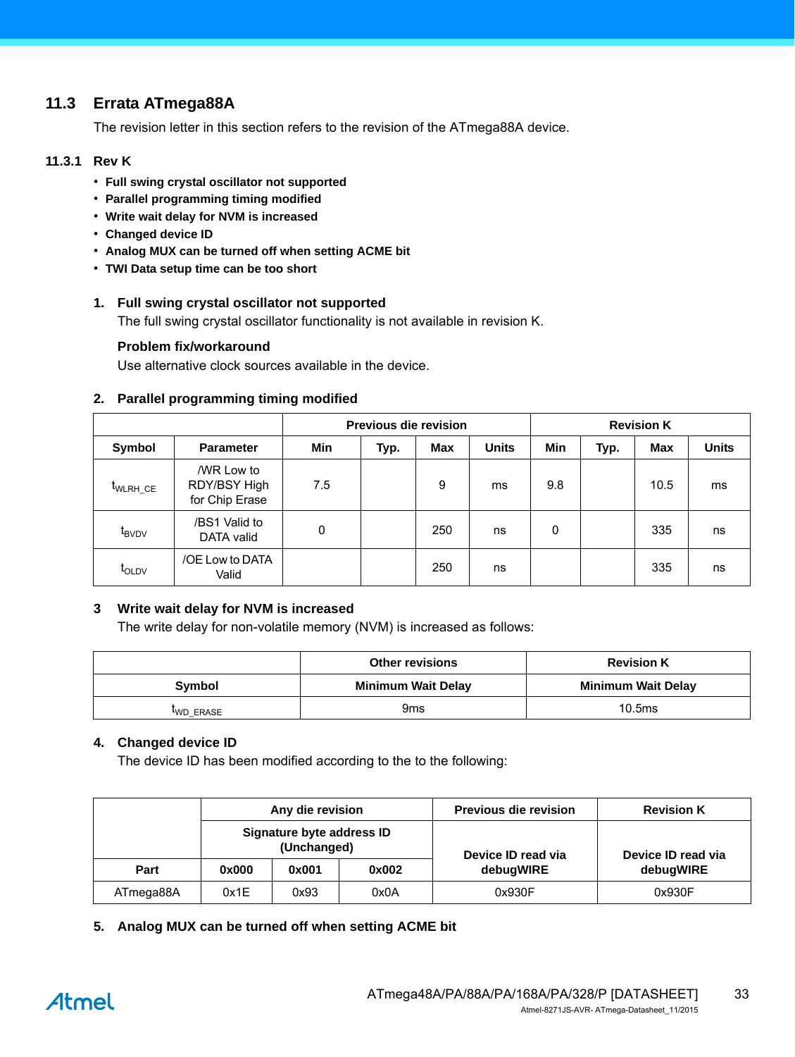## 11.3 Errata ATmega88A

The revision letter in this section refers to the revision of the ATmega88A device.

### 11.3.1 Rev K

- **Full swing crystal oscillator not supported**
- **Parallel programming timing modified**
- **Write wait delay for NVM is increased**
- **Changed device ID**
- **Analog MUX can be turned off when setting ACME bit**
- **TWI Data setup time can be too short**

**1. Full swing crystal oscillator not supported**

The full swing crystal oscillator functionality is not available in revision K.

**Problem fix/workaround**

Use alternative clock sources available in the device.

**2. Parallel programming timing modified**

| | | Previous die revision | | | | Revision K | | | |
|---|---|---|---|---|---|---|---|---|---|
| **Symbol** | **Parameter** | **Min** | **Typ.** | **Max** | **Units** | **Min** | **Typ.** | **Max** | **Units** |
| $t_{WLRH\_CE}$ | /WR Low to RDY/BSY High for Chip Erase | 7.5 | | 9 | ms | 9.8 | | 10.5 | ms |
| $t_{BVDV}$ | /BS1 Valid to DATA valid | 0 | | 250 | ns | 0 | | 335 | ns |
| $t_{OLDV}$ | /OE Low to DATA Valid | | | 250 | ns | | | 335 | ns |

**3 Write wait delay for NVM is increased**

The write delay for non-volatile memory (NVM) is increased as follows:

| | Other revisions | Revision K |
|---|---|---|
| **Symbol** | **Minimum Wait Delay** | **Minimum Wait Delay** |
| $t_{WD\_ERASE}$ | 9ms | 10.5ms |

**4. Changed device ID**

The device ID has been modified according to the to the following:

| | Any die revision | | | Previous die revision | Revision K |
|---|---|---|---|---|---|
| | Signature byte address ID (Unchanged) | | | | |
| **Part** | **0x000** | **0x001** | **0x002** | **Device ID read via debugWIRE** | **Device ID read via debugWIRE** |
| ATmega88A | 0x1E | 0x93 | 0x0A | 0x930F | 0x930F |

**5. Analog MUX can be turned off when setting ACME bit**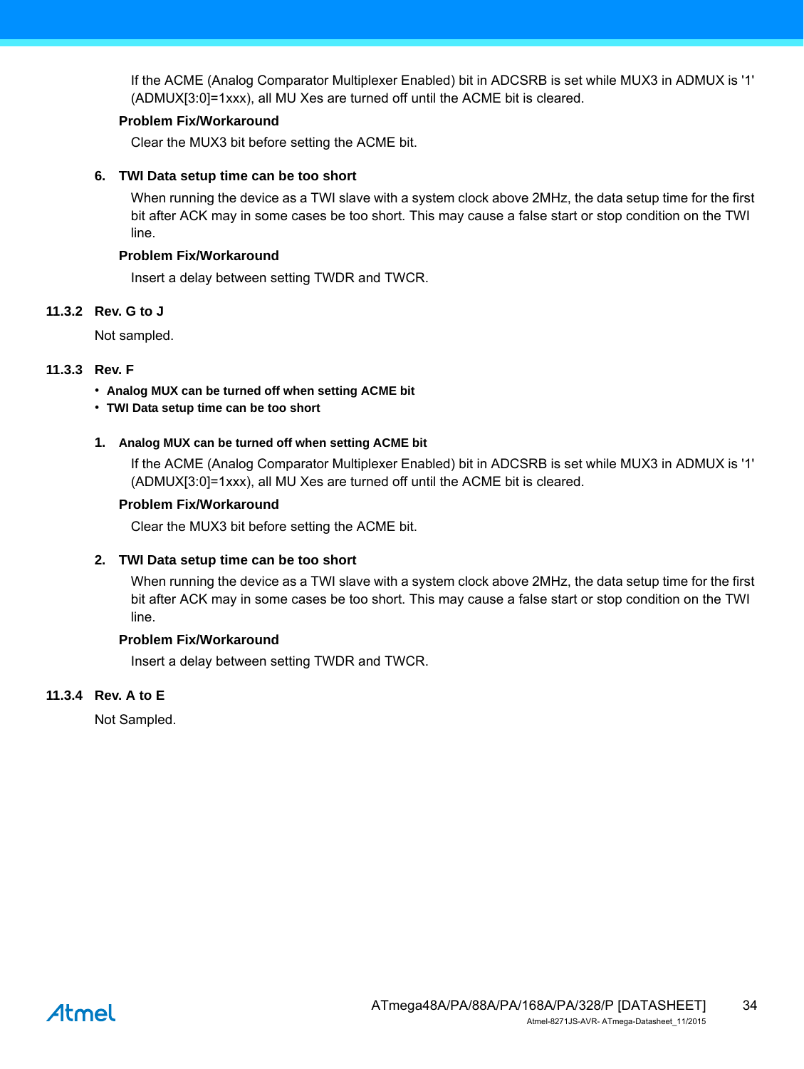If the ACME (Analog Comparator Multiplexer Enabled) bit in ADCSRB is set while MUX3 in ADMUX is '1' (ADMUX[3:0]=1xxx), all MU Xes are turned off until the ACME bit is cleared.

**Problem Fix/Workaround**

Clear the MUX3 bit before setting the ACME bit.

6. **TWI Data setup time can be too short**

   When running the device as a TWI slave with a system clock above 2MHz, the data setup time for the first bit after ACK may in some cases be too short. This may cause a false start or stop condition on the TWI line.

   **Problem Fix/Workaround**

   Insert a delay between setting TWDR and TWCR.

### 11.3.2 Rev. G to J

Not sampled.

### 11.3.3 Rev. F

- **Analog MUX can be turned off when setting ACME bit**
- **TWI Data setup time can be too short**

1. **Analog MUX can be turned off when setting ACME bit**

   If the ACME (Analog Comparator Multiplexer Enabled) bit in ADCSRB is set while MUX3 in ADMUX is '1' (ADMUX[3:0]=1xxx), all MU Xes are turned off until the ACME bit is cleared.

   **Problem Fix/Workaround**

   Clear the MUX3 bit before setting the ACME bit.

2. **TWI Data setup time can be too short**

   When running the device as a TWI slave with a system clock above 2MHz, the data setup time for the first bit after ACK may in some cases be too short. This may cause a false start or stop condition on the TWI line.

   **Problem Fix/Workaround**

   Insert a delay between setting TWDR and TWCR.

### 11.3.4 Rev. A to E

Not Sampled.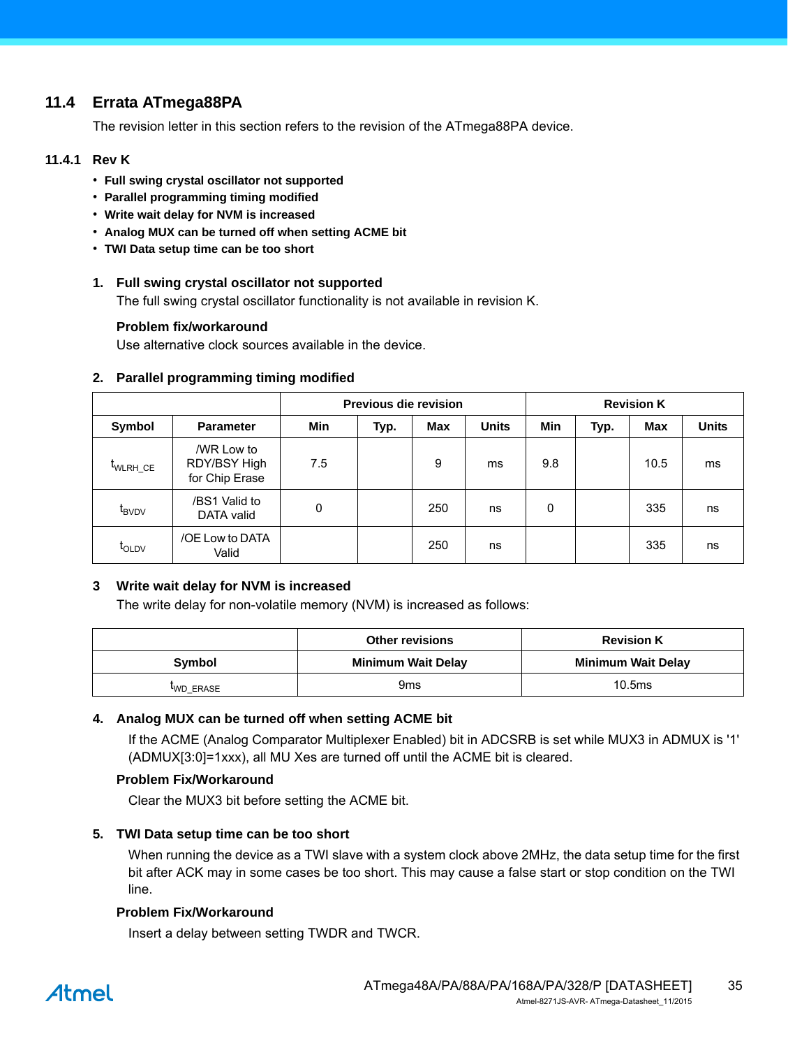## 11.4 Errata ATmega88PA

The revision letter in this section refers to the revision of the ATmega88PA device.

### 11.4.1 Rev K

- **Full swing crystal oscillator not supported**
- **Parallel programming timing modified**
- **Write wait delay for NVM is increased**
- **Analog MUX can be turned off when setting ACME bit**
- **TWI Data setup time can be too short**

**1. Full swing crystal oscillator not supported**

The full swing crystal oscillator functionality is not available in revision K.

**Problem fix/workaround**

Use alternative clock sources available in the device.

**2. Parallel programming timing modified**

| | | Previous die revision | | | | Revision K | | | |
|---|---|---|---|---|---|---|---|---|---|
| **Symbol** | **Parameter** | **Min** | **Typ.** | **Max** | **Units** | **Min** | **Typ.** | **Max** | **Units** |
| $t_{WLRH\_CE}$ | /WR Low to RDY/BSY High for Chip Erase | 7.5 | | 9 | ms | 9.8 | | 10.5 | ms |
| $t_{BVDV}$ | /BS1 Valid to DATA valid | 0 | | 250 | ns | 0 | | 335 | ns |
| $t_{OLDV}$ | /OE Low to DATA Valid | | | 250 | ns | | | 335 | ns |

**3 Write wait delay for NVM is increased**

The write delay for non-volatile memory (NVM) is increased as follows:

| | Other revisions | Revision K |
|---|---|---|
| **Symbol** | **Minimum Wait Delay** | **Minimum Wait Delay** |
| $t_{WD\_ERASE}$ | 9ms | 10.5ms |

**4. Analog MUX can be turned off when setting ACME bit**

If the ACME (Analog Comparator Multiplexer Enabled) bit in ADCSRB is set while MUX3 in ADMUX is '1' (ADMUX[3:0]=1xxx), all MU Xes are turned off until the ACME bit is cleared.

**Problem Fix/Workaround**

Clear the MUX3 bit before setting the ACME bit.

**5. TWI Data setup time can be too short**

When running the device as a TWI slave with a system clock above 2MHz, the data setup time for the first bit after ACK may in some cases be too short. This may cause a false start or stop condition on the TWI line.

**Problem Fix/Workaround**

Insert a delay between setting TWDR and TWCR.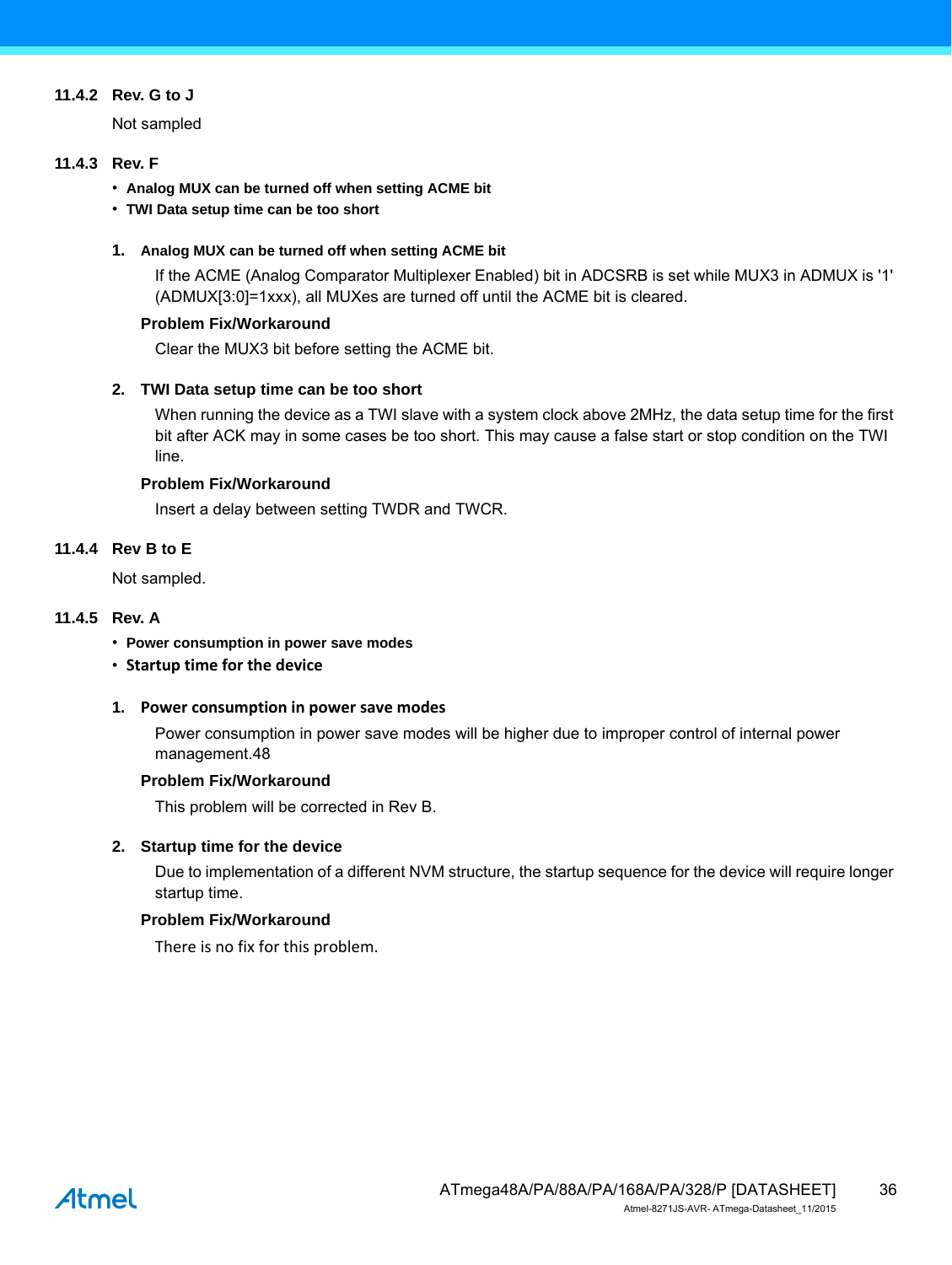### 11.4.2 Rev. G to J

Not sampled

### 11.4.3 Rev. F

- **Analog MUX can be turned off when setting ACME bit**
- **TWI Data setup time can be too short**

**1. Analog MUX can be turned off when setting ACME bit**

If the ACME (Analog Comparator Multiplexer Enabled) bit in ADCSRB is set while MUX3 in ADMUX is '1' (ADMUX[3:0]=1xxx), all MUXes are turned off until the ACME bit is cleared.

**Problem Fix/Workaround**

Clear the MUX3 bit before setting the ACME bit.

**2. TWI Data setup time can be too short**

When running the device as a TWI slave with a system clock above 2MHz, the data setup time for the first bit after ACK may in some cases be too short. This may cause a false start or stop condition on the TWI line.

**Problem Fix/Workaround**

Insert a delay between setting TWDR and TWCR.

### 11.4.4 Rev B to E

Not sampled.

### 11.4.5 Rev. A

- **Power consumption in power save modes**
- **Startup time for the device**

**1. Power consumption in power save modes**

Power consumption in power save modes will be higher due to improper control of internal power management.48

**Problem Fix/Workaround**

This problem will be corrected in Rev B.

**2. Startup time for the device**

Due to implementation of a different NVM structure, the startup sequence for the device will require longer startup time.

**Problem Fix/Workaround**

There is no fix for this problem.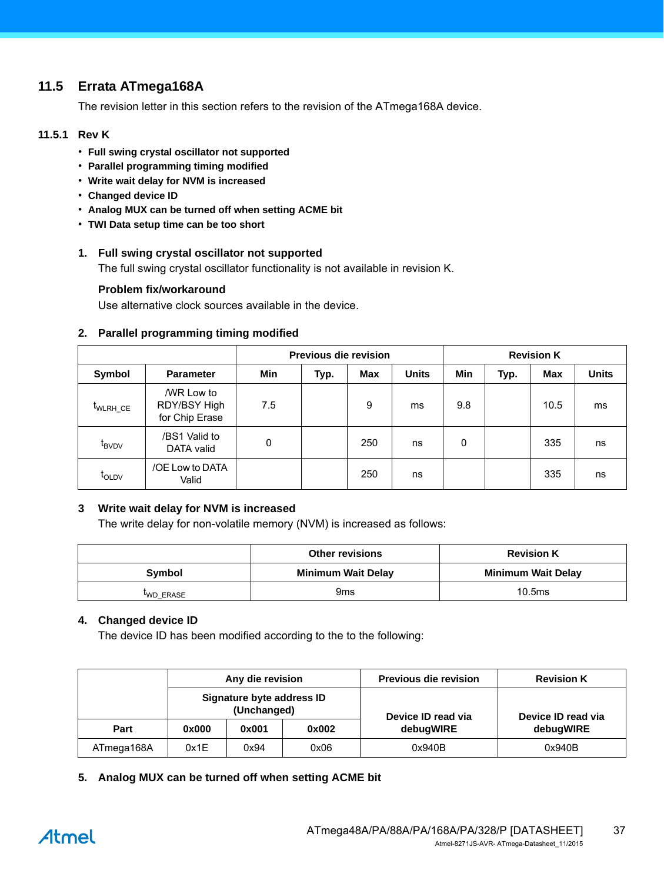## 11.5 Errata ATmega168A

The revision letter in this section refers to the revision of the ATmega168A device.

### 11.5.1 Rev K

- **Full swing crystal oscillator not supported**
- **Parallel programming timing modified**
- **Write wait delay for NVM is increased**
- **Changed device ID**
- **Analog MUX can be turned off when setting ACME bit**
- **TWI Data setup time can be too short**

**1. Full swing crystal oscillator not supported**

The full swing crystal oscillator functionality is not available in revision K.

**Problem fix/workaround**

Use alternative clock sources available in the device.

**2. Parallel programming timing modified**

| | | Previous die revision | | | | Revision K | | | |
|---|---|---|---|---|---|---|---|---|---|
| **Symbol** | **Parameter** | **Min** | **Typ.** | **Max** | **Units** | **Min** | **Typ.** | **Max** | **Units** |
| $t_{WLRH\_CE}$ | /WR Low to RDY/BSY High for Chip Erase | 7.5 | | 9 | ms | 9.8 | | 10.5 | ms |
| $t_{BVDV}$ | /BS1 Valid to DATA valid | 0 | | 250 | ns | 0 | | 335 | ns |
| $t_{OLDV}$ | /OE Low to DATA Valid | | | 250 | ns | | | 335 | ns |

**3 Write wait delay for NVM is increased**

The write delay for non-volatile memory (NVM) is increased as follows:

| | Other revisions | Revision K |
|---|---|---|
| **Symbol** | **Minimum Wait Delay** | **Minimum Wait Delay** |
| $t_{WD\_ERASE}$ | 9ms | 10.5ms |

**4. Changed device ID**

The device ID has been modified according to the to the following:

| | Any die revision | | | Previous die revision | Revision K |
|---|---|---|---|---|---|
| | Signature byte address ID (Unchanged) | | | Device ID read via debugWIRE | Device ID read via debugWIRE |
| **Part** | **0x000** | **0x001** | **0x002** | | |
| ATmega168A | 0x1E | 0x94 | 0x06 | 0x940B | 0x940B |

**5. Analog MUX can be turned off when setting ACME bit**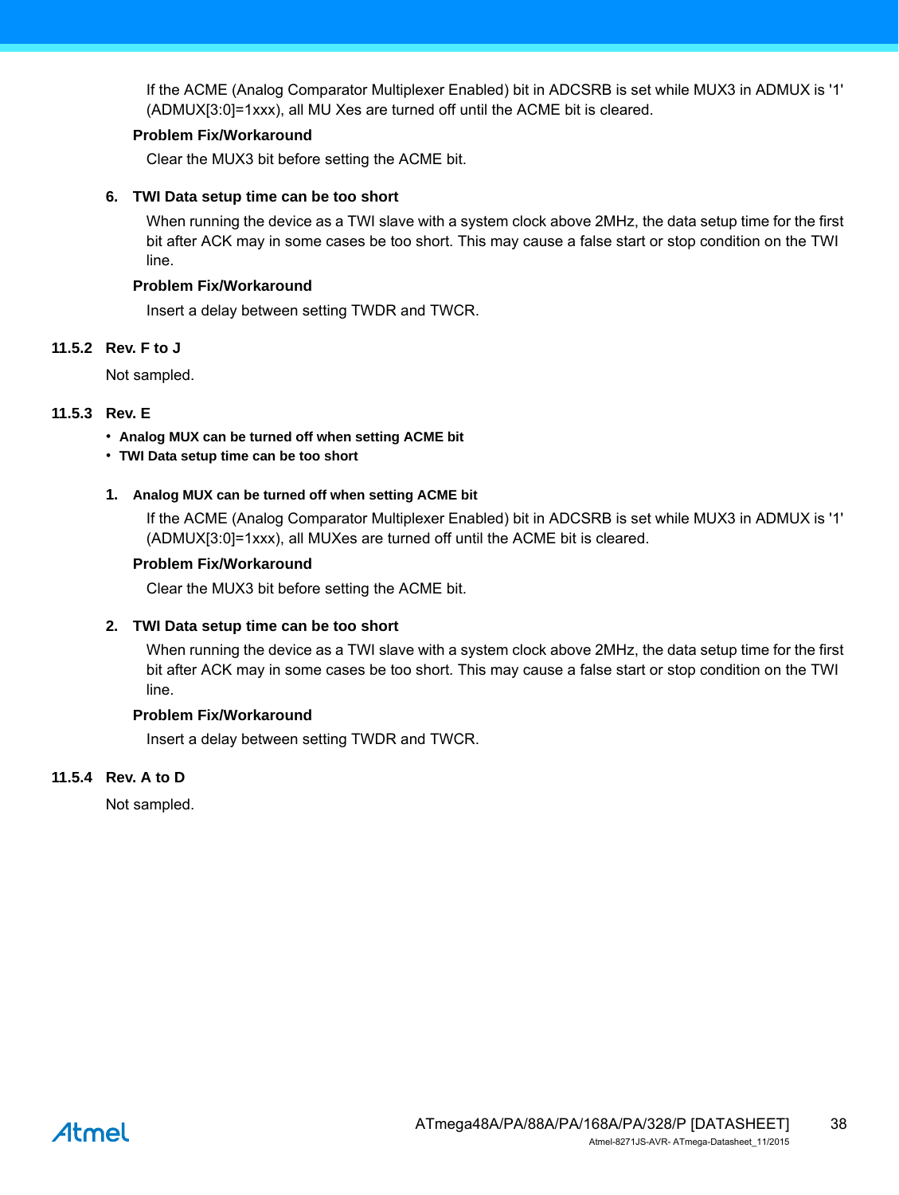If the ACME (Analog Comparator Multiplexer Enabled) bit in ADCSRB is set while MUX3 in ADMUX is '1' (ADMUX[3:0]=1xxx), all MU Xes are turned off until the ACME bit is cleared.

**Problem Fix/Workaround**

Clear the MUX3 bit before setting the ACME bit.

6. **TWI Data setup time can be too short**

   When running the device as a TWI slave with a system clock above 2MHz, the data setup time for the first bit after ACK may in some cases be too short. This may cause a false start or stop condition on the TWI line.

   **Problem Fix/Workaround**

   Insert a delay between setting TWDR and TWCR.

### 11.5.2 Rev. F to J

Not sampled.

### 11.5.3 Rev. E

- **Analog MUX can be turned off when setting ACME bit**
- **TWI Data setup time can be too short**

1. **Analog MUX can be turned off when setting ACME bit**

   If the ACME (Analog Comparator Multiplexer Enabled) bit in ADCSRB is set while MUX3 in ADMUX is '1' (ADMUX[3:0]=1xxx), all MUXes are turned off until the ACME bit is cleared.

   **Problem Fix/Workaround**

   Clear the MUX3 bit before setting the ACME bit.

2. **TWI Data setup time can be too short**

   When running the device as a TWI slave with a system clock above 2MHz, the data setup time for the first bit after ACK may in some cases be too short. This may cause a false start or stop condition on the TWI line.

   **Problem Fix/Workaround**

   Insert a delay between setting TWDR and TWCR.

### 11.5.4 Rev. A to D

Not sampled.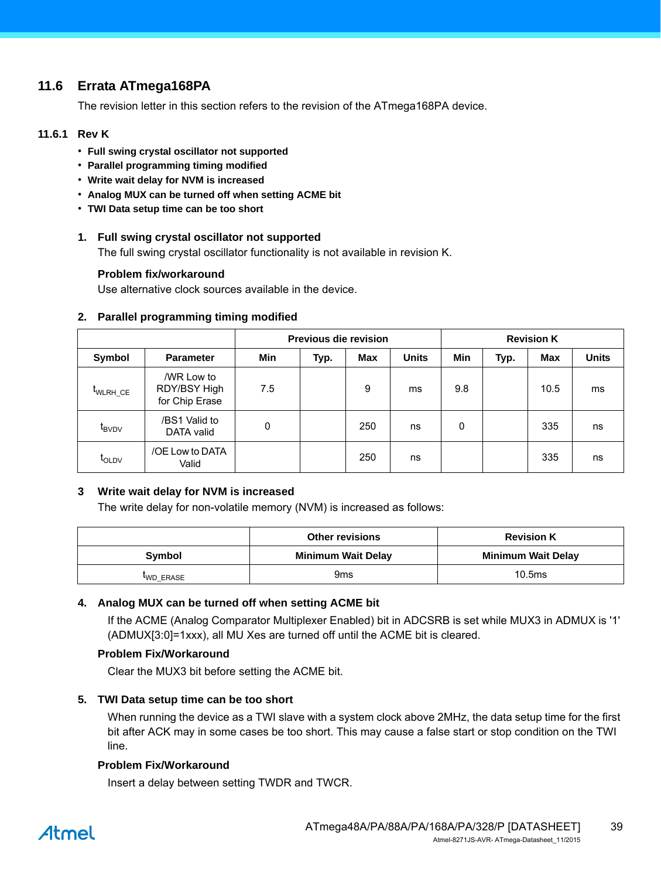## 11.6 Errata ATmega168PA

The revision letter in this section refers to the revision of the ATmega168PA device.

### 11.6.1 Rev K

- **Full swing crystal oscillator not supported**
- **Parallel programming timing modified**
- **Write wait delay for NVM is increased**
- **Analog MUX can be turned off when setting ACME bit**
- **TWI Data setup time can be too short**

**1. Full swing crystal oscillator not supported**

The full swing crystal oscillator functionality is not available in revision K.

**Problem fix/workaround**

Use alternative clock sources available in the device.

**2. Parallel programming timing modified**

| | | Previous die revision | | | | Revision K | | | |
|---|---|---|---|---|---|---|---|---|---|
| **Symbol** | **Parameter** | **Min** | **Typ.** | **Max** | **Units** | **Min** | **Typ.** | **Max** | **Units** |
| $t_{WLRH\_CE}$ | /WR Low to RDY/BSY High for Chip Erase | 7.5 | | 9 | ms | 9.8 | | 10.5 | ms |
| $t_{BVDV}$ | /BS1 Valid to DATA valid | 0 | | 250 | ns | 0 | | 335 | ns |
| $t_{OLDV}$ | /OE Low to DATA Valid | | | 250 | ns | | | 335 | ns |

**3 Write wait delay for NVM is increased**

The write delay for non-volatile memory (NVM) is increased as follows:

| | Other revisions | Revision K |
|---|---|---|
| **Symbol** | **Minimum Wait Delay** | **Minimum Wait Delay** |
| $t_{WD\_ERASE}$ | 9ms | 10.5ms |

**4. Analog MUX can be turned off when setting ACME bit**

If the ACME (Analog Comparator Multiplexer Enabled) bit in ADCSRB is set while MUX3 in ADMUX is '1' (ADMUX[3:0]=1xxx), all MU Xes are turned off until the ACME bit is cleared.

**Problem Fix/Workaround**

Clear the MUX3 bit before setting the ACME bit.

**5. TWI Data setup time can be too short**

When running the device as a TWI slave with a system clock above 2MHz, the data setup time for the first bit after ACK may in some cases be too short. This may cause a false start or stop condition on the TWI line.

**Problem Fix/Workaround**

Insert a delay between setting TWDR and TWCR.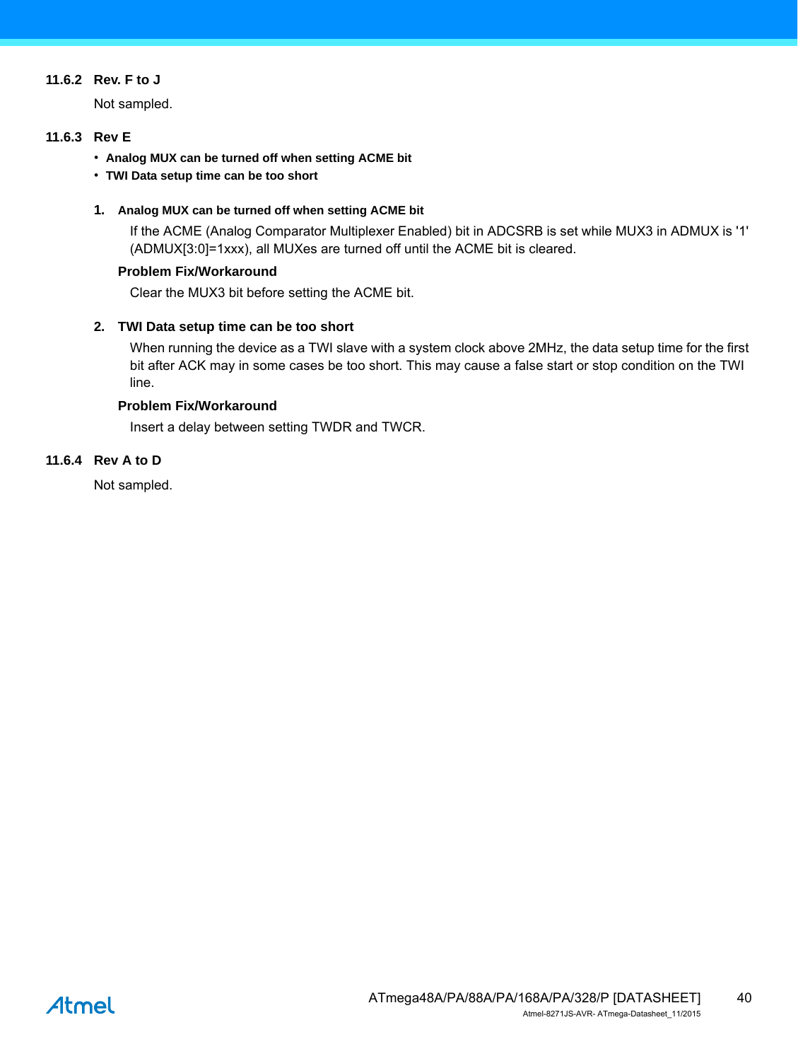### 11.6.2 Rev. F to J

Not sampled.

### 11.6.3 Rev E

- **Analog MUX can be turned off when setting ACME bit**
- **TWI Data setup time can be too short**

**1. Analog MUX can be turned off when setting ACME bit**

If the ACME (Analog Comparator Multiplexer Enabled) bit in ADCSRB is set while MUX3 in ADMUX is '1' (ADMUX[3:0]=1xxx), all MUXes are turned off until the ACME bit is cleared.

**Problem Fix/Workaround**

Clear the MUX3 bit before setting the ACME bit.

**2. TWI Data setup time can be too short**

When running the device as a TWI slave with a system clock above 2MHz, the data setup time for the first bit after ACK may in some cases be too short. This may cause a false start or stop condition on the TWI line.

**Problem Fix/Workaround**

Insert a delay between setting TWDR and TWCR.

### 11.6.4 Rev A to D

Not sampled.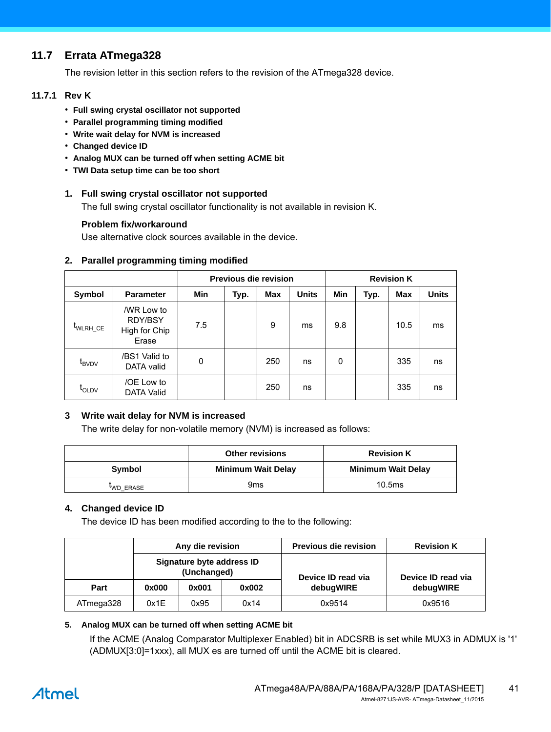## 11.7 Errata ATmega328

The revision letter in this section refers to the revision of the ATmega328 device.

### 11.7.1 Rev K

- **Full swing crystal oscillator not supported**
- **Parallel programming timing modified**
- **Write wait delay for NVM is increased**
- **Changed device ID**
- **Analog MUX can be turned off when setting ACME bit**
- **TWI Data setup time can be too short**

**1. Full swing crystal oscillator not supported**

The full swing crystal oscillator functionality is not available in revision K.

**Problem fix/workaround**

Use alternative clock sources available in the device.

**2. Parallel programming timing modified**

| | | Previous die revision | | | | Revision K | | | |
|---|---|---|---|---|---|---|---|---|---|
| **Symbol** | **Parameter** | **Min** | **Typ.** | **Max** | **Units** | **Min** | **Typ.** | **Max** | **Units** |
| $t_{WLRH\_CE}$ | /WR Low to RDY/BSY High for Chip Erase | 7.5 | | 9 | ms | 9.8 | | 10.5 | ms |
| $t_{BVDV}$ | /BS1 Valid to DATA valid | 0 | | 250 | ns | 0 | | 335 | ns |
| $t_{OLDV}$ | /OE Low to DATA Valid | | | 250 | ns | | | 335 | ns |

**3 Write wait delay for NVM is increased**

The write delay for non-volatile memory (NVM) is increased as follows:

| | Other revisions | Revision K |
|---|---|---|
| **Symbol** | **Minimum Wait Delay** | **Minimum Wait Delay** |
| $t_{WD\_ERASE}$ | 9ms | 10.5ms |

**4. Changed device ID**

The device ID has been modified according to the to the following:

| | Any die revision | | | Previous die revision | Revision K |
|---|---|---|---|---|---|
| | Signature byte address ID (Unchanged) | | | Device ID read via debugWIRE | Device ID read via debugWIRE |
| **Part** | **0x000** | **0x001** | **0x002** | | |
| ATmega328 | 0x1E | 0x95 | 0x14 | 0x9514 | 0x9516 |

**5. Analog MUX can be turned off when setting ACME bit**

If the ACME (Analog Comparator Multiplexer Enabled) bit in ADCSRB is set while MUX3 in ADMUX is '1' (ADMUX[3:0]=1xxx), all MUX es are turned off until the ACME bit is cleared.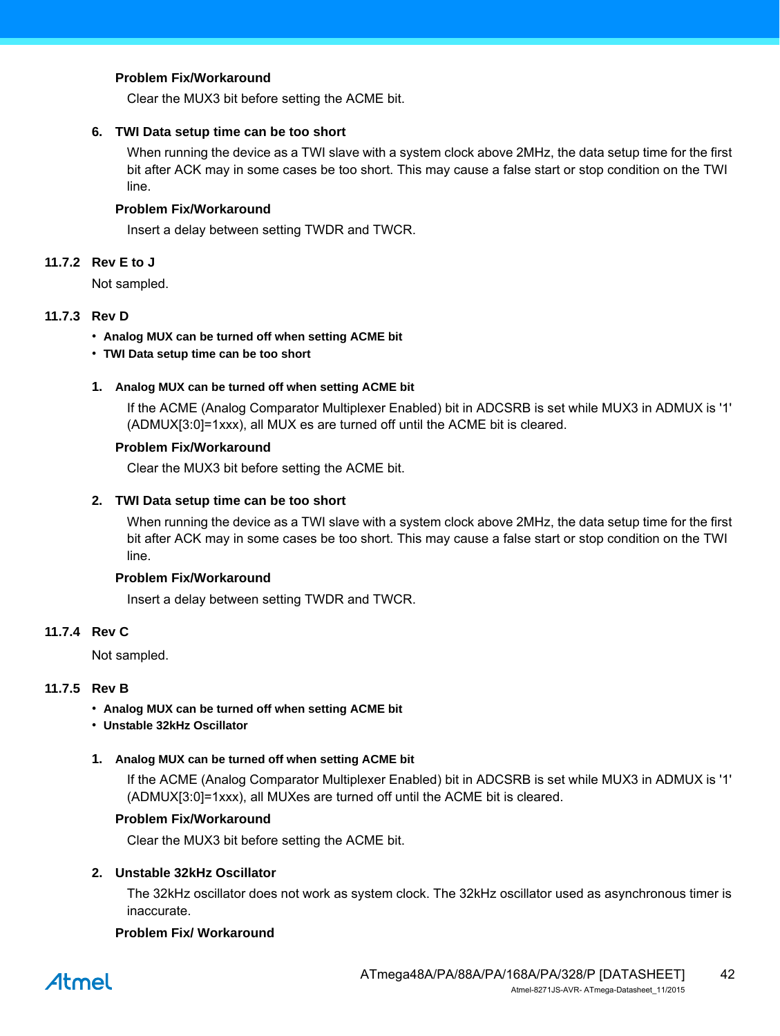**Problem Fix/Workaround**

Clear the MUX3 bit before setting the ACME bit.

**6. TWI Data setup time can be too short**

When running the device as a TWI slave with a system clock above 2MHz, the data setup time for the first bit after ACK may in some cases be too short. This may cause a false start or stop condition on the TWI line.

**Problem Fix/Workaround**

Insert a delay between setting TWDR and TWCR.

### 11.7.2 Rev E to J

Not sampled.

### 11.7.3 Rev D

- **Analog MUX can be turned off when setting ACME bit**
- **TWI Data setup time can be too short**

**1. Analog MUX can be turned off when setting ACME bit**

If the ACME (Analog Comparator Multiplexer Enabled) bit in ADCSRB is set while MUX3 in ADMUX is '1' (ADMUX[3:0]=1xxx), all MUX es are turned off until the ACME bit is cleared.

**Problem Fix/Workaround**

Clear the MUX3 bit before setting the ACME bit.

**2. TWI Data setup time can be too short**

When running the device as a TWI slave with a system clock above 2MHz, the data setup time for the first bit after ACK may in some cases be too short. This may cause a false start or stop condition on the TWI line.

**Problem Fix/Workaround**

Insert a delay between setting TWDR and TWCR.

### 11.7.4 Rev C

Not sampled.

### 11.7.5 Rev B

- **Analog MUX can be turned off when setting ACME bit**
- **Unstable 32kHz Oscillator**

**1. Analog MUX can be turned off when setting ACME bit**

If the ACME (Analog Comparator Multiplexer Enabled) bit in ADCSRB is set while MUX3 in ADMUX is '1' (ADMUX[3:0]=1xxx), all MUXes are turned off until the ACME bit is cleared.

**Problem Fix/Workaround**

Clear the MUX3 bit before setting the ACME bit.

**2. Unstable 32kHz Oscillator**

The 32kHz oscillator does not work as system clock. The 32kHz oscillator used as asynchronous timer is inaccurate.

**Problem Fix/ Workaround**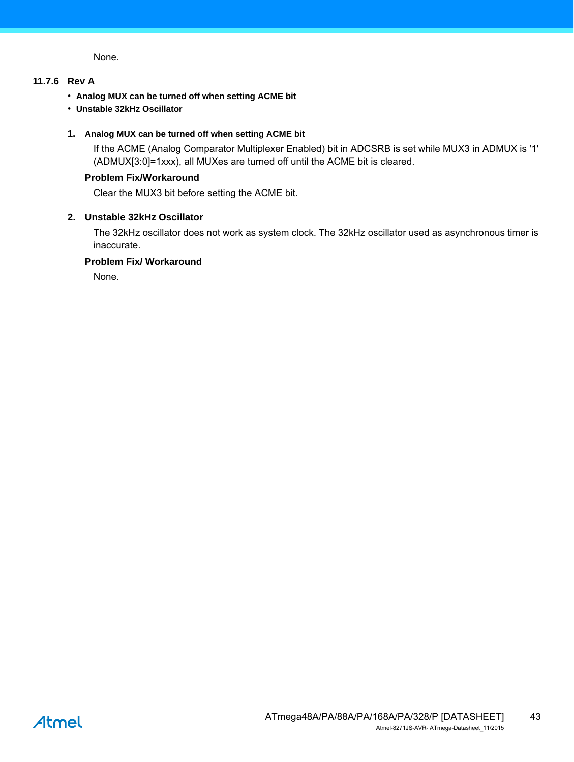None.

### 11.7.6 Rev A

- **Analog MUX can be turned off when setting ACME bit**
- **Unstable 32kHz Oscillator**

**1. Analog MUX can be turned off when setting ACME bit**

If the ACME (Analog Comparator Multiplexer Enabled) bit in ADCSRB is set while MUX3 in ADMUX is '1' (ADMUX[3:0]=1xxx), all MUXes are turned off until the ACME bit is cleared.

**Problem Fix/Workaround**

Clear the MUX3 bit before setting the ACME bit.

**2. Unstable 32kHz Oscillator**

The 32kHz oscillator does not work as system clock. The 32kHz oscillator used as asynchronous timer is inaccurate.

**Problem Fix/ Workaround**

None.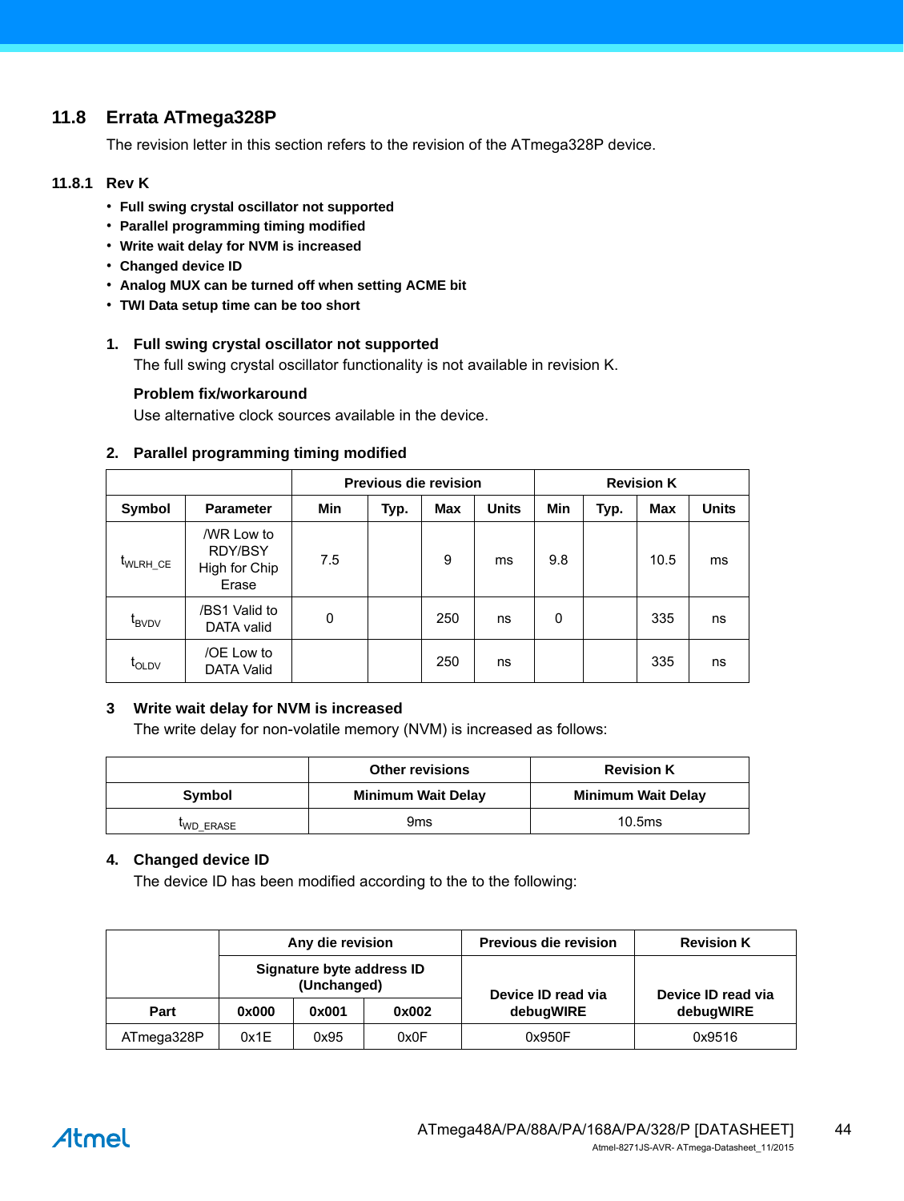## 11.8 Errata ATmega328P

The revision letter in this section refers to the revision of the ATmega328P device.

### 11.8.1 Rev K

- **Full swing crystal oscillator not supported**
- **Parallel programming timing modified**
- **Write wait delay for NVM is increased**
- **Changed device ID**
- **Analog MUX can be turned off when setting ACME bit**
- **TWI Data setup time can be too short**

**1. Full swing crystal oscillator not supported**

The full swing crystal oscillator functionality is not available in revision K.

**Problem fix/workaround**

Use alternative clock sources available in the device.

**2. Parallel programming timing modified**

| | | Previous die revision | | | | Revision K | | | |
|---|---|---|---|---|---|---|---|---|---|
| **Symbol** | **Parameter** | **Min** | **Typ.** | **Max** | **Units** | **Min** | **Typ.** | **Max** | **Units** |
| $t_{WLRH\_CE}$ | /WR Low to RDY/BSY High for Chip Erase | 7.5 | | 9 | ms | 9.8 | | 10.5 | ms |
| $t_{BVDV}$ | /BS1 Valid to DATA valid | 0 | | 250 | ns | 0 | | 335 | ns |
| $t_{OLDV}$ | /OE Low to DATA Valid | | | 250 | ns | | | 335 | ns |

**3 Write wait delay for NVM is increased**

The write delay for non-volatile memory (NVM) is increased as follows:

| | Other revisions | Revision K |
|---|---|---|
| **Symbol** | **Minimum Wait Delay** | **Minimum Wait Delay** |
| $t_{WD\_ERASE}$ | 9ms | 10.5ms |

**4. Changed device ID**

The device ID has been modified according to the to the following:

| | Any die revision | | | Previous die revision | Revision K |
|---|---|---|---|---|---|
| | Signature byte address ID (Unchanged) | | | Device ID read via debugWIRE | Device ID read via debugWIRE |
| **Part** | **0x000** | **0x001** | **0x002** | | |
| ATmega328P | 0x1E | 0x95 | 0x0F | 0x950F | 0x9516 |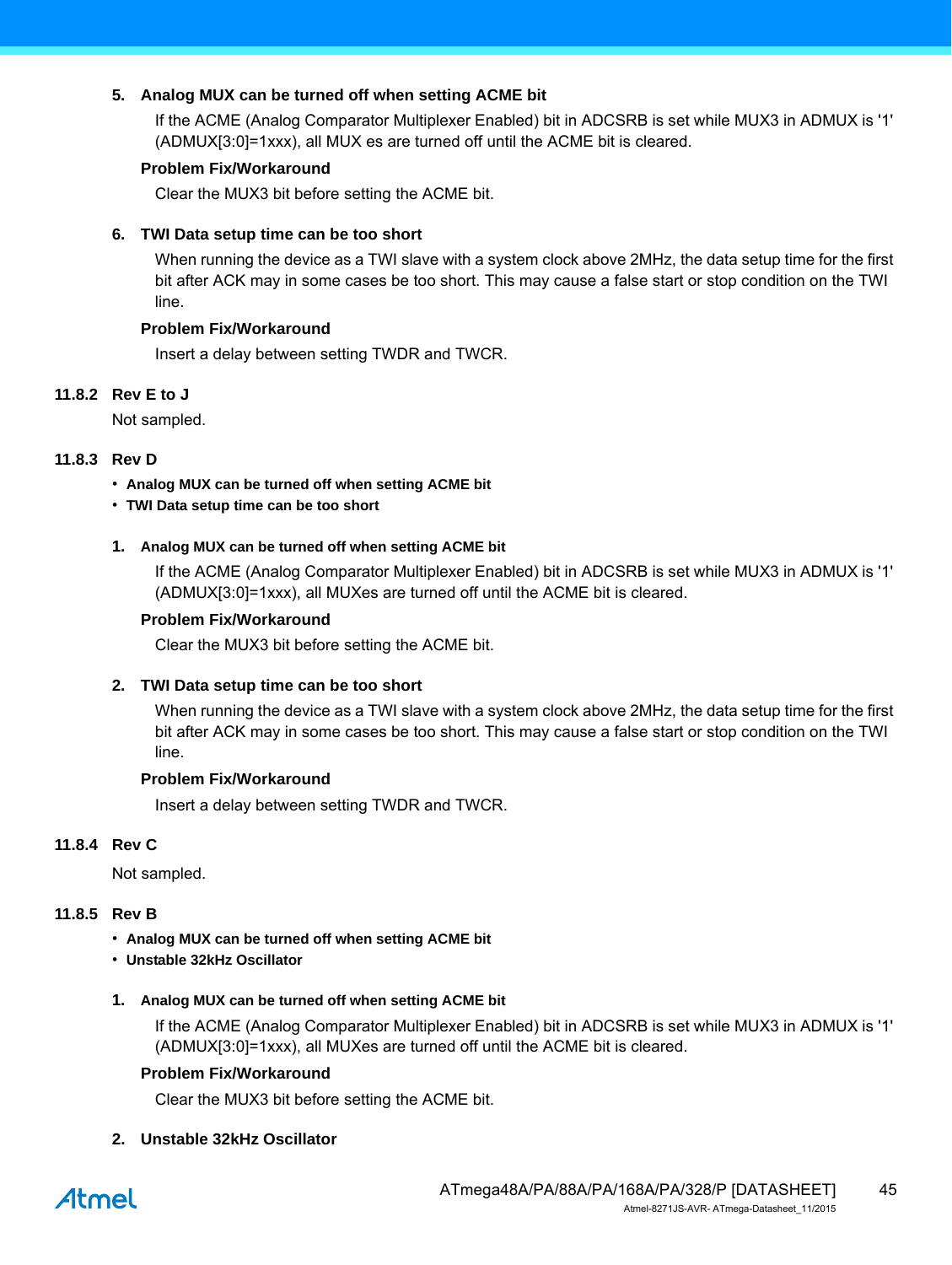**5. Analog MUX can be turned off when setting ACME bit**

If the ACME (Analog Comparator Multiplexer Enabled) bit in ADCSRB is set while MUX3 in ADMUX is '1' (ADMUX[3:0]=1xxx), all MUX es are turned off until the ACME bit is cleared.

**Problem Fix/Workaround**

Clear the MUX3 bit before setting the ACME bit.

**6. TWI Data setup time can be too short**

When running the device as a TWI slave with a system clock above 2MHz, the data setup time for the first bit after ACK may in some cases be too short. This may cause a false start or stop condition on the TWI line.

**Problem Fix/Workaround**

Insert a delay between setting TWDR and TWCR.

### 11.8.2 Rev E to J

Not sampled.

### 11.8.3 Rev D

- **Analog MUX can be turned off when setting ACME bit**
- **TWI Data setup time can be too short**

**1. Analog MUX can be turned off when setting ACME bit**

If the ACME (Analog Comparator Multiplexer Enabled) bit in ADCSRB is set while MUX3 in ADMUX is '1' (ADMUX[3:0]=1xxx), all MUXes are turned off until the ACME bit is cleared.

**Problem Fix/Workaround**

Clear the MUX3 bit before setting the ACME bit.

**2. TWI Data setup time can be too short**

When running the device as a TWI slave with a system clock above 2MHz, the data setup time for the first bit after ACK may in some cases be too short. This may cause a false start or stop condition on the TWI line.

**Problem Fix/Workaround**

Insert a delay between setting TWDR and TWCR.

### 11.8.4 Rev C

Not sampled.

### 11.8.5 Rev B

- **Analog MUX can be turned off when setting ACME bit**
- **Unstable 32kHz Oscillator**

**1. Analog MUX can be turned off when setting ACME bit**

If the ACME (Analog Comparator Multiplexer Enabled) bit in ADCSRB is set while MUX3 in ADMUX is '1' (ADMUX[3:0]=1xxx), all MUXes are turned off until the ACME bit is cleared.

**Problem Fix/Workaround**

Clear the MUX3 bit before setting the ACME bit.

**2. Unstable 32kHz Oscillator**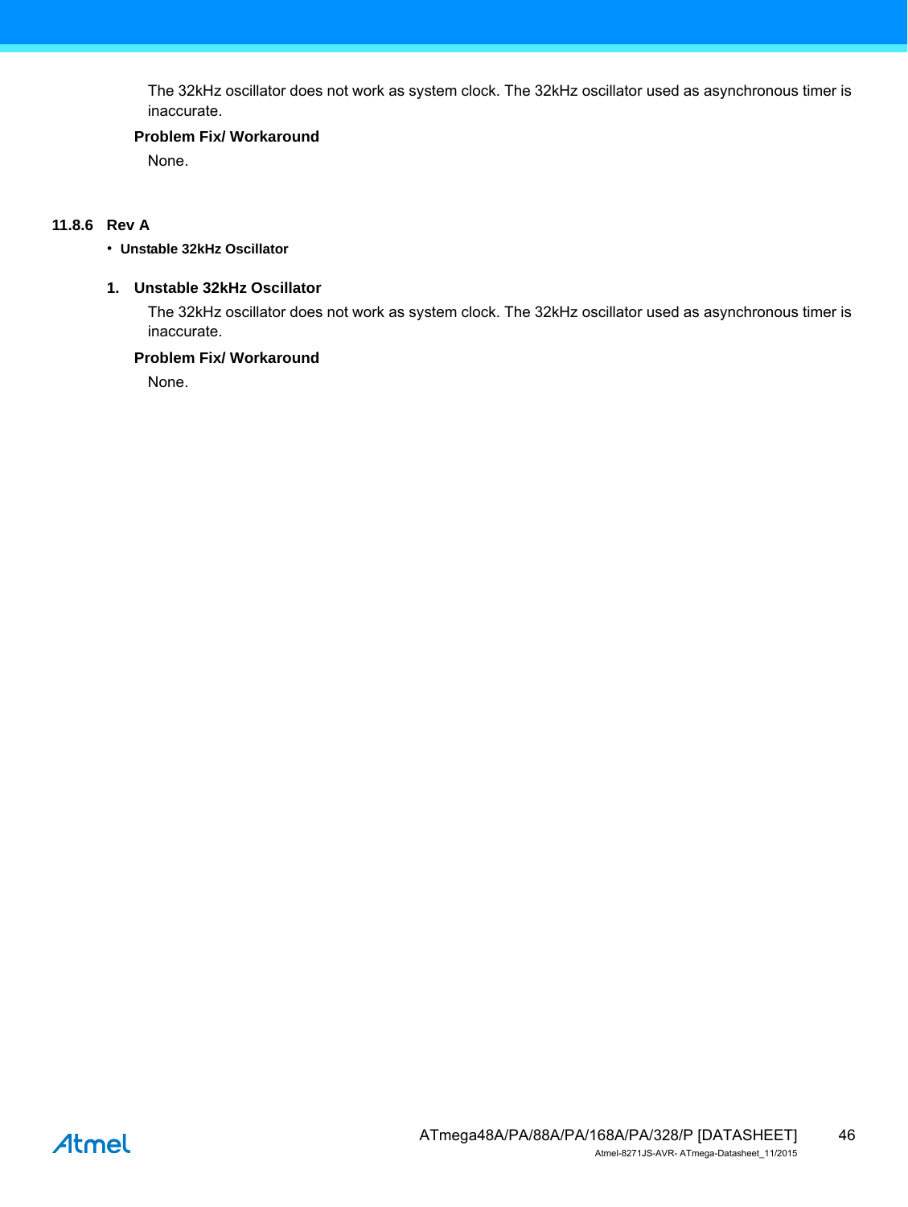The 32kHz oscillator does not work as system clock. The 32kHz oscillator used as asynchronous timer is inaccurate.

**Problem Fix/ Workaround**

None.

### 11.8.6 Rev A

- **Unstable 32kHz Oscillator**

**1. Unstable 32kHz Oscillator**

The 32kHz oscillator does not work as system clock. The 32kHz oscillator used as asynchronous timer is inaccurate.

**Problem Fix/ Workaround**

None.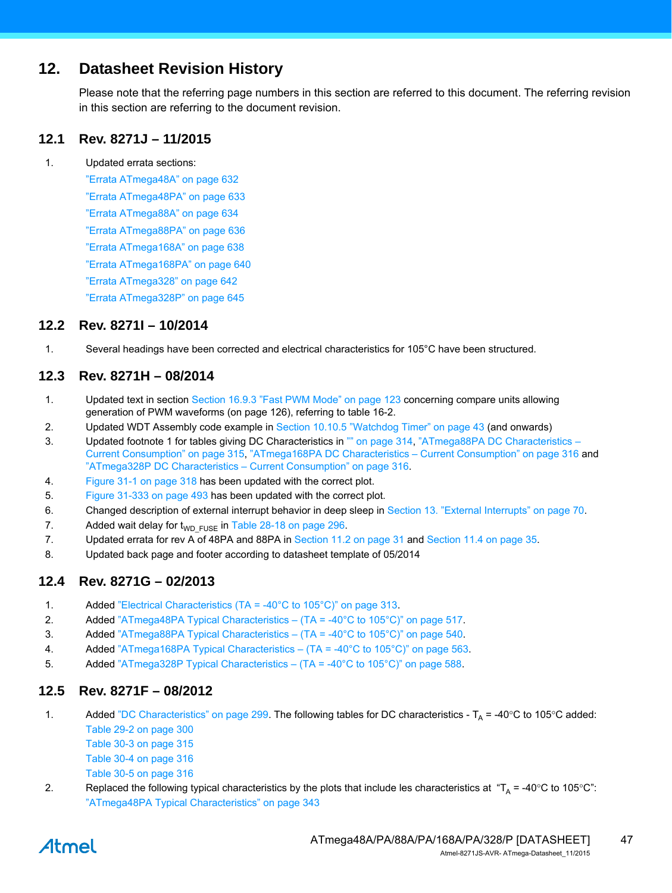# 12. Datasheet Revision History

Please note that the referring page numbers in this section are referred to this document. The referring revision in this section are referring to the document revision.

## 12.1 Rev. 8271J – 11/2015

1. Updated errata sections:
   ”Errata ATmega48A” on page 632
   ”Errata ATmega48PA” on page 633
   ”Errata ATmega88A” on page 634
   ”Errata ATmega88PA” on page 636
   ”Errata ATmega168A” on page 638
   ”Errata ATmega168PA” on page 640
   ”Errata ATmega328” on page 642
   ”Errata ATmega328P” on page 645

## 12.2 Rev. 8271I – 10/2014

1. Several headings have been corrected and electrical characteristics for 105°C have been structured.

## 12.3 Rev. 8271H – 08/2014

1. Updated text in section Section 16.9.3 ”Fast PWM Mode” on page 123 concerning compare units allowing generation of PWM waveforms (on page 126), referring to table 16-2.
2. Updated WDT Assembly code example in Section 10.10.5 ”Watchdog Timer” on page 43 (and onwards)
3. Updated footnote 1 for tables giving DC Characteristics in ”” on page 314, ”ATmega88PA DC Characteristics – Current Consumption” on page 315, ”ATmega168PA DC Characteristics – Current Consumption” on page 316 and ”ATmega328P DC Characteristics – Current Consumption” on page 316.
4. Figure 31-1 on page 318 has been updated with the correct plot.
5. Figure 31-333 on page 493 has been updated with the correct plot.
6. Changed description of external interrupt behavior in deep sleep in Section 13. ”External Interrupts” on page 70.
7. Added wait delay for $t_{WD\_FUSE}$ in Table 28-18 on page 296.
7. Updated errata for rev A of 48PA and 88PA in Section 11.2 on page 31 and Section 11.4 on page 35.
8. Updated back page and footer according to datasheet template of 05/2014

## 12.4 Rev. 8271G – 02/2013

1. Added ”Electrical Characteristics (TA = -40°C to 105°C)” on page 313.
2. Added ”ATmega48PA Typical Characteristics – (TA = -40°C to 105°C)” on page 517.
3. Added ”ATmega88PA Typical Characteristics – (TA = -40°C to 105°C)” on page 540.
4. Added ”ATmega168PA Typical Characteristics – (TA = -40°C to 105°C)” on page 563.
5. Added ”ATmega328P Typical Characteristics – (TA = -40°C to 105°C)” on page 588.

## 12.5 Rev. 8271F – 08/2012

1. Added ”DC Characteristics” on page 299. The following tables for DC characteristics - $T_A$ = -40°C to 105°C added:
   Table 29-2 on page 300
   Table 30-3 on page 315
   Table 30-4 on page 316
   Table 30-5 on page 316
2. Replaced the following typical characteristics by the plots that include les characteristics at “$T_A$ = -40°C to 105°C”:
   ”ATmega48PA Typical Characteristics” on page 343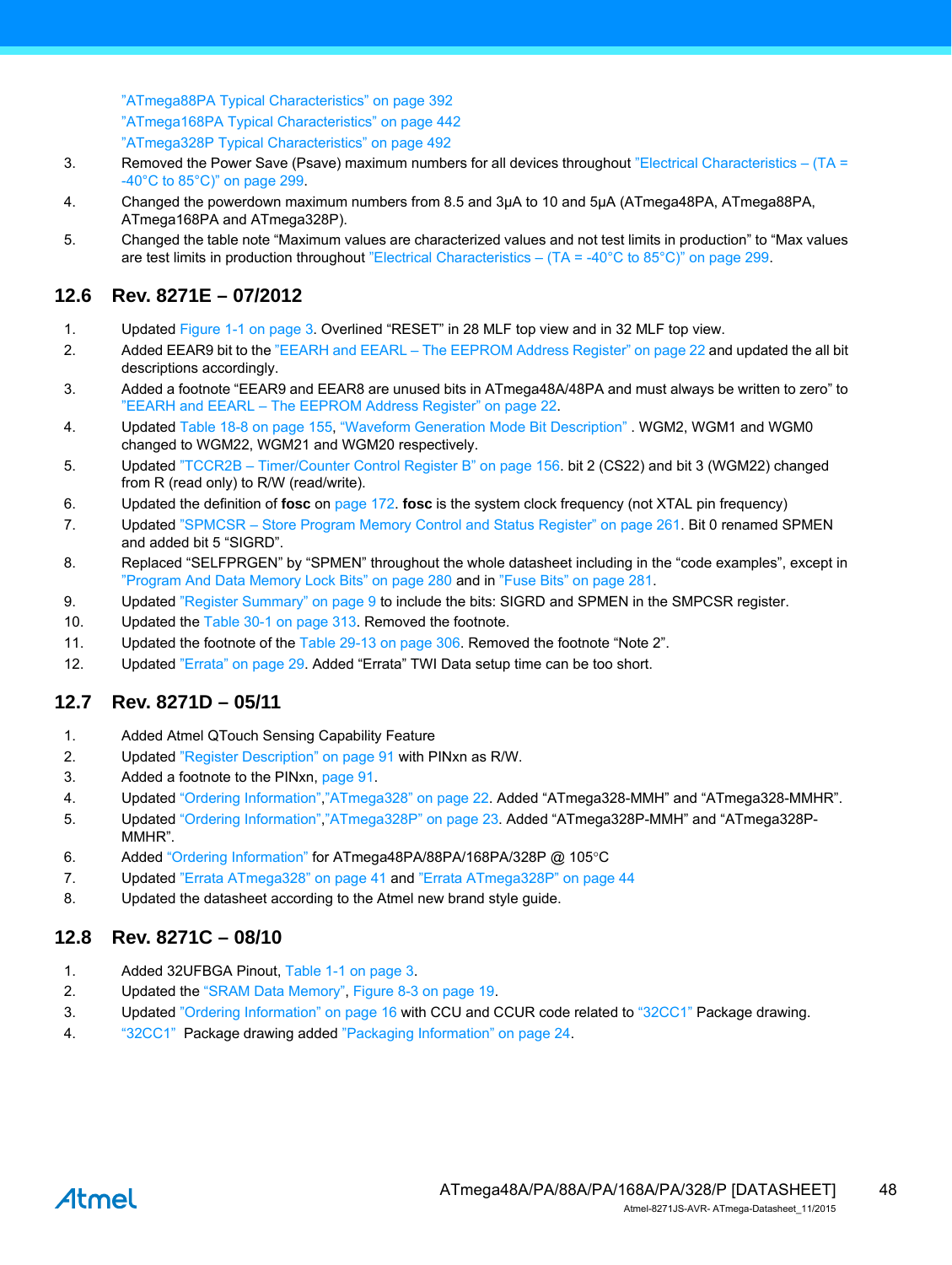"ATmega88PA Typical Characteristics" on page 392
"ATmega168PA Typical Characteristics" on page 442
"ATmega328P Typical Characteristics" on page 492

3. Removed the Power Save (Psave) maximum numbers for all devices throughout "Electrical Characteristics – (TA = -40°C to 85°C)" on page 299.
4. Changed the powerdown maximum numbers from 8.5 and 3µA to 10 and 5µA (ATmega48PA, ATmega88PA, ATmega168PA and ATmega328P).
5. Changed the table note "Maximum values are characterized values and not test limits in production" to "Max values are test limits in production throughout "Electrical Characteristics – (TA = -40°C to 85°C)" on page 299.

## 12.6 Rev. 8271E – 07/2012

1. Updated Figure 1-1 on page 3. Overlined "RESET" in 28 MLF top view and in 32 MLF top view.
2. Added EEAR9 bit to the "EEARH and EEARL – The EEPROM Address Register" on page 22 and updated the all bit descriptions accordingly.
3. Added a footnote "EEAR9 and EEAR8 are unused bits in ATmega48A/48PA and must always be written to zero" to "EEARH and EEARL – The EEPROM Address Register" on page 22.
4. Updated Table 18-8 on page 155, "Waveform Generation Mode Bit Description" . WGM2, WGM1 and WGM0 changed to WGM22, WGM21 and WGM20 respectively.
5. Updated "TCCR2B – Timer/Counter Control Register B" on page 156. bit 2 (CS22) and bit 3 (WGM22) changed from R (read only) to R/W (read/write).
6. Updated the definition of **fosc** on page 172. **fosc** is the system clock frequency (not XTAL pin frequency)
7. Updated "SPMCSR – Store Program Memory Control and Status Register" on page 261. Bit 0 renamed SPMEN and added bit 5 "SIGRD".
8. Replaced "SELFPRGEN" by "SPMEN" throughout the whole datasheet including in the "code examples", except in "Program And Data Memory Lock Bits" on page 280 and in "Fuse Bits" on page 281.
9. Updated "Register Summary" on page 9 to include the bits: SIGRD and SPMEN in the SMPCSR register.
10. Updated the Table 30-1 on page 313. Removed the footnote.
11. Updated the footnote of the Table 29-13 on page 306. Removed the footnote "Note 2".
12. Updated "Errata" on page 29. Added "Errata" TWI Data setup time can be too short.

## 12.7 Rev. 8271D – 05/11

1. Added Atmel QTouch Sensing Capability Feature
2. Updated "Register Description" on page 91 with PINxn as R/W.
3. Added a footnote to the PINxn, page 91.
4. Updated "Ordering Information","ATmega328" on page 22. Added "ATmega328-MMH" and "ATmega328-MMHR".
5. Updated "Ordering Information","ATmega328P" on page 23. Added "ATmega328P-MMH" and "ATmega328P-MMHR".
6. Added "Ordering Information" for ATmega48PA/88PA/168PA/328P @ 105°C
7. Updated "Errata ATmega328" on page 41 and "Errata ATmega328P" on page 44
8. Updated the datasheet according to the Atmel new brand style guide.

## 12.8 Rev. 8271C – 08/10

1. Added 32UFBGA Pinout, Table 1-1 on page 3.
2. Updated the "SRAM Data Memory", Figure 8-3 on page 19.
3. Updated "Ordering Information" on page 16 with CCU and CCUR code related to "32CC1" Package drawing.
4. "32CC1" Package drawing added "Packaging Information" on page 24.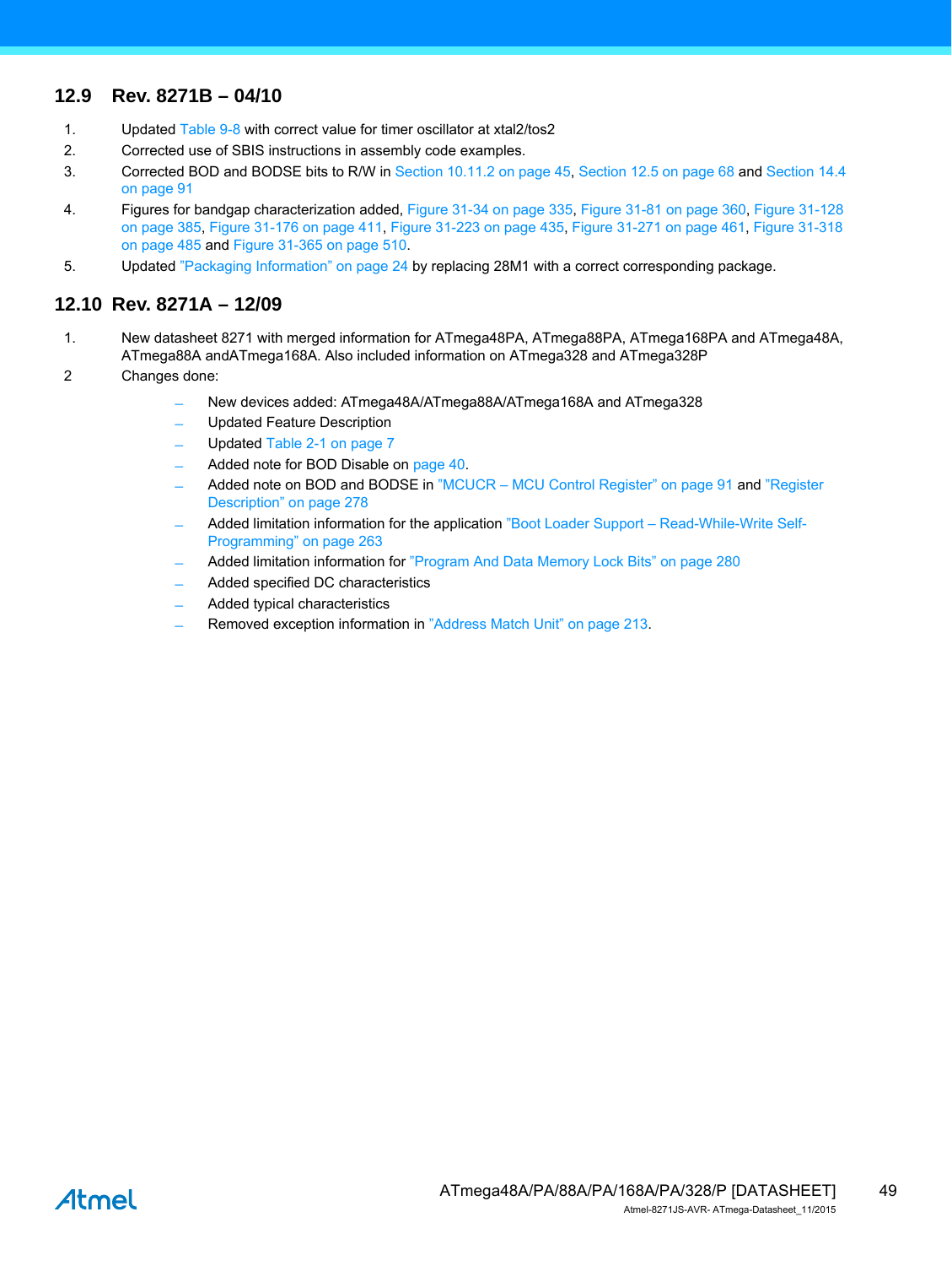## 12.9 Rev. 8271B – 04/10

1. Updated Table 9-8 with correct value for timer oscillator at xtal2/tos2
2. Corrected use of SBIS instructions in assembly code examples.
3. Corrected BOD and BODSE bits to R/W in Section 10.11.2 on page 45, Section 12.5 on page 68 and Section 14.4 on page 91
4. Figures for bandgap characterization added, Figure 31-34 on page 335, Figure 31-81 on page 360, Figure 31-128 on page 385, Figure 31-176 on page 411, Figure 31-223 on page 435, Figure 31-271 on page 461, Figure 31-318 on page 485 and Figure 31-365 on page 510.
5. Updated "Packaging Information" on page 24 by replacing 28M1 with a correct corresponding package.

## 12.10 Rev. 8271A – 12/09

1. New datasheet 8271 with merged information for ATmega48PA, ATmega88PA, ATmega168PA and ATmega48A, ATmega88A andATmega168A. Also included information on ATmega328 and ATmega328P
2. Changes done:
   - New devices added: ATmega48A/ATmega88A/ATmega168A and ATmega328
   - Updated Feature Description
   - Updated Table 2-1 on page 7
   - Added note for BOD Disable on page 40.
   - Added note on BOD and BODSE in "MCUCR – MCU Control Register" on page 91 and "Register Description" on page 278
   - Added limitation information for the application "Boot Loader Support – Read-While-Write Self-Programming" on page 263
   - Added limitation information for "Program And Data Memory Lock Bits" on page 280
   - Added specified DC characteristics
   - Added typical characteristics
   - Removed exception information in "Address Match Unit" on page 213.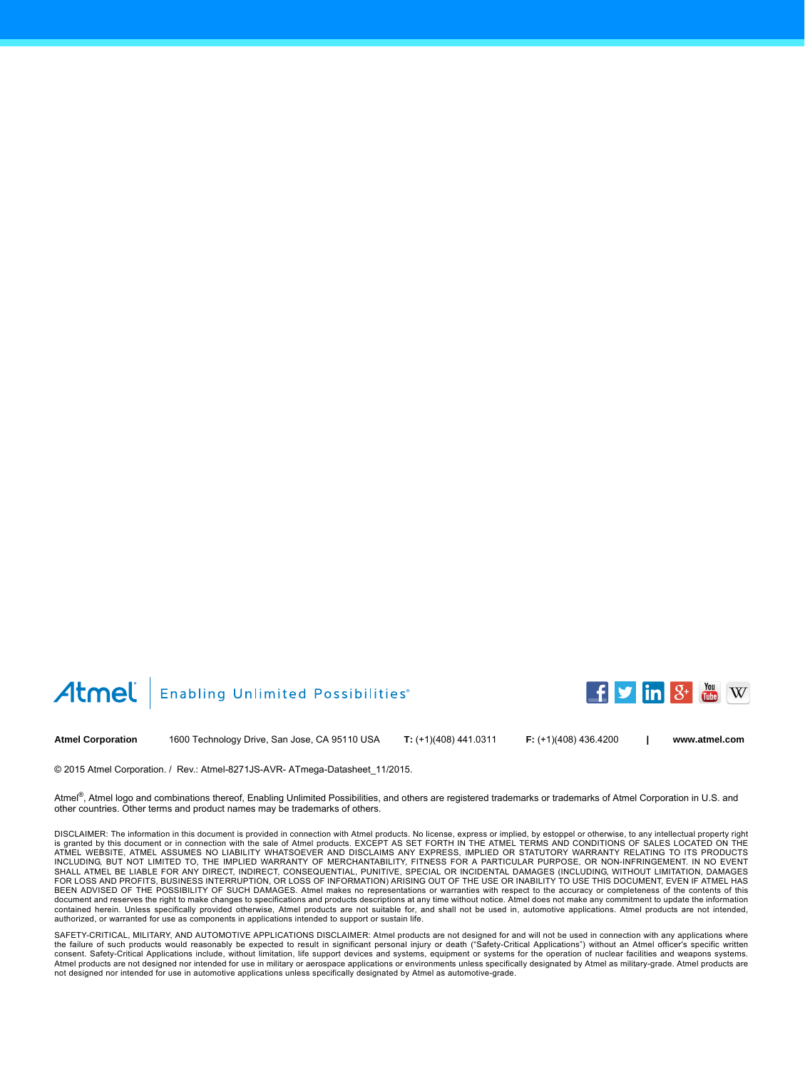Atmel | Enabling Unlimited Possibilities®

**Atmel Corporation** 1600 Technology Drive, San Jose, CA 95110 USA **T:** (+1)(408) 441.0311 **F:** (+1)(408) 436.4200 | **www.atmel.com**

© 2015 Atmel Corporation. / Rev.: Atmel-8271JS-AVR- ATmega-Datasheet_11/2015.

Atmel®, Atmel logo and combinations thereof, Enabling Unlimited Possibilities, and others are registered trademarks or trademarks of Atmel Corporation in U.S. and other countries. Other terms and product names may be trademarks of others.

DISCLAIMER: The information in this document is provided in connection with Atmel products. No license, express or implied, by estoppel or otherwise, to any intellectual property right is granted by this document or in connection with the sale of Atmel products. EXCEPT AS SET FORTH IN THE ATMEL TERMS AND CONDITIONS OF SALES LOCATED ON THE ATMEL WEBSITE, ATMEL ASSUMES NO LIABILITY WHATSOEVER AND DISCLAIMS ANY EXPRESS, IMPLIED OR STATUTORY WARRANTY RELATING TO ITS PRODUCTS INCLUDING, BUT NOT LIMITED TO, THE IMPLIED WARRANTY OF MERCHANTABILITY, FITNESS FOR A PARTICULAR PURPOSE, OR NON-INFRINGEMENT. IN NO EVENT SHALL ATMEL BE LIABLE FOR ANY DIRECT, INDIRECT, CONSEQUENTIAL, PUNITIVE, SPECIAL OR INCIDENTAL DAMAGES (INCLUDING, WITHOUT LIMITATION, DAMAGES FOR LOSS AND PROFITS, BUSINESS INTERRUPTION, OR LOSS OF INFORMATION) ARISING OUT OF THE USE OR INABILITY TO USE THIS DOCUMENT, EVEN IF ATMEL HAS BEEN ADVISED OF THE POSSIBILITY OF SUCH DAMAGES. Atmel makes no representations or warranties with respect to the accuracy or completeness of the contents of this document and reserves the right to make changes to specifications and products descriptions at any time without notice. Atmel does not make any commitment to update the information contained herein. Unless specifically provided otherwise, Atmel products are not suitable for, and shall not be used in, automotive applications. Atmel products are not intended, authorized, or warranted for use as components in applications intended to support or sustain life.

SAFETY-CRITICAL, MILITARY, AND AUTOMOTIVE APPLICATIONS DISCLAIMER: Atmel products are not designed for and will not be used in connection with any applications where the failure of such products would reasonably be expected to result in significant personal injury or death ("Safety-Critical Applications") without an Atmel officer's specific written consent. Safety-Critical Applications include, without limitation, life support devices and systems, equipment or systems for the operation of nuclear facilities and weapons systems. Atmel products are not designed nor intended for use in military or aerospace applications or environments unless specifically designated by Atmel as military-grade. Atmel products are not designed nor intended for use in automotive applications unless specifically designated by Atmel as automotive-grade.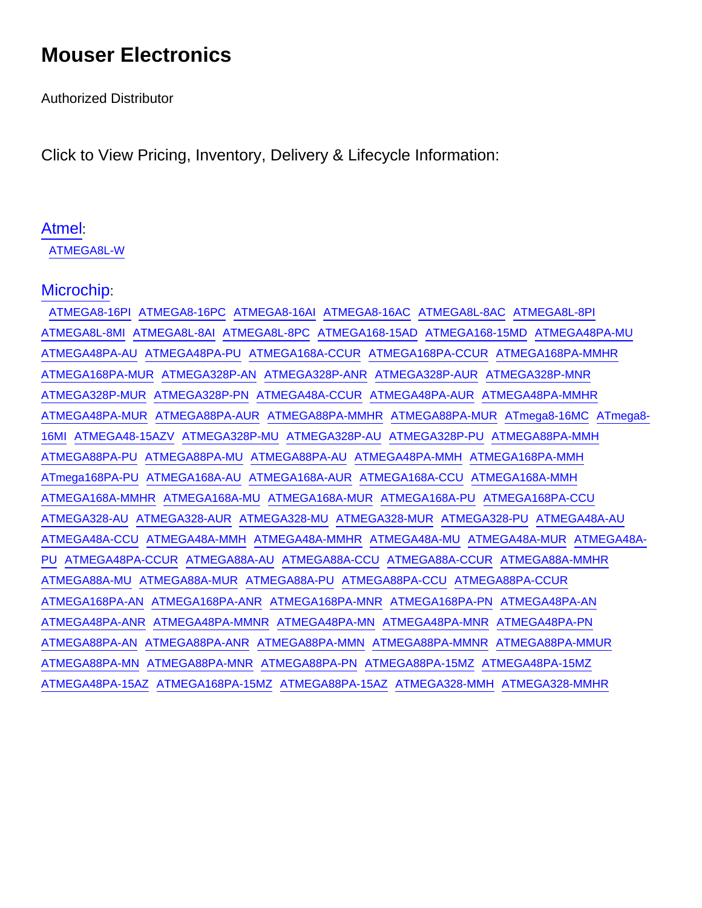# Mouser Electronics

Authorized Distributor

Click to View Pricing, Inventory, Delivery & Lifecycle Information:

Atmel:

ATMEGA8L-W

Microchip:

ATMEGA8-16PI ATMEGA8-16PC ATMEGA8-16AI ATMEGA8-16AC ATMEGA8L-8AC ATMEGA8L-8PI ATMEGA8L-8MI ATMEGA8L-8AI ATMEGA8L-8PC ATMEGA168-15AD ATMEGA168-15MD ATMEGA48PA-MU ATMEGA48PA-AU ATMEGA48PA-PU ATMEGA168A-CCUR ATMEGA168PA-CCUR ATMEGA168PA-MMHR ATMEGA168PA-MUR ATMEGA328P-AN ATMEGA328P-ANR ATMEGA328P-AUR ATMEGA328P-MNR ATMEGA328P-MUR ATMEGA328P-PN ATMEGA48A-CCUR ATMEGA48PA-AUR ATMEGA48PA-MMHR ATMEGA48PA-MUR ATMEGA88PA-AUR ATMEGA88PA-MMHR ATMEGA88PA-MUR ATmega8-16MC ATmega8-16MI ATMEGA48-15AZV ATMEGA328P-MU ATMEGA328P-AU ATMEGA328P-PU ATMEGA88PA-MMH ATMEGA88PA-PU ATMEGA88PA-MU ATMEGA88PA-AU ATMEGA48PA-MMH ATMEGA168PA-MMH ATmega168PA-PU ATMEGA168A-AU ATMEGA168A-AUR ATMEGA168A-CCU ATMEGA168A-MMH ATMEGA168A-MMHR ATMEGA168A-MU ATMEGA168A-MUR ATMEGA168A-PU ATMEGA168PA-CCU ATMEGA328-AU ATMEGA328-AUR ATMEGA328-MU ATMEGA328-MUR ATMEGA328-PU ATMEGA48A-AU ATMEGA48A-CCU ATMEGA48A-MMH ATMEGA48A-MMHR ATMEGA48A-MU ATMEGA48A-MUR ATMEGA48A-PU ATMEGA48PA-CCUR ATMEGA88A-AU ATMEGA88A-CCU ATMEGA88A-CCUR ATMEGA88A-MMHR ATMEGA88A-MU ATMEGA88A-MUR ATMEGA88A-PU ATMEGA88PA-CCU ATMEGA88PA-CCUR ATMEGA168PA-AN ATMEGA168PA-ANR ATMEGA168PA-MNR ATMEGA168PA-PN ATMEGA48PA-AN ATMEGA48PA-ANR ATMEGA48PA-MMNR ATMEGA48PA-MN ATMEGA48PA-MNR ATMEGA48PA-PN ATMEGA88PA-AN ATMEGA88PA-ANR ATMEGA88PA-MMN ATMEGA88PA-MMNR ATMEGA88PA-MMUR ATMEGA88PA-MN ATMEGA88PA-MNR ATMEGA88PA-PN ATMEGA88PA-15MZ ATMEGA48PA-15MZ ATMEGA48PA-15AZ ATMEGA168PA-15MZ ATMEGA88PA-15AZ ATMEGA328-MMH ATMEGA328-MMHR